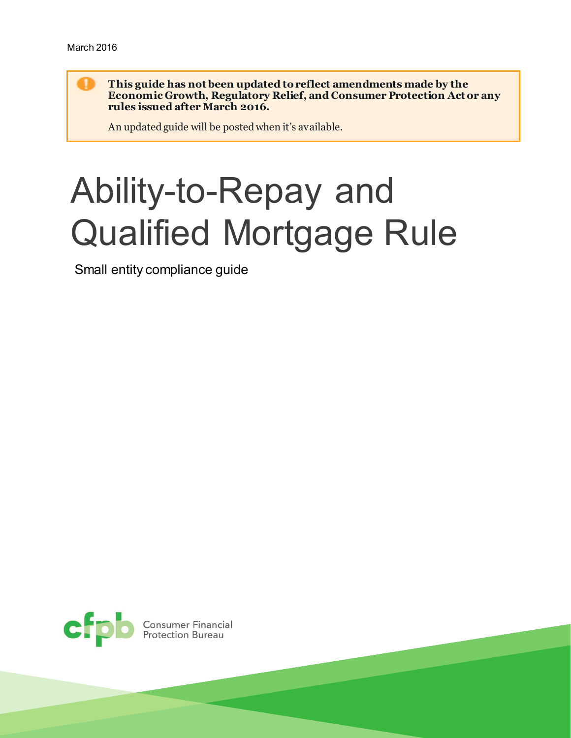March 2016

**This guide has not been updated to reflect amendments made by the Economic Growth, Regulatory Relief, and Consumer Protection Act or any rules issued after March 2016.**

An updated guide will be posted when it's available.

# Ability-to-Repay and Qualified Mortgage Rule

Small entity compliance guide

Consumer Financial Protection Bureau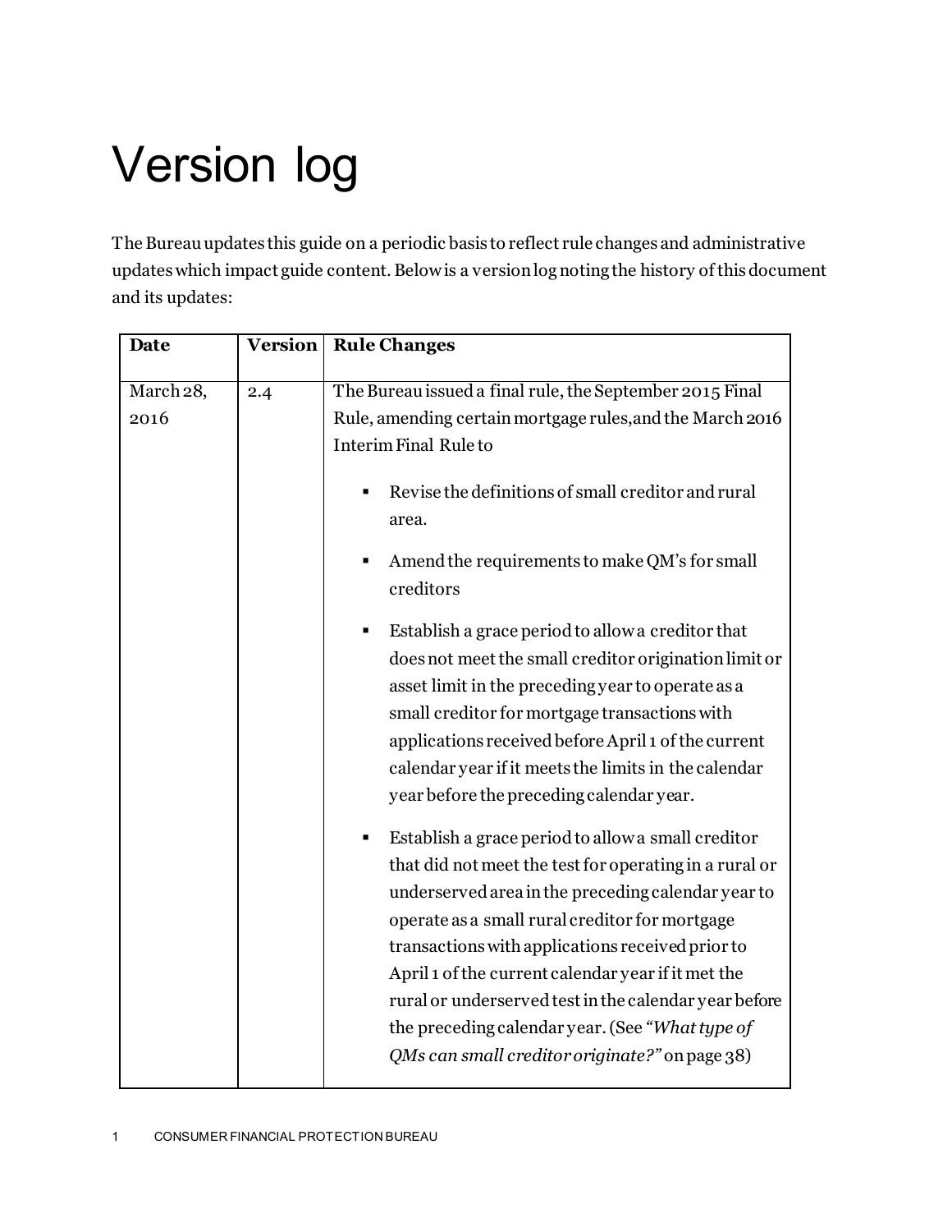# Version log

The Bureau updates this guide on a periodic basis to reflect rule changes and administrative updates which impact guide content. Below is a version log noting the history of this document and its updates:

| Date | Version | Rule Changes |
| --- | --- | --- |
| March 28, 2016 | 2.4 | The Bureau issued a final rule, the September 2015 Final Rule, amending certain mortgage rules, and the March 2016 Interim Final Rule to<br><br>▪ Revise the definitions of small creditor and rural area.<br><br>▪ Amend the requirements to make QM's for small creditors<br><br>▪ Establish a grace period to allow a creditor that does not meet the small creditor origination limit or asset limit in the preceding year to operate as a small creditor for mortgage transactions with applications received before April 1 of the current calendar year if it meets the limits in the calendar year before the preceding calendar year.<br><br>▪ Establish a grace period to allow a small creditor that did not meet the test for operating in a rural or underserved area in the preceding calendar year to operate as a small rural creditor for mortgage transactions with applications received prior to April 1 of the current calendar year if it met the rural or underserved test in the calendar year before the preceding calendar year. (See *"What type of QMs can small creditor originate?"* on page 38) |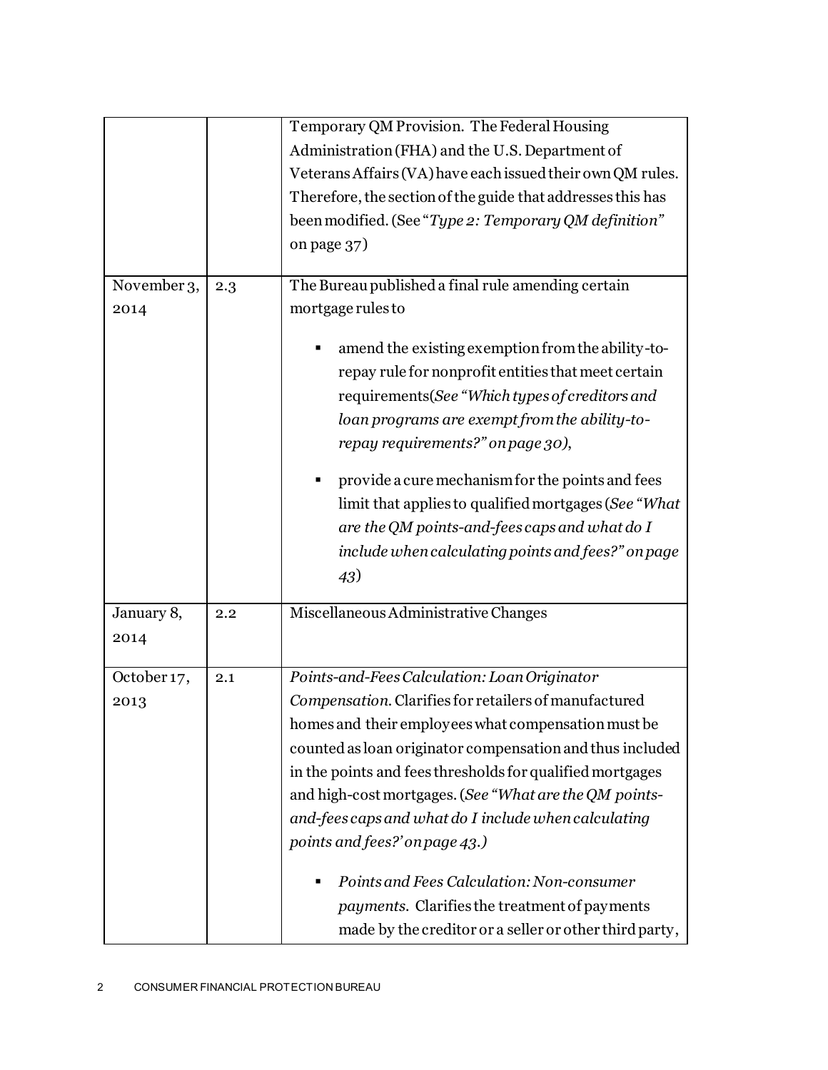| | | |
|---|---|---|
| | | Temporary QM Provision. The Federal Housing Administration (FHA) and the U.S. Department of Veterans Affairs (VA) have each issued their own QM rules. Therefore, the section of the guide that addresses this has been modified. (See "*Type 2: Temporary QM definition*" on page 37) |
| November 3, 2014 | 2.3 | The Bureau published a final rule amending certain mortgage rules to<br><br>▪ amend the existing exemption from the ability-to-repay rule for nonprofit entities that meet certain requirements(*See "Which types of creditors and loan programs are exempt from the ability-to-repay requirements?" on page 30*),<br><br>▪ provide a cure mechanism for the points and fees limit that applies to qualified mortgages (*See "What are the QM points-and-fees caps and what do I include when calculating points and fees?" on page 43*) |
| January 8, 2014 | 2.2 | Miscellaneous Administrative Changes |
| October 17, 2013 | 2.1 | *Points-and-Fees Calculation: Loan Originator Compensation.* Clarifies for retailers of manufactured homes and their employees what compensation must be counted as loan originator compensation and thus included in the points and fees thresholds for qualified mortgages and high-cost mortgages. (*See "What are the QM points-and-fees caps and what do I include when calculating points and fees?' on page 43.)*<br><br>▪ *Points and Fees Calculation: Non-consumer payments.* Clarifies the treatment of payments made by the creditor or a seller or other third party, |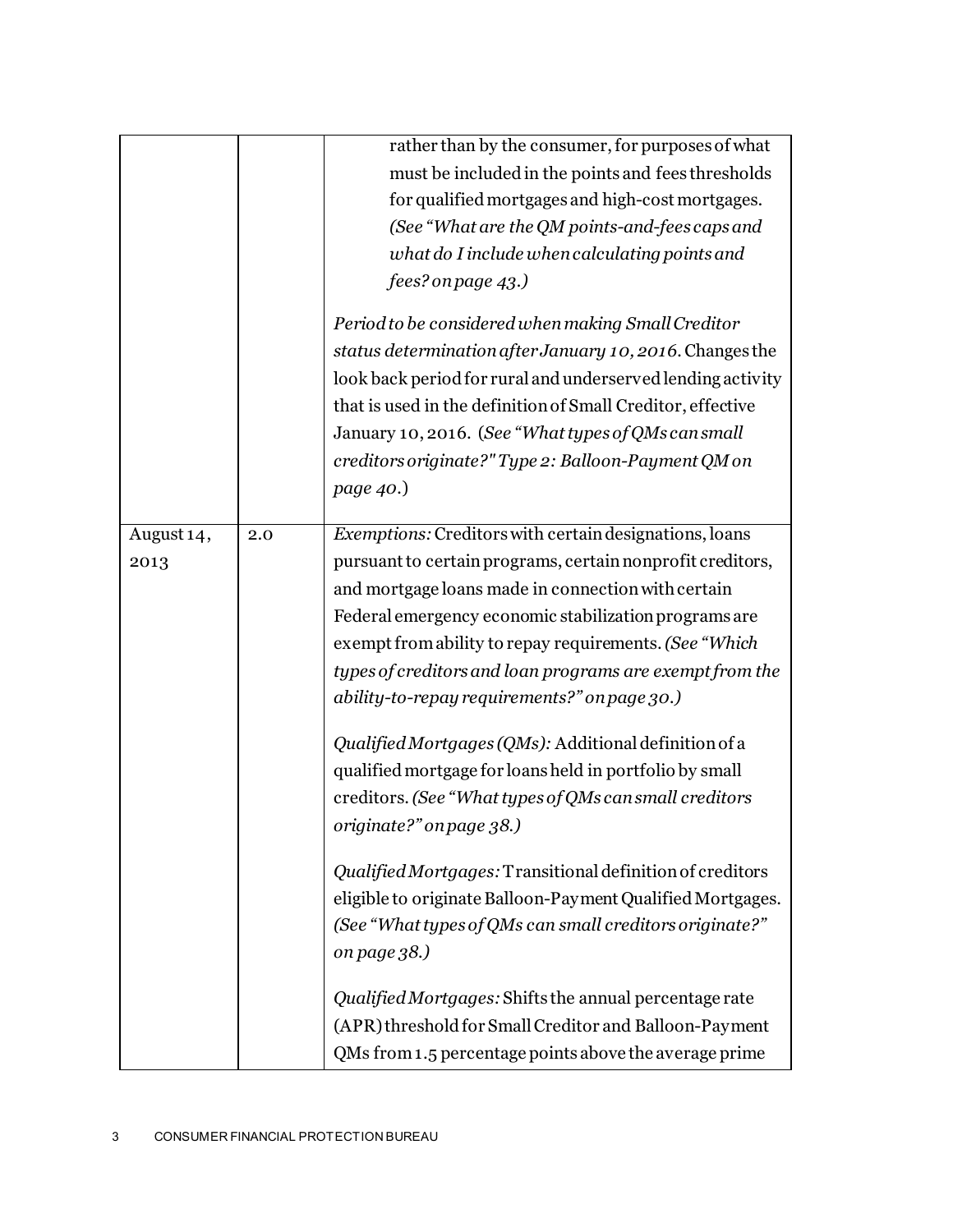| | | |
|---|---|---|
| | | rather than by the consumer, for purposes of what must be included in the points and fees thresholds for qualified mortgages and high-cost mortgages. *(See "What are the QM points-and-fees caps and what do I include when calculating points and fees? on page 43.)*<br><br>*Period to be considered when making Small Creditor status determination after January 10, 2016.* Changes the look back period for rural and underserved lending activity that is used in the definition of Small Creditor, effective January 10, 2016. (*See "What types of QMs can small creditors originate?" Type 2: Balloon-Payment QM on page 40.*) |
| August 14, 2013 | 2.0 | *Exemptions:* Creditors with certain designations, loans pursuant to certain programs, certain nonprofit creditors, and mortgage loans made in connection with certain Federal emergency economic stabilization programs are exempt from ability to repay requirements. *(See "Which types of creditors and loan programs are exempt from the ability-to-repay requirements?" on page 30.)*<br><br>*Qualified Mortgages (QMs):* Additional definition of a qualified mortgage for loans held in portfolio by small creditors. *(See "What types of QMs can small creditors originate?" on page 38.)*<br><br>*Qualified Mortgages:* Transitional definition of creditors eligible to originate Balloon-Payment Qualified Mortgages. *(See "What types of QMs can small creditors originate?" on page 38.)*<br><br>*Qualified Mortgages:* Shifts the annual percentage rate (APR) threshold for Small Creditor and Balloon-Payment QMs from 1.5 percentage points above the average prime |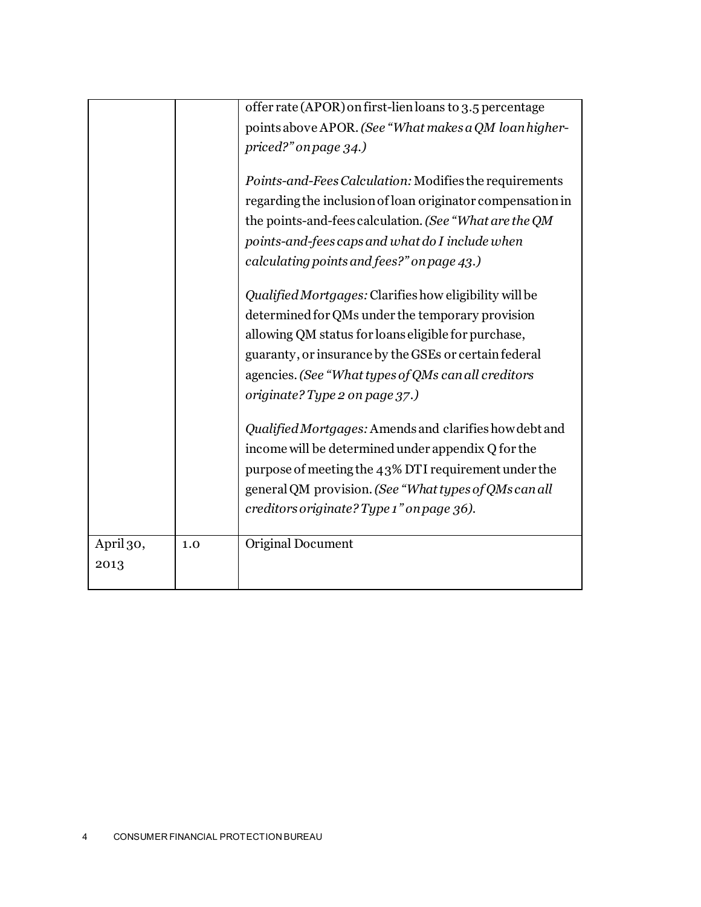| | | offer rate (APOR) on first-lien loans to 3.5 percentage points above APOR. *(See "What makes a QM loan higher-priced?" on page 34.)*<br><br>*Points-and-Fees Calculation:* Modifies the requirements regarding the inclusion of loan originator compensation in the points-and-fees calculation. *(See "What are the QM points-and-fees caps and what do I include when calculating points and fees?" on page 43.)*<br><br>*Qualified Mortgages:* Clarifies how eligibility will be determined for QMs under the temporary provision allowing QM status for loans eligible for purchase, guaranty, or insurance by the GSEs or certain federal agencies. *(See "What types of QMs can all creditors originate? Type 2 on page 37.)*<br><br>*Qualified Mortgages:* Amends and clarifies how debt and income will be determined under appendix Q for the purpose of meeting the 43% DTI requirement under the general QM provision. *(See "What types of QMs can all creditors originate? Type 1" on page 36).* |
|---|---|---|
| April 30, 2013 | 1.0 | Original Document |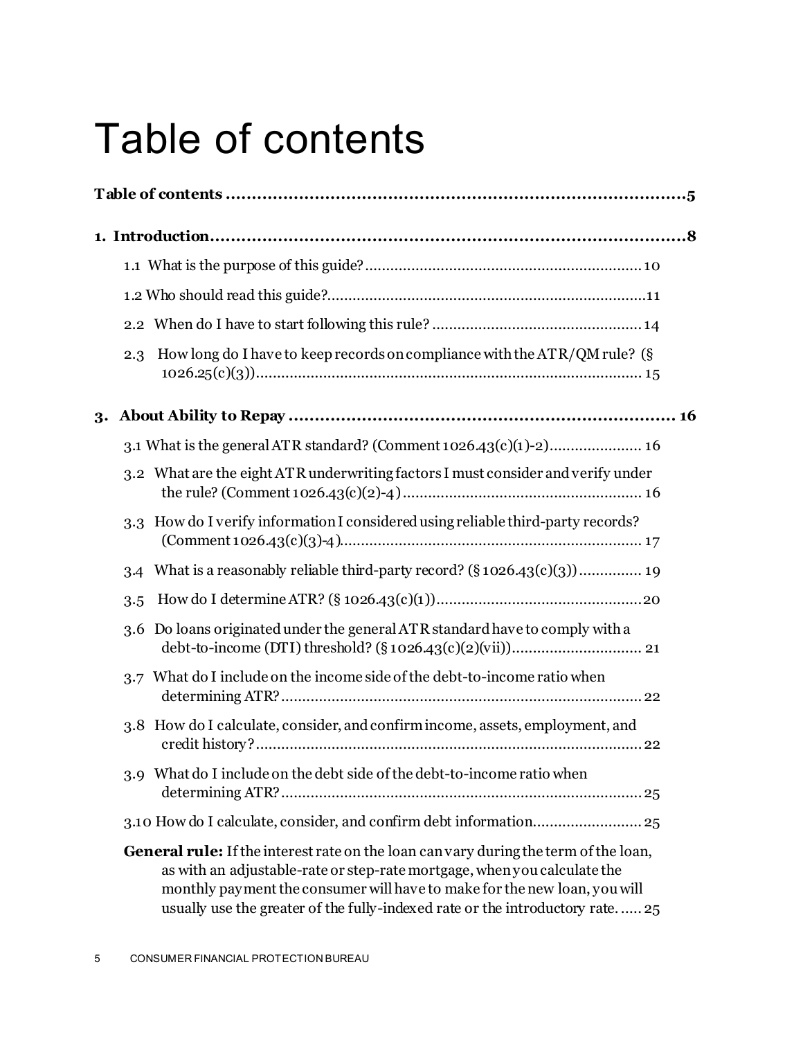# Table of contents

**Table of contents ........................................................................................5**

**1. Introduction..............................................................................................8**

1.1 What is the purpose of this guide?.................................................................10

1.2 Who should read this guide?...........................................................................11

2.2 When do I have to start following this rule? .................................................14

2.3 How long do I have to keep records on compliance with the ATR/QM rule? (§ 1026.25(c)(3))........................................................................................... 15

**3. About Ability to Repay ........................................................................... 16**

3.1 What is the general ATR standard? (Comment 1026.43(c)(1)-2)...................... 16

3.2 What are the eight ATR underwriting factors I must consider and verify under the rule? (Comment 1026.43(c)(2)-4)......................................................... 16

3.3 How do I verify information I considered using reliable third-party records? (Comment 1026.43(c)(3)-4)....................................................................... 17

3.4 What is a reasonably reliable third-party record? (§ 1026.43(c)(3)).............. 19

3.5 How do I determine ATR? (§ 1026.43(c)(1))................................................20

3.6 Do loans originated under the general ATR standard have to comply with a debt-to-income (DTI) threshold? (§ 1026.43(c)(2)(vii))............................... 21

3.7 What do I include on the income side of the debt-to-income ratio when determining ATR?...................................................................................... 22

3.8 How do I calculate, consider, and confirm income, assets, employment, and credit history?........................................................................................... 22

3.9 What do I include on the debt side of the debt-to-income ratio when determining ATR?...................................................................................... 25

3.10 How do I calculate, consider, and confirm debt information.......................... 25

**General rule:** If the interest rate on the loan can vary during the term of the loan, as with an adjustable-rate or step-rate mortgage, when you calculate the monthly payment the consumer will have to make for the new loan, you will usually use the greater of the fully-indexed rate or the introductory rate. ..... 25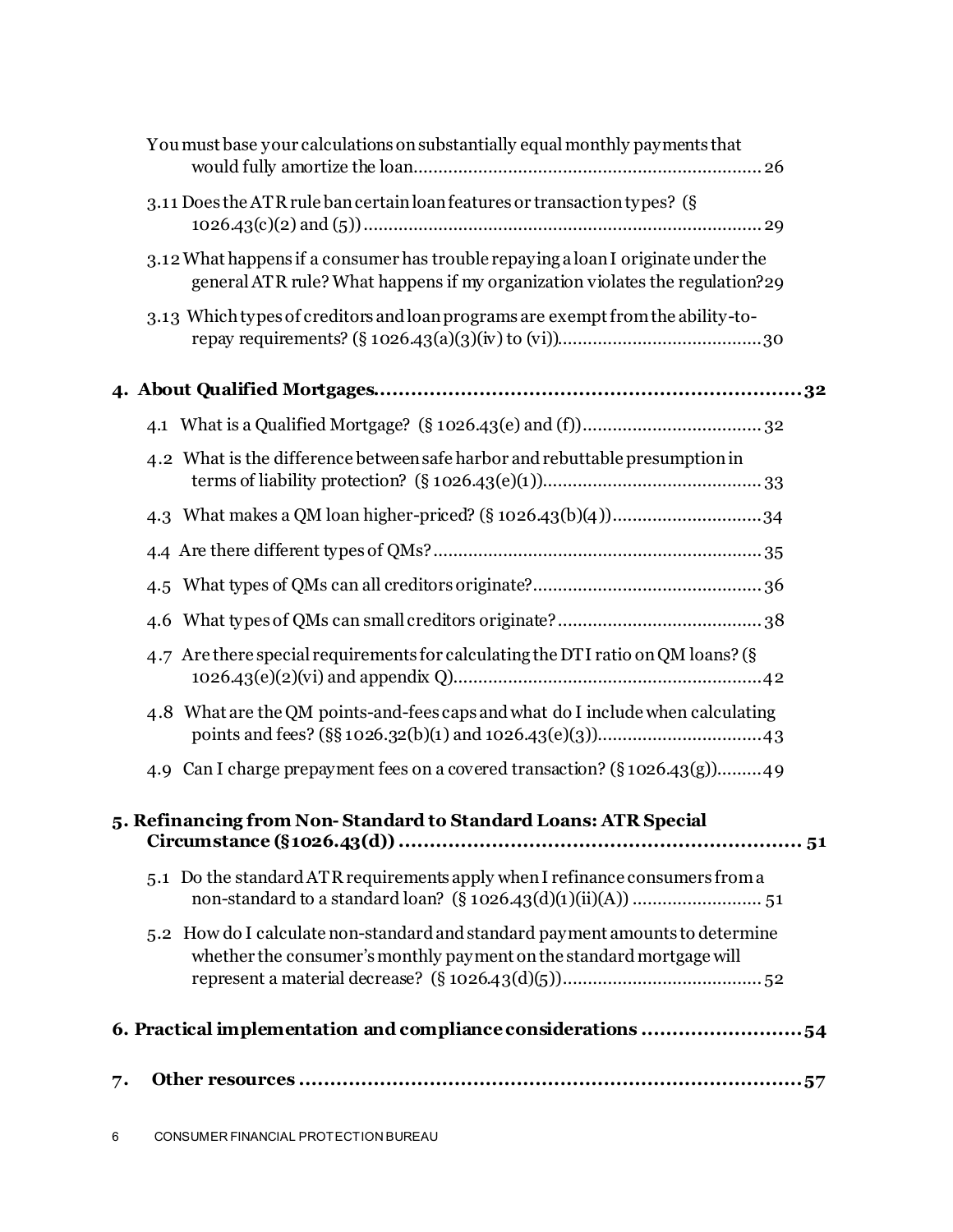You must base your calculations on substantially equal monthly payments that would fully amortize the loan....................................................................26

3.11 Does the ATR rule ban certain loan features or transaction types? (§ 1026.43(c)(2) and (5))................................................................................29

3.12 What happens if a consumer has trouble repaying a loan I originate under the general ATR rule? What happens if my organization violates the regulation?29

3.13 Which types of creditors and loan programs are exempt from the ability-to-repay requirements? (§ 1026.43(a)(3)(iv) to (vi))........................................30

**4. About Qualified Mortgages....................................................................32**

4.1 What is a Qualified Mortgage? (§ 1026.43(e) and (f))...................................32

4.2 What is the difference between safe harbor and rebuttable presumption in terms of liability protection? (§ 1026.43(e)(1))...........................................33

4.3 What makes a QM loan higher-priced? (§ 1026.43(b)(4)).............................34

4.4 Are there different types of QMs?.................................................................35

4.5 What types of QMs can all creditors originate?.............................................36

4.6 What types of QMs can small creditors originate?.........................................38

4.7 Are there special requirements for calculating the DTI ratio on QM loans? (§ 1026.43(e)(2)(vi) and appendix Q).............................................................42

4.8 What are the QM points-and-fees caps and what do I include when calculating points and fees? (§§ 1026.32(b)(1) and 1026.43(e)(3))................................43

4.9 Can I charge prepayment fees on a covered transaction? (§ 1026.43(g)).........49

**5. Refinancing from Non- Standard to Standard Loans: ATR Special Circumstance (§1026.43(d)) ................................................................ 51**

5.1 Do the standard ATR requirements apply when I refinance consumers from a non-standard to a standard loan? (§ 1026.43(d)(1)(ii)(A)) ......................... 51

5.2 How do I calculate non-standard and standard payment amounts to determine whether the consumer's monthly payment on the standard mortgage will represent a material decrease? (§ 1026.43(d)(5))........................................52

**6. Practical implementation and compliance considerations ..........................54**

**7. Other resources ..........................................................................................57**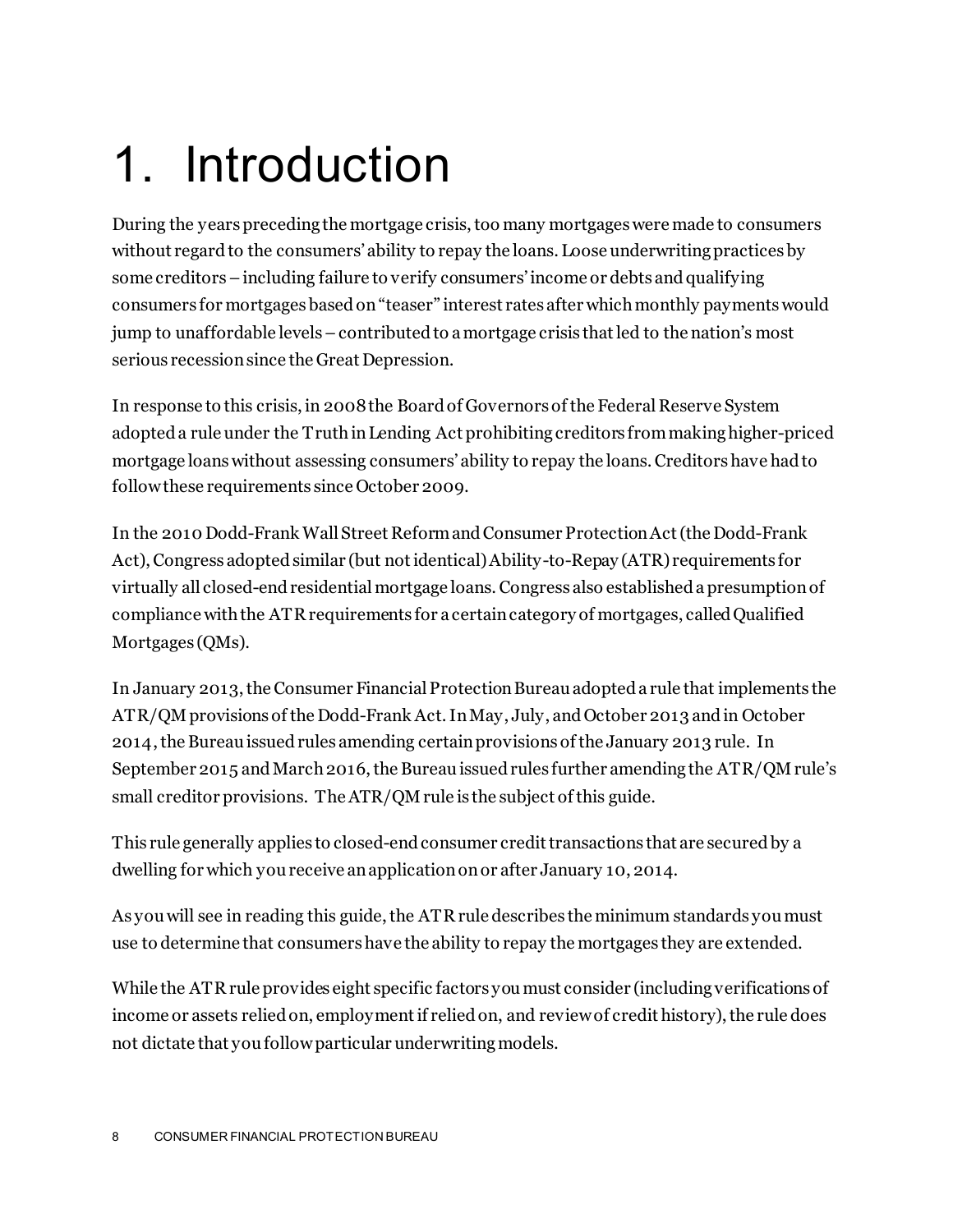# 1. Introduction

During the years preceding the mortgage crisis, too many mortgages were made to consumers without regard to the consumers' ability to repay the loans. Loose underwriting practices by some creditors – including failure to verify consumers' income or debts and qualifying consumers for mortgages based on "teaser" interest rates after which monthly payments would jump to unaffordable levels – contributed to a mortgage crisis that led to the nation's most serious recession since the Great Depression.

In response to this crisis, in 2008 the Board of Governors of the Federal Reserve System adopted a rule under the Truth in Lending Act prohibiting creditors from making higher-priced mortgage loans without assessing consumers' ability to repay the loans. Creditors have had to follow these requirements since October 2009.

In the 2010 Dodd-Frank Wall Street Reform and Consumer Protection Act (the Dodd-Frank Act), Congress adopted similar (but not identical) Ability-to-Repay (ATR) requirements for virtually all closed-end residential mortgage loans. Congress also established a presumption of compliance with the ATR requirements for a certain category of mortgages, called Qualified Mortgages (QMs).

In January 2013, the Consumer Financial Protection Bureau adopted a rule that implements the ATR/QM provisions of the Dodd-Frank Act. In May, July, and October 2013 and in October 2014, the Bureau issued rules amending certain provisions of the January 2013 rule. In September 2015 and March 2016, the Bureau issued rules further amending the ATR/QM rule's small creditor provisions. The ATR/QM rule is the subject of this guide.

This rule generally applies to closed-end consumer credit transactions that are secured by a dwelling for which you receive an application on or after January 10, 2014.

As you will see in reading this guide, the ATR rule describes the minimum standards you must use to determine that consumers have the ability to repay the mortgages they are extended.

While the ATR rule provides eight specific factors you must consider (including verifications of income or assets relied on, employment if relied on, and review of credit history), the rule does not dictate that you follow particular underwriting models.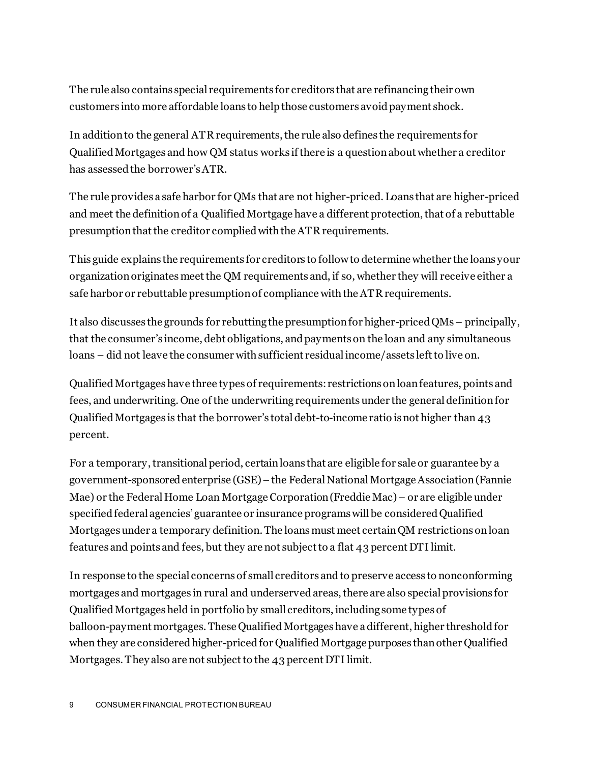The rule also contains special requirements for creditors that are refinancing their own customers into more affordable loans to help those customers avoid payment shock.

In addition to the general ATR requirements, the rule also defines the requirements for Qualified Mortgages and how QM status works if there is a question about whether a creditor has assessed the borrower's ATR.

The rule provides a safe harbor for QMs that are not higher-priced. Loans that are higher-priced and meet the definition of a Qualified Mortgage have a different protection, that of a rebuttable presumption that the creditor complied with the ATR requirements.

This guide explains the requirements for creditors to follow to determine whether the loans your organization originates meet the QM requirements and, if so, whether they will receive either a safe harbor or rebuttable presumption of compliance with the ATR requirements.

It also discusses the grounds for rebutting the presumption for higher-priced QMs – principally, that the consumer's income, debt obligations, and payments on the loan and any simultaneous loans – did not leave the consumer with sufficient residual income/assets left to live on.

Qualified Mortgages have three types of requirements: restrictions on loan features, points and fees, and underwriting. One of the underwriting requirements under the general definition for Qualified Mortgages is that the borrower's total debt-to-income ratio is not higher than 43 percent.

For a temporary, transitional period, certain loans that are eligible for sale or guarantee by a government-sponsored enterprise (GSE) – the Federal National Mortgage Association (Fannie Mae) or the Federal Home Loan Mortgage Corporation (Freddie Mac) – or are eligible under specified federal agencies' guarantee or insurance programs will be considered Qualified Mortgages under a temporary definition. The loans must meet certain QM restrictions on loan features and points and fees, but they are not subject to a flat 43 percent DTI limit.

In response to the special concerns of small creditors and to preserve access to nonconforming mortgages and mortgages in rural and underserved areas, there are also special provisions for Qualified Mortgages held in portfolio by small creditors, including some types of balloon-payment mortgages. These Qualified Mortgages have a different, higher threshold for when they are considered higher-priced for Qualified Mortgage purposes than other Qualified Mortgages. They also are not subject to the 43 percent DTI limit.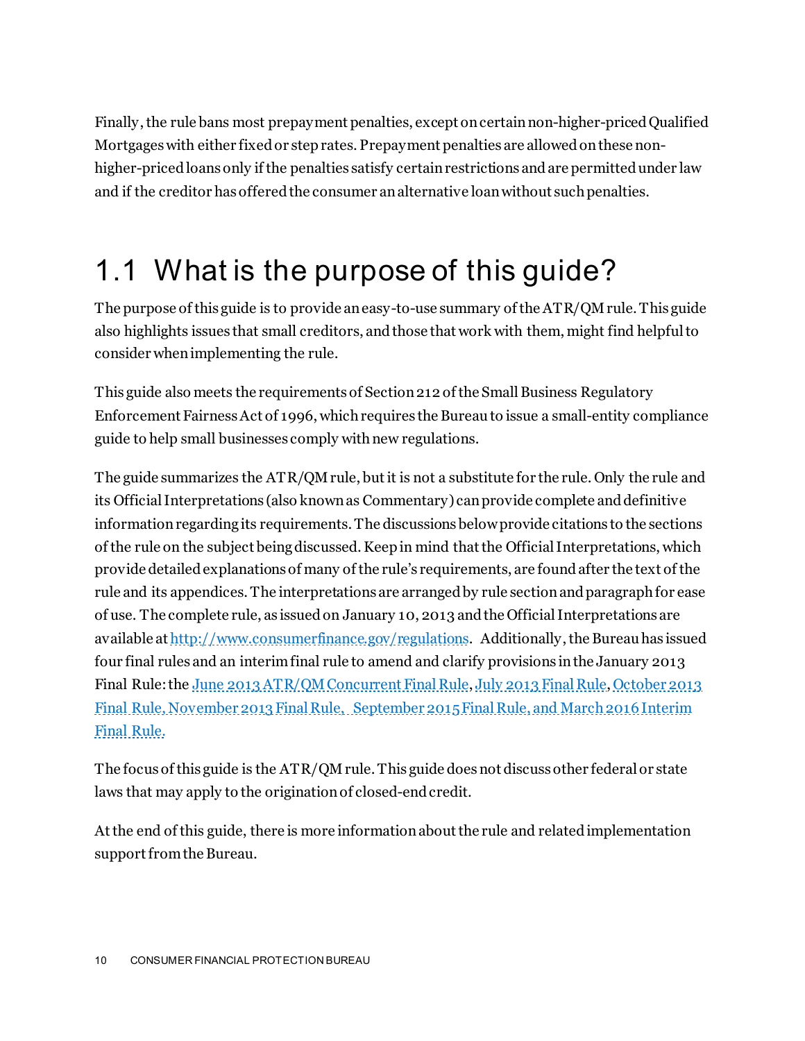Finally, the rule bans most prepayment penalties, except on certain non-higher-priced Qualified Mortgages with either fixed or step rates. Prepayment penalties are allowed on these non-higher-priced loans only if the penalties satisfy certain restrictions and are permitted under law and if the creditor has offered the consumer an alternative loan without such penalties.

## 1.1 What is the purpose of this guide?

The purpose of this guide is to provide an easy-to-use summary of the ATR/QM rule. This guide also highlights issues that small creditors, and those that work with them, might find helpful to consider when implementing the rule.

This guide also meets the requirements of Section 212 of the Small Business Regulatory Enforcement Fairness Act of 1996, which requires the Bureau to issue a small-entity compliance guide to help small businesses comply with new regulations.

The guide summarizes the ATR/QM rule, but it is not a substitute for the rule. Only the rule and its Official Interpretations (also known as Commentary) can provide complete and definitive information regarding its requirements. The discussions below provide citations to the sections of the rule on the subject being discussed. Keep in mind that the Official Interpretations, which provide detailed explanations of many of the rule's requirements, are found after the text of the rule and its appendices. The interpretations are arranged by rule section and paragraph for ease of use. The complete rule, as issued on January 10, 2013 and the Official Interpretations are available at http://www.consumerfinance.gov/regulations. Additionally, the Bureau has issued four final rules and an interim final rule to amend and clarify provisions in the January 2013 Final Rule: the June 2013 ATR/QM Concurrent Final Rule, July 2013 Final Rule, October 2013 Final Rule, November 2013 Final Rule, September 2015 Final Rule, and March 2016 Interim Final Rule.

The focus of this guide is the ATR/QM rule. This guide does not discuss other federal or state laws that may apply to the origination of closed-end credit.

At the end of this guide, there is more information about the rule and related implementation support from the Bureau.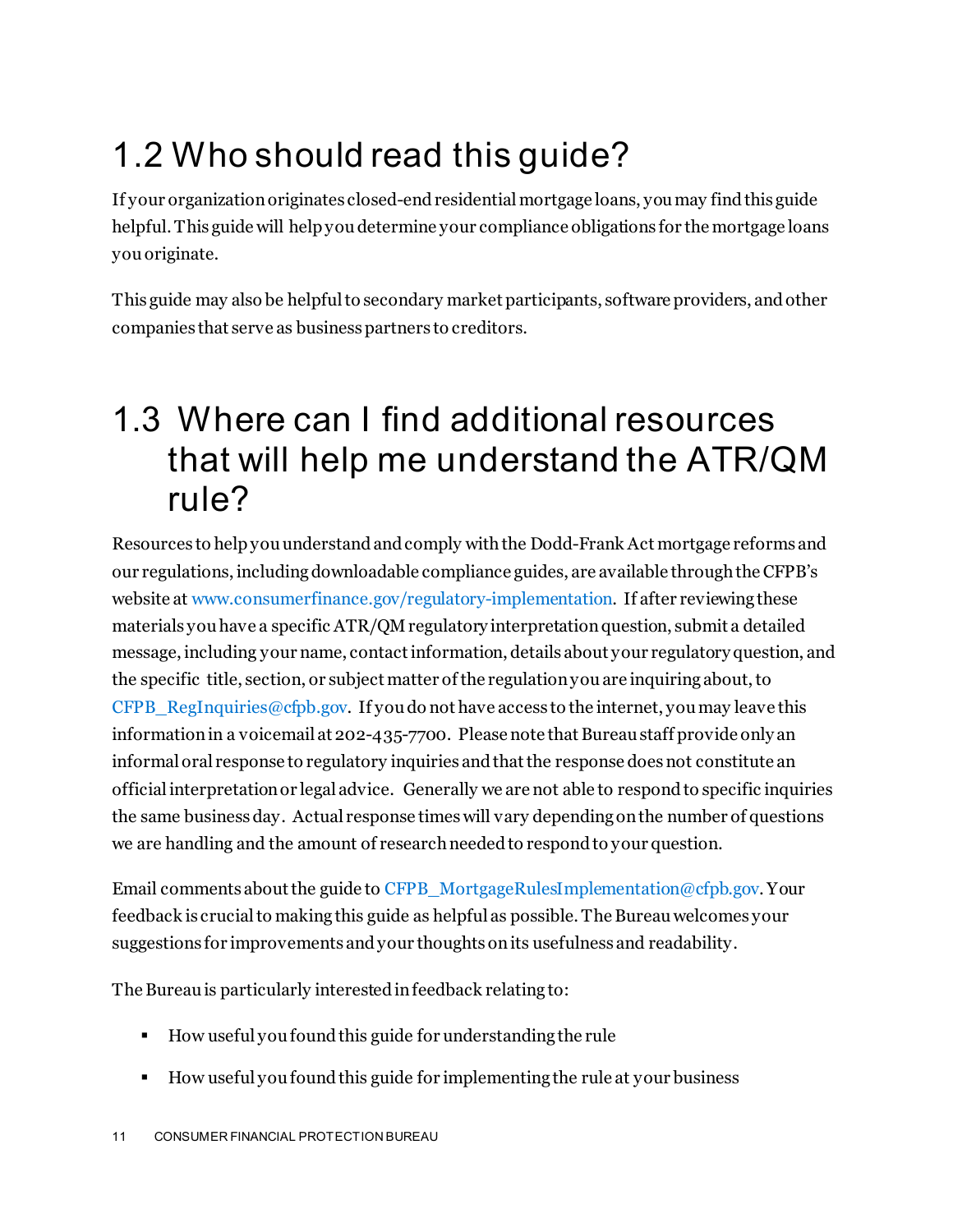## 1.2 Who should read this guide?

If your organization originates closed-end residential mortgage loans, you may find this guide helpful. This guide will help you determine your compliance obligations for the mortgage loans you originate.

This guide may also be helpful to secondary market participants, software providers, and other companies that serve as business partners to creditors.

## 1.3 Where can I find additional resources that will help me understand the ATR/QM rule?

Resources to help you understand and comply with the Dodd-Frank Act mortgage reforms and our regulations, including downloadable compliance guides, are available through the CFPB's website at www.consumerfinance.gov/regulatory-implementation. If after reviewing these materials you have a specific ATR/QM regulatory interpretation question, submit a detailed message, including your name, contact information, details about your regulatory question, and the specific title, section, or subject matter of the regulation you are inquiring about, to CFPB_RegInquiries@cfpb.gov. If you do not have access to the internet, you may leave this information in a voicemail at 202-435-7700. Please note that Bureau staff provide only an informal oral response to regulatory inquiries and that the response does not constitute an official interpretation or legal advice. Generally we are not able to respond to specific inquiries the same business day. Actual response times will vary depending on the number of questions we are handling and the amount of research needed to respond to your question.

Email comments about the guide to CFPB_MortgageRulesImplementation@cfpb.gov. Your feedback is crucial to making this guide as helpful as possible. The Bureau welcomes your suggestions for improvements and your thoughts on its usefulness and readability.

The Bureau is particularly interested in feedback relating to:

- How useful you found this guide for understanding the rule
- How useful you found this guide for implementing the rule at your business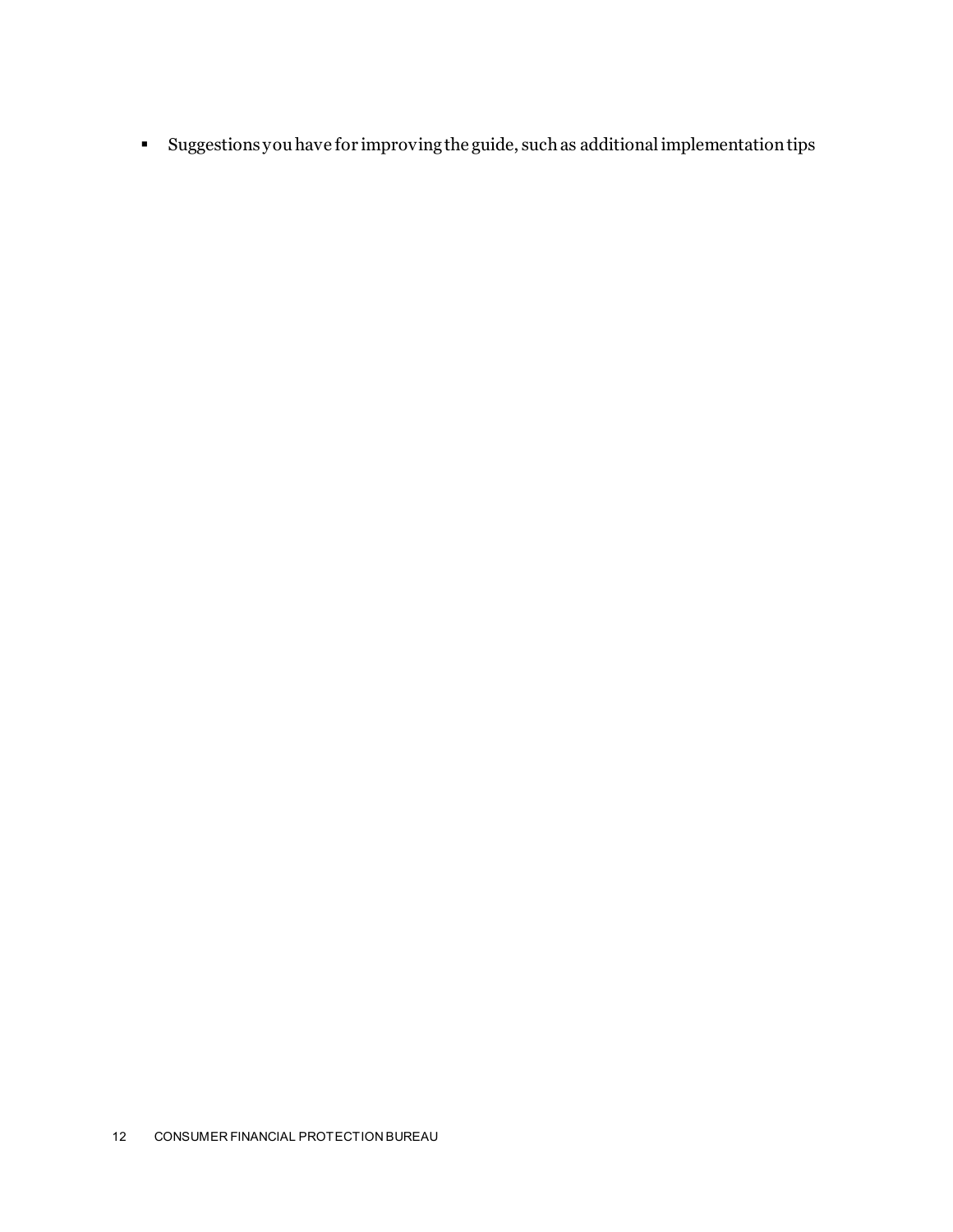- Suggestions you have for improving the guide, such as additional implementation tips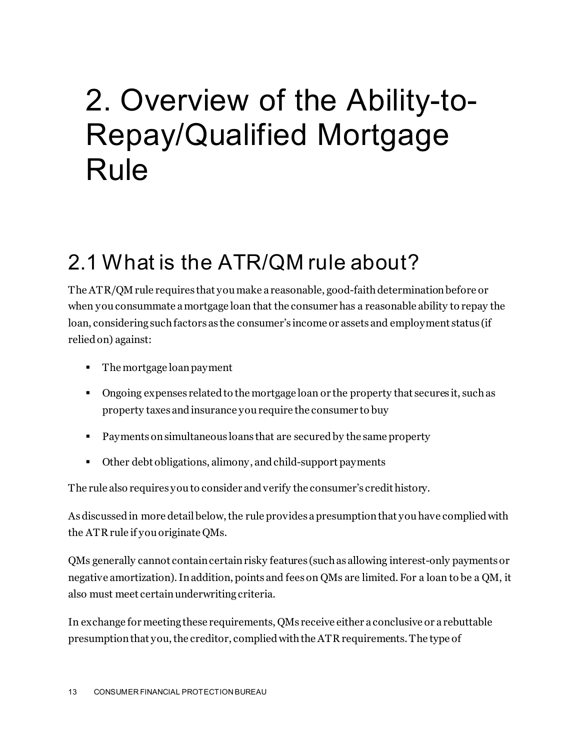# 2. Overview of the Ability-to-Repay/Qualified Mortgage Rule

## 2.1 What is the ATR/QM rule about?

The ATR/QM rule requires that you make a reasonable, good-faith determination before or when you consummate a mortgage loan that the consumer has a reasonable ability to repay the loan, considering such factors as the consumer's income or assets and employment status (if relied on) against:

- The mortgage loan payment
- Ongoing expenses related to the mortgage loan or the property that secures it, such as property taxes and insurance you require the consumer to buy
- Payments on simultaneous loans that are secured by the same property
- Other debt obligations, alimony, and child-support payments

The rule also requires you to consider and verify the consumer's credit history.

As discussed in more detail below, the rule provides a presumption that you have complied with the ATR rule if you originate QMs.

QMs generally cannot contain certain risky features (such as allowing interest-only payments or negative amortization). In addition, points and fees on QMs are limited. For a loan to be a QM, it also must meet certain underwriting criteria.

In exchange for meeting these requirements, QMs receive either a conclusive or a rebuttable presumption that you, the creditor, complied with the ATR requirements. The type of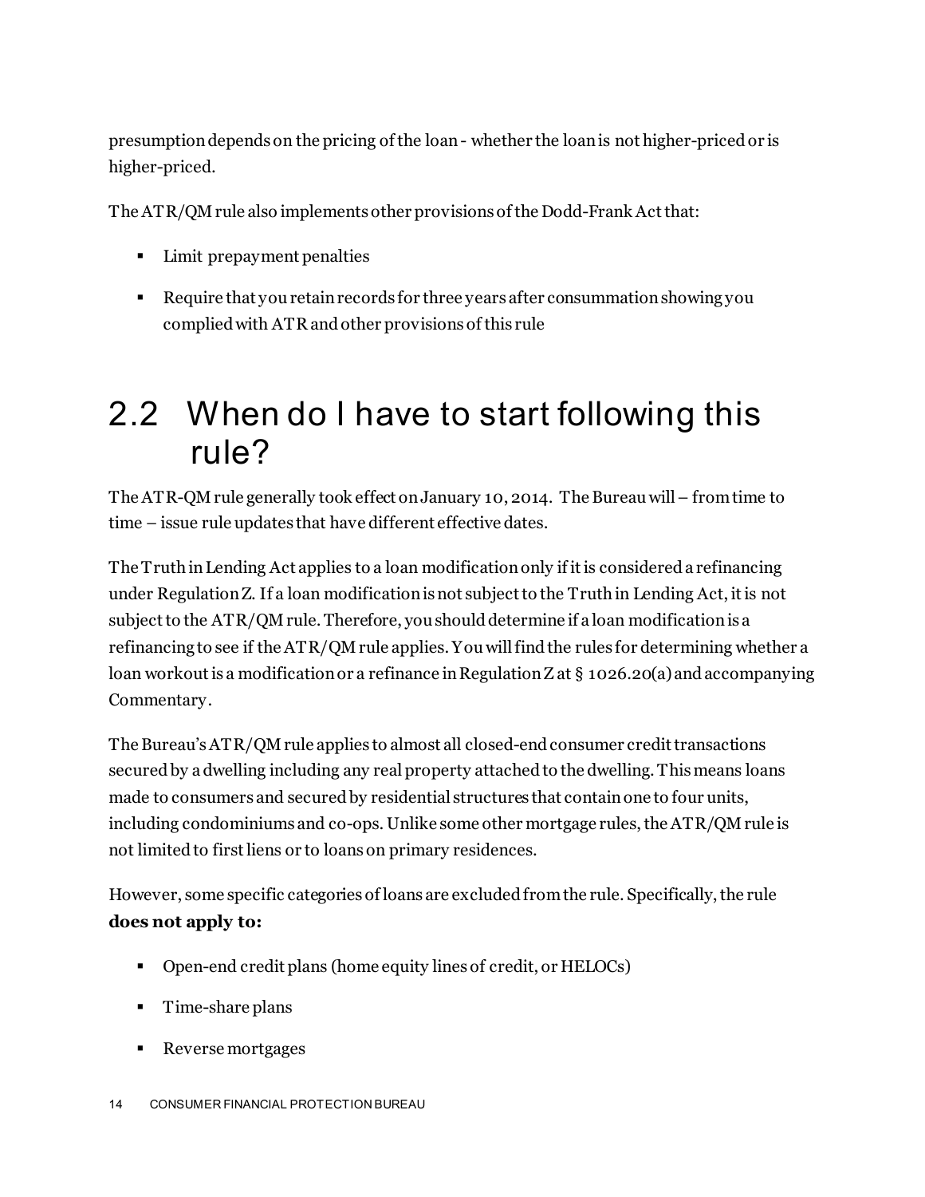presumption depends on the pricing of the loan - whether the loan is not higher-priced or is higher-priced.

The ATR/QM rule also implements other provisions of the Dodd-Frank Act that:

- Limit prepayment penalties
- Require that you retain records for three years after consummation showing you complied with ATR and other provisions of this rule

## 2.2 When do I have to start following this rule?

The ATR-QM rule generally took effect on January 10, 2014. The Bureau will – from time to time – issue rule updates that have different effective dates.

The Truth in Lending Act applies to a loan modification only if it is considered a refinancing under Regulation Z. If a loan modification is not subject to the Truth in Lending Act, it is not subject to the ATR/QM rule. Therefore, you should determine if a loan modification is a refinancing to see if the ATR/QM rule applies. You will find the rules for determining whether a loan workout is a modification or a refinance in Regulation Z at § 1026.20(a) and accompanying Commentary.

The Bureau's ATR/QM rule applies to almost all closed-end consumer credit transactions secured by a dwelling including any real property attached to the dwelling. This means loans made to consumers and secured by residential structures that contain one to four units, including condominiums and co-ops. Unlike some other mortgage rules, the ATR/QM rule is not limited to first liens or to loans on primary residences.

However, some specific categories of loans are excluded from the rule. Specifically, the rule **does not apply to:**

- Open-end credit plans (home equity lines of credit, or HELOCs)
- Time-share plans
- Reverse mortgages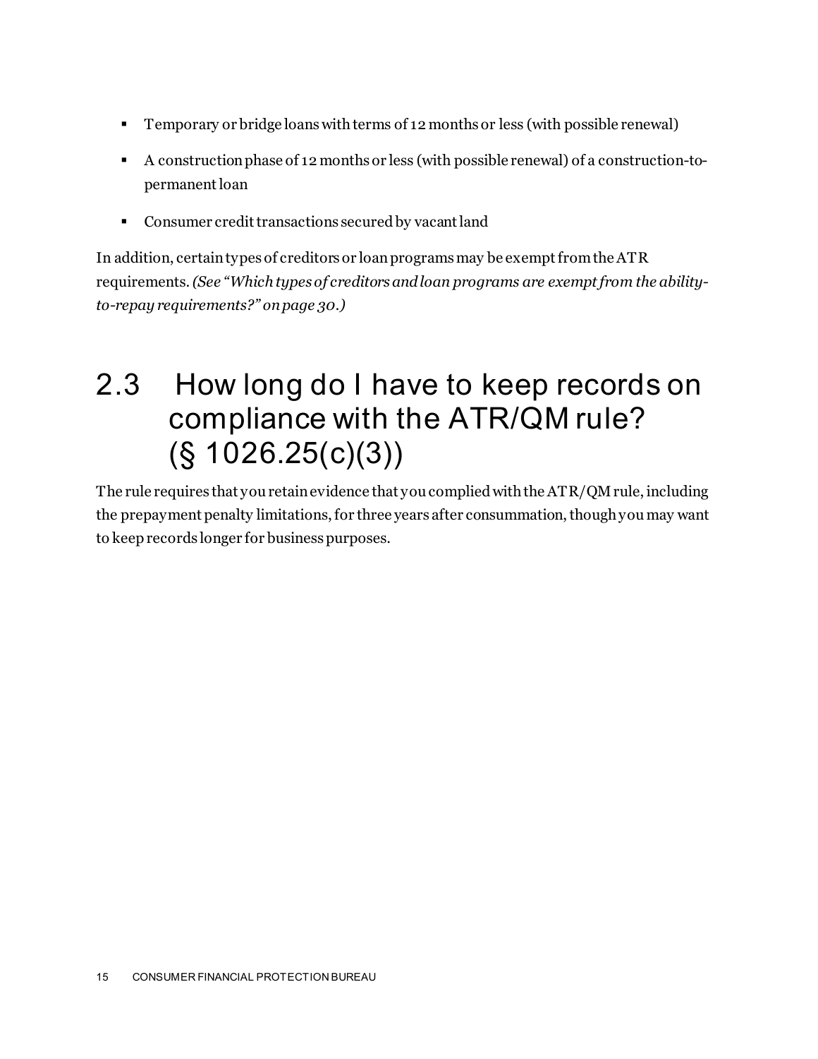- Temporary or bridge loans with terms of 12 months or less (with possible renewal)
- A construction phase of 12 months or less (with possible renewal) of a construction-to-permanent loan
- Consumer credit transactions secured by vacant land

In addition, certain types of creditors or loan programs may be exempt from the ATR requirements. *(See "Which types of creditors and loan programs are exempt from the ability-to-repay requirements?" on page 30.)*

## 2.3 How long do I have to keep records on compliance with the ATR/QM rule? (§ 1026.25(c)(3))

The rule requires that you retain evidence that you complied with the ATR/QM rule, including the prepayment penalty limitations, for three years after consummation, though you may want to keep records longer for business purposes.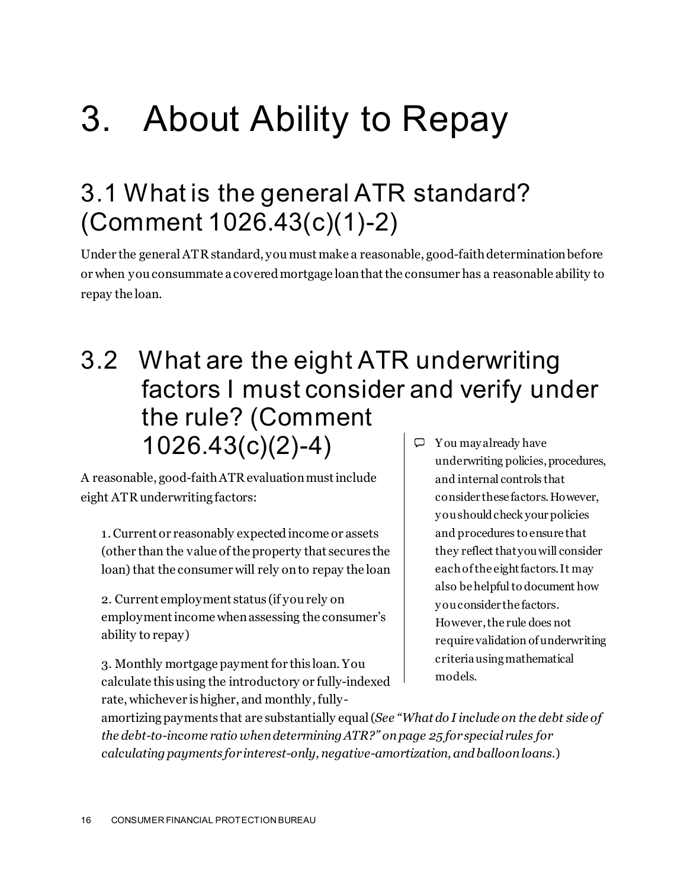# 3. About Ability to Repay

## 3.1 What is the general ATR standard? (Comment 1026.43(c)(1)-2)

Under the general ATR standard, you must make a reasonable, good-faith determination before or when you consummate a covered mortgage loan that the consumer has a reasonable ability to repay the loan.

## 3.2 What are the eight ATR underwriting factors I must consider and verify under the rule? (Comment 1026.43(c)(2)-4)

A reasonable, good-faith ATR evaluation must include eight ATR underwriting factors:

1. Current or reasonably expected income or assets (other than the value of the property that secures the loan) that the consumer will rely on to repay the loan

2. Current employment status (if you rely on employment income when assessing the consumer's ability to repay)

3. Monthly mortgage payment for this loan. You calculate this using the introductory or fully-indexed rate, whichever is higher, and monthly, fully-amortizing payments that are substantially equal (*See "What do I include on the debt side of the debt-to-income ratio when determining ATR?" on page 25 for special rules for calculating payments for interest-only, negative-amortization, and balloon loans.*)

> You may already have underwriting policies, procedures, and internal controls that consider these factors. However, you should check your policies and procedures to ensure that they reflect that you will consider each of the eight factors. It may also be helpful to document how you consider the factors. However, the rule does not require validation of underwriting criteria using mathematical models.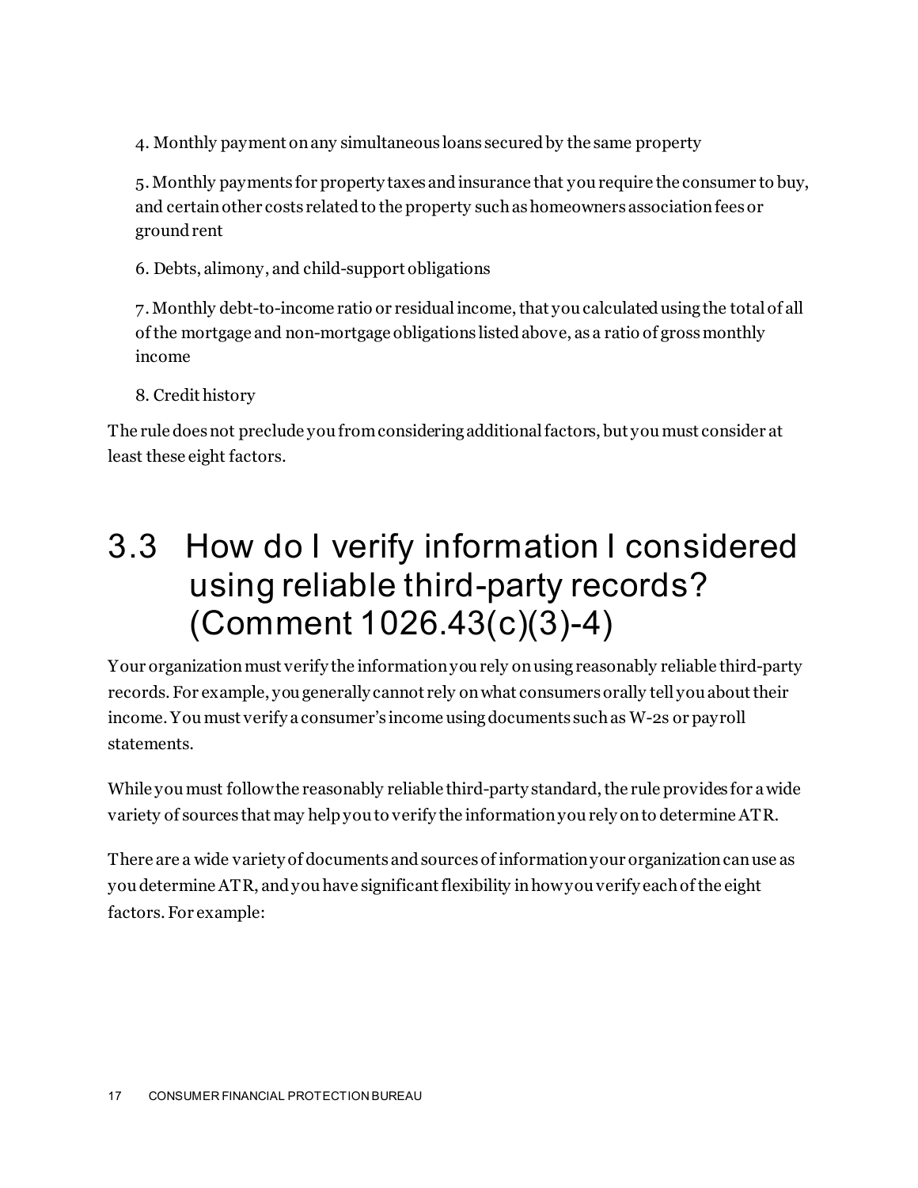4. Monthly payment on any simultaneous loans secured by the same property

5. Monthly payments for property taxes and insurance that you require the consumer to buy, and certain other costs related to the property such as homeowners association fees or ground rent

6. Debts, alimony, and child-support obligations

7. Monthly debt-to-income ratio or residual income, that you calculated using the total of all of the mortgage and non-mortgage obligations listed above, as a ratio of gross monthly income

8. Credit history

The rule does not preclude you from considering additional factors, but you must consider at least these eight factors.

## 3.3 How do I verify information I considered using reliable third-party records? (Comment 1026.43(c)(3)-4)

Your organization must verify the information you rely on using reasonably reliable third-party records. For example, you generally cannot rely on what consumers orally tell you about their income. You must verify a consumer's income using documents such as W-2s or payroll statements.

While you must follow the reasonably reliable third-party standard, the rule provides for a wide variety of sources that may help you to verify the information you rely on to determine ATR.

There are a wide variety of documents and sources of information your organization can use as you determine ATR, and you have significant flexibility in how you verify each of the eight factors. For example: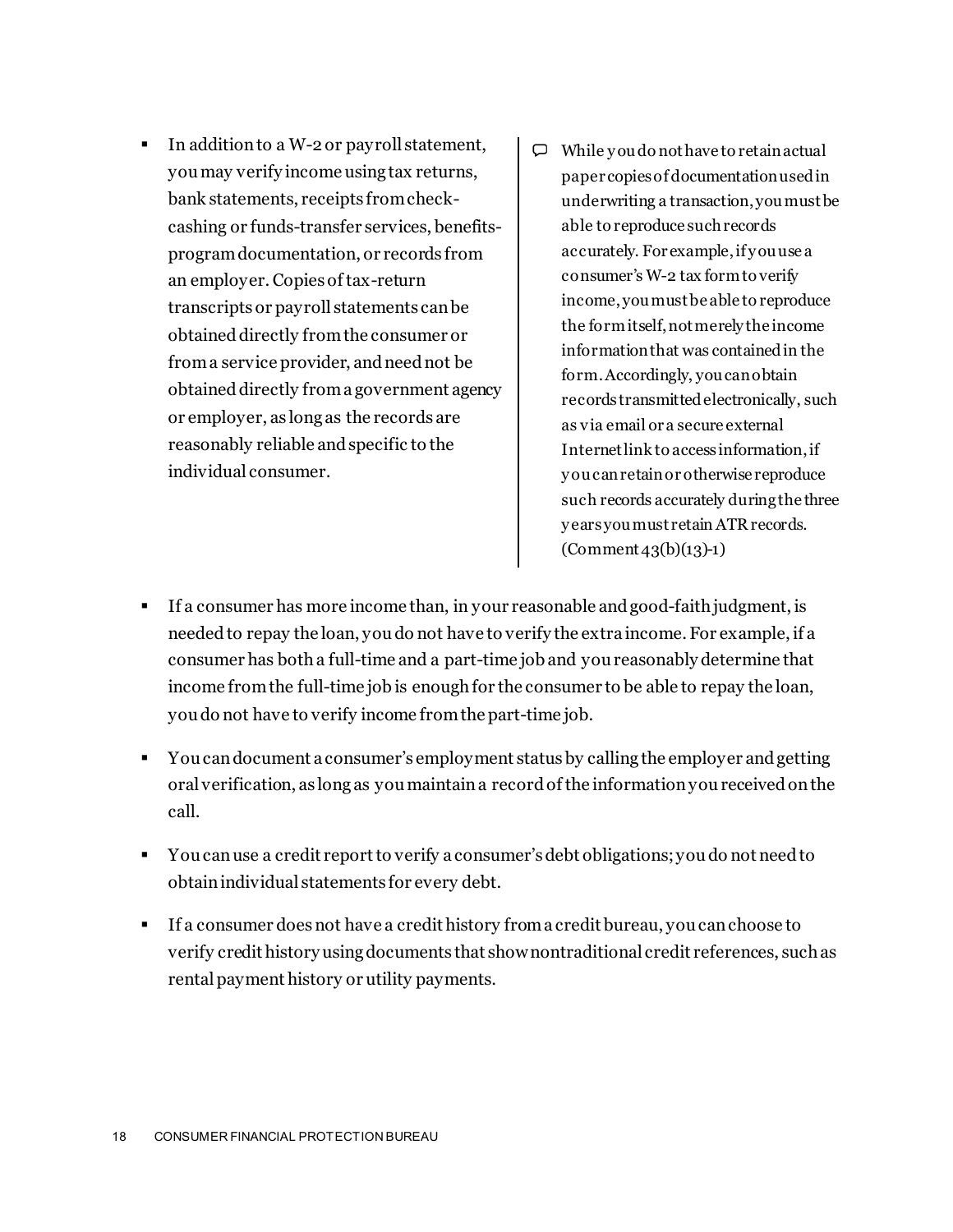- In addition to a W-2 or payroll statement, you may verify income using tax returns, bank statements, receipts from check-cashing or funds-transfer services, benefits-program documentation, or records from an employer. Copies of tax-return transcripts or payroll statements can be obtained directly from the consumer or from a service provider, and need not be obtained directly from a government agency or employer, as long as the records are reasonably reliable and specific to the individual consumer.

> While you do not have to retain actual paper copies of documentation used in underwriting a transaction, you must be able to reproduce such records accurately. For example, if you use a consumer's W-2 tax form to verify income, you must be able to reproduce the form itself, not merely the income information that was contained in the form. Accordingly, you can obtain records transmitted electronically, such as via email or a secure external Internet link to access information, if you can retain or otherwise reproduce such records accurately during the three years you must retain ATR records. (Comment 43(b)(13)-1)

- If a consumer has more income than, in your reasonable and good-faith judgment, is needed to repay the loan, you do not have to verify the extra income. For example, if a consumer has both a full-time and a part-time job and you reasonably determine that income from the full-time job is enough for the consumer to be able to repay the loan, you do not have to verify income from the part-time job.
- You can document a consumer's employment status by calling the employer and getting oral verification, as long as you maintain a record of the information you received on the call.
- You can use a credit report to verify a consumer's debt obligations; you do not need to obtain individual statements for every debt.
- If a consumer does not have a credit history from a credit bureau, you can choose to verify credit history using documents that show nontraditional credit references, such as rental payment history or utility payments.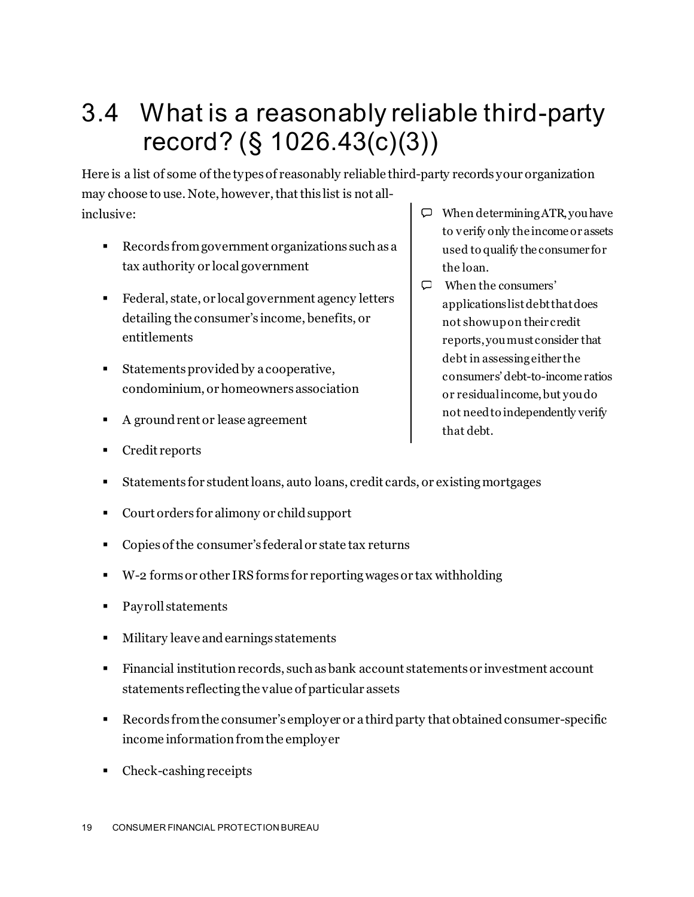## 3.4 What is a reasonably reliable third-party record? (§ 1026.43(c)(3))

Here is a list of some of the types of reasonably reliable third-party records your organization may choose to use. Note, however, that this list is not all-inclusive:

- Records from government organizations such as a tax authority or local government
- Federal, state, or local government agency letters detailing the consumer's income, benefits, or entitlements
- Statements provided by a cooperative, condominium, or homeowners association
- A ground rent or lease agreement
- Credit reports
- Statements for student loans, auto loans, credit cards, or existing mortgages
- Court orders for alimony or child support
- Copies of the consumer's federal or state tax returns
- W-2 forms or other IRS forms for reporting wages or tax withholding
- Payroll statements
- Military leave and earnings statements
- Financial institution records, such as bank account statements or investment account statements reflecting the value of particular assets
- Records from the consumer's employer or a third party that obtained consumer-specific income information from the employer
- Check-cashing receipts

> When determining ATR, you have to verify only the income or assets used to qualify the consumer for the loan.
>
> When the consumers' applications list debt that does not show up on their credit reports, you must consider that debt in assessing either the consumers' debt-to-income ratios or residual income, but you do not need to independently verify that debt.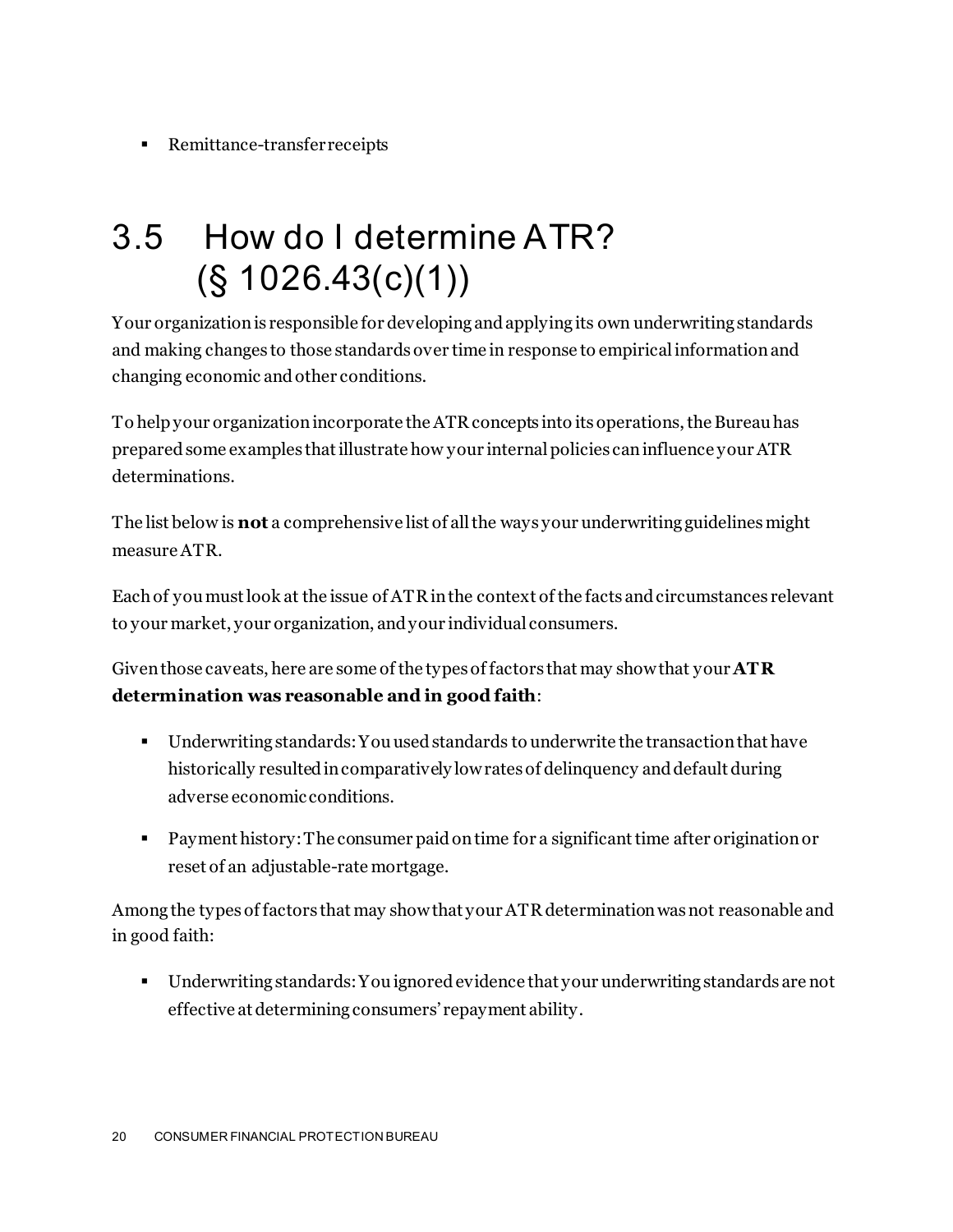- Remittance-transfer receipts

## 3.5 How do I determine ATR? (§ 1026.43(c)(1))

Your organization is responsible for developing and applying its own underwriting standards and making changes to those standards over time in response to empirical information and changing economic and other conditions.

To help your organization incorporate the ATR concepts into its operations, the Bureau has prepared some examples that illustrate how your internal policies can influence your ATR determinations.

The list below is **not** a comprehensive list of all the ways your underwriting guidelines might measure ATR.

Each of you must look at the issue of ATR in the context of the facts and circumstances relevant to your market, your organization, and your individual consumers.

Given those caveats, here are some of the types of factors that may show that your **ATR determination was reasonable and in good faith**:

- Underwriting standards: You used standards to underwrite the transaction that have historically resulted in comparatively low rates of delinquency and default during adverse economic conditions.
- Payment history: The consumer paid on time for a significant time after origination or reset of an adjustable-rate mortgage.

Among the types of factors that may show that your ATR determination was not reasonable and in good faith:

- Underwriting standards: You ignored evidence that your underwriting standards are not effective at determining consumers' repayment ability.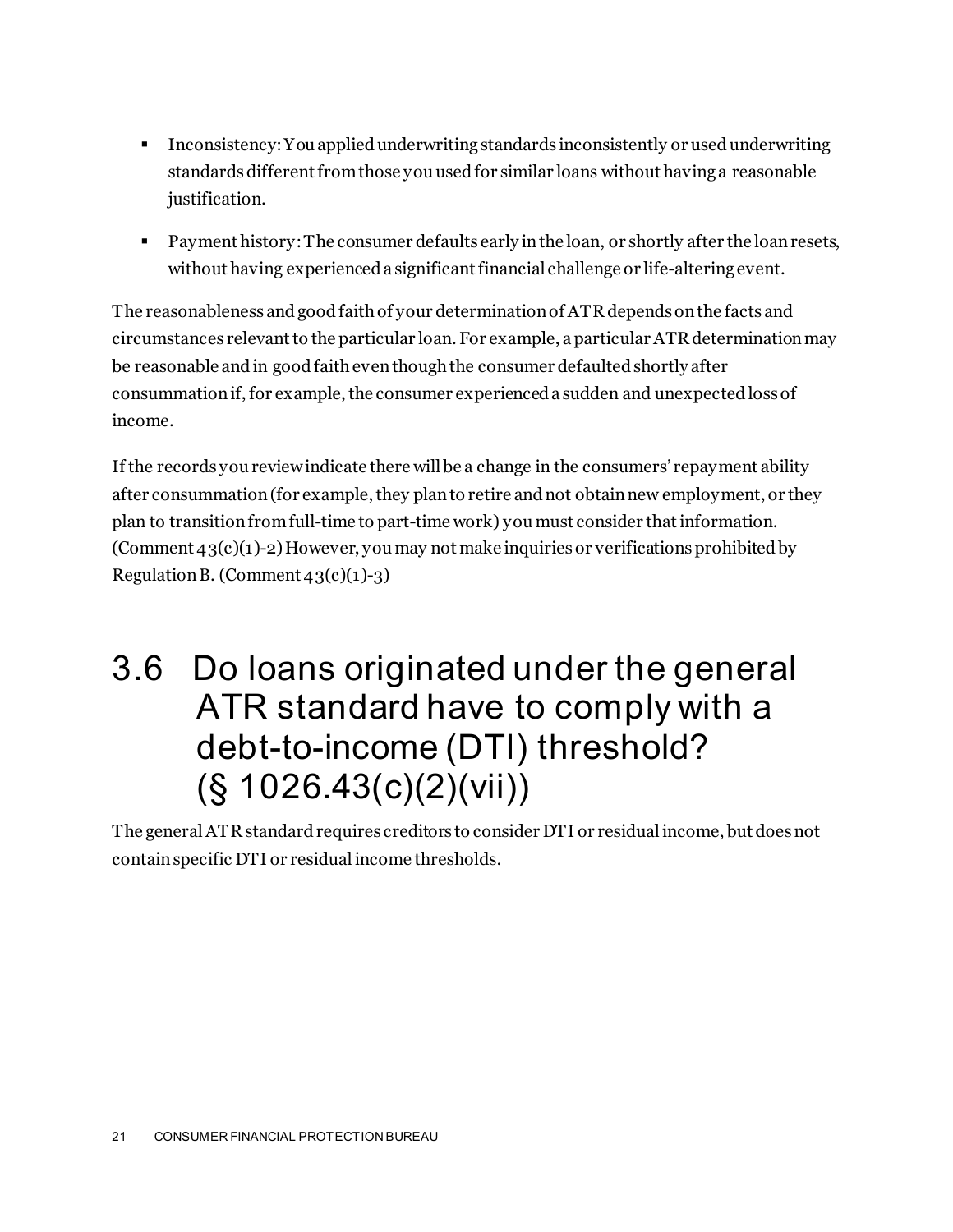- Inconsistency: You applied underwriting standards inconsistently or used underwriting standards different from those you used for similar loans without having a reasonable justification.
- Payment history: The consumer defaults early in the loan, or shortly after the loan resets, without having experienced a significant financial challenge or life-altering event.

The reasonableness and good faith of your determination of ATR depends on the facts and circumstances relevant to the particular loan. For example, a particular ATR determination may be reasonable and in good faith even though the consumer defaulted shortly after consummation if, for example, the consumer experienced a sudden and unexpected loss of income.

If the records you review indicate there will be a change in the consumers' repayment ability after consummation (for example, they plan to retire and not obtain new employment, or they plan to transition from full-time to part-time work) you must consider that information. (Comment 43(c)(1)-2) However, you may not make inquiries or verifications prohibited by Regulation B. (Comment 43(c)(1)-3)

## 3.6 Do loans originated under the general ATR standard have to comply with a debt-to-income (DTI) threshold? (§ 1026.43(c)(2)(vii))

The general ATR standard requires creditors to consider DTI or residual income, but does not contain specific DTI or residual income thresholds.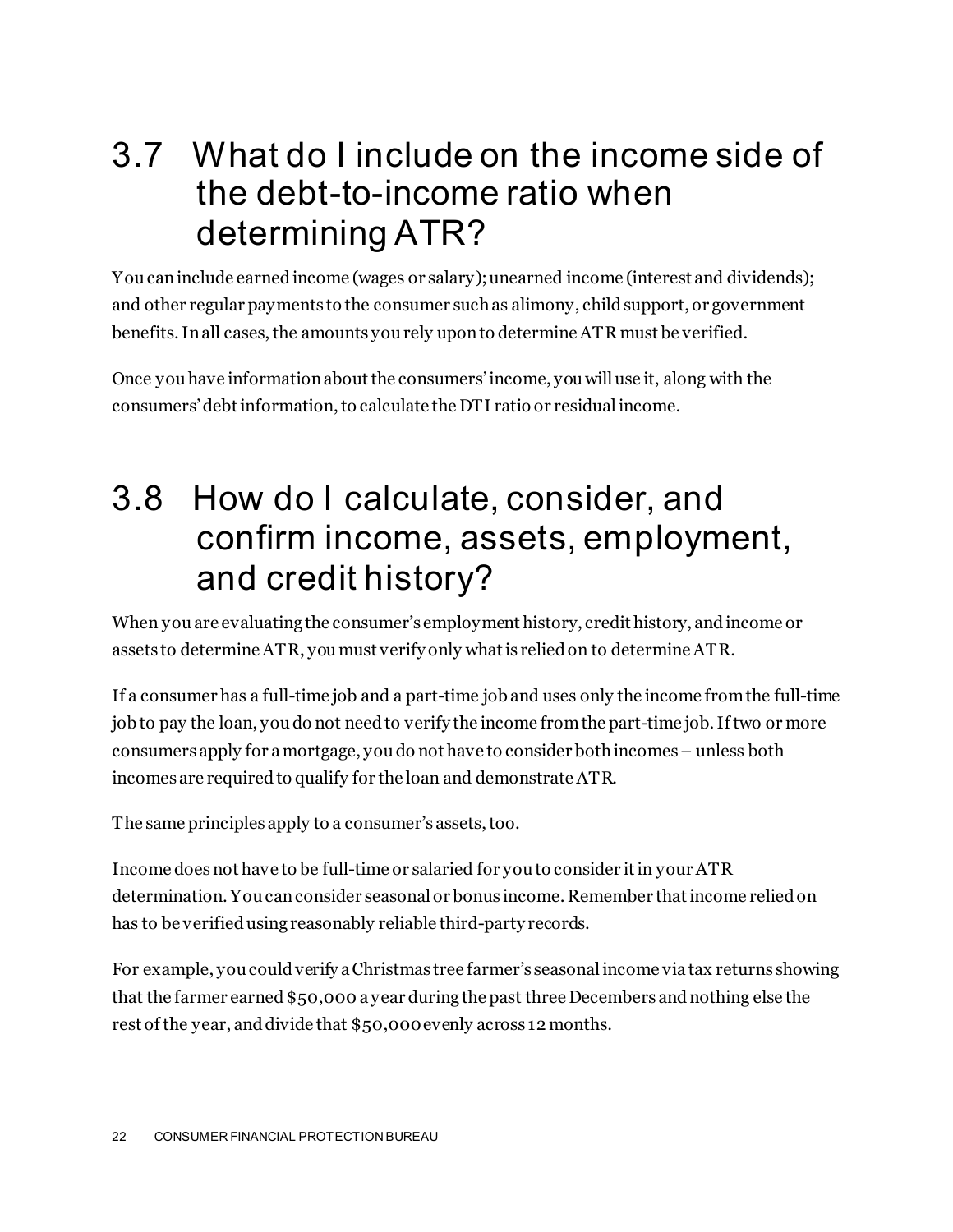## 3.7 What do I include on the income side of the debt-to-income ratio when determining ATR?

You can include earned income (wages or salary); unearned income (interest and dividends); and other regular payments to the consumer such as alimony, child support, or government benefits. In all cases, the amounts you rely upon to determine ATR must be verified.

Once you have information about the consumers' income, you will use it, along with the consumers' debt information, to calculate the DTI ratio or residual income.

## 3.8 How do I calculate, consider, and confirm income, assets, employment, and credit history?

When you are evaluating the consumer's employment history, credit history, and income or assets to determine ATR, you must verify only what is relied on to determine ATR.

If a consumer has a full-time job and a part-time job and uses only the income from the full-time job to pay the loan, you do not need to verify the income from the part-time job. If two or more consumers apply for a mortgage, you do not have to consider both incomes – unless both incomes are required to qualify for the loan and demonstrate ATR.

The same principles apply to a consumer's assets, too.

Income does not have to be full-time or salaried for you to consider it in your ATR determination. You can consider seasonal or bonus income. Remember that income relied on has to be verified using reasonably reliable third-party records.

For example, you could verify a Christmas tree farmer's seasonal income via tax returns showing that the farmer earned $50,000 a year during the past three Decembers and nothing else the rest of the year, and divide that $50,000 evenly across 12 months.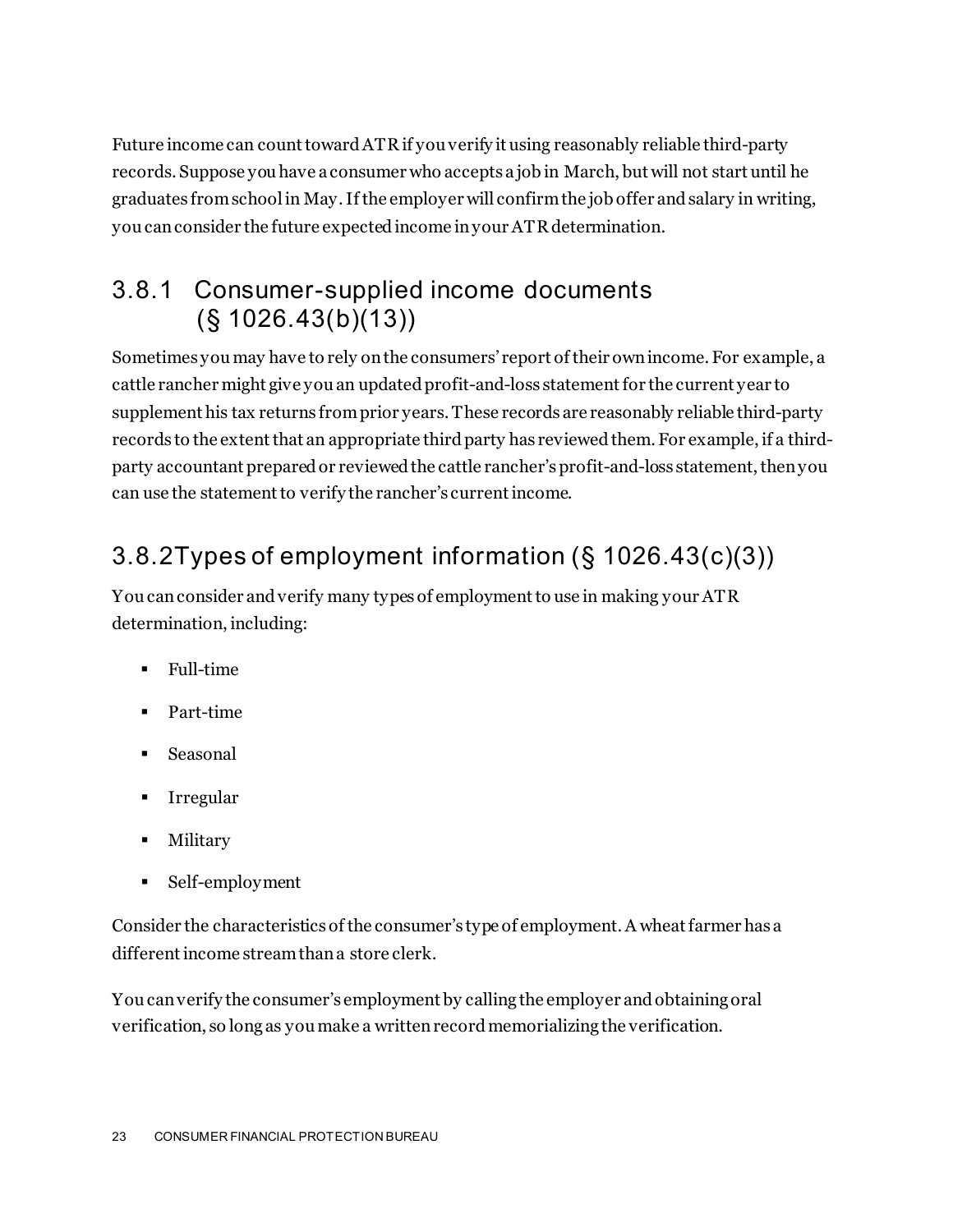Future income can count toward ATR if you verify it using reasonably reliable third-party records. Suppose you have a consumer who accepts a job in March, but will not start until he graduates from school in May. If the employer will confirm the job offer and salary in writing, you can consider the future expected income in your ATR determination.

### 3.8.1 Consumer-supplied income documents (§ 1026.43(b)(13))

Sometimes you may have to rely on the consumers' report of their own income. For example, a cattle rancher might give you an updated profit-and-loss statement for the current year to supplement his tax returns from prior years. These records are reasonably reliable third-party records to the extent that an appropriate third party has reviewed them. For example, if a third-party accountant prepared or reviewed the cattle rancher's profit-and-loss statement, then you can use the statement to verify the rancher's current income.

### 3.8.2 Types of employment information (§ 1026.43(c)(3))

You can consider and verify many types of employment to use in making your ATR determination, including:

- Full-time
- Part-time
- Seasonal
- Irregular
- Military
- Self-employment

Consider the characteristics of the consumer's type of employment. A wheat farmer has a different income stream than a store clerk.

You can verify the consumer's employment by calling the employer and obtaining oral verification, so long as you make a written record memorializing the verification.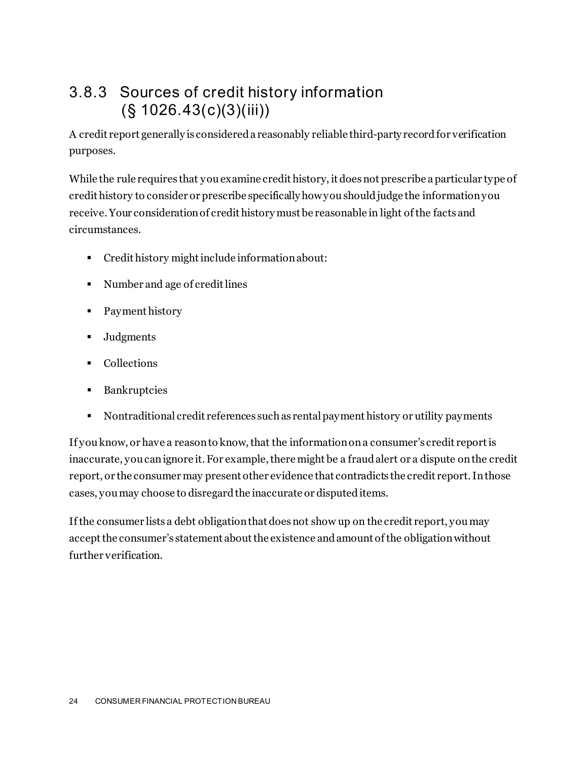### 3.8.3 Sources of credit history information (§ 1026.43(c)(3)(iii))

A credit report generally is considered a reasonably reliable third-party record for verification purposes.

While the rule requires that you examine credit history, it does not prescribe a particular type of credit history to consider or prescribe specifically how you should judge the information you receive. Your consideration of credit history must be reasonable in light of the facts and circumstances.

- Credit history might include information about:
- Number and age of credit lines
- Payment history
- Judgments
- Collections
- Bankruptcies
- Nontraditional credit references such as rental payment history or utility payments

If you know, or have a reason to know, that the information on a consumer's credit report is inaccurate, you can ignore it. For example, there might be a fraud alert or a dispute on the credit report, or the consumer may present other evidence that contradicts the credit report. In those cases, you may choose to disregard the inaccurate or disputed items.

If the consumer lists a debt obligation that does not show up on the credit report, you may accept the consumer's statement about the existence and amount of the obligation without further verification.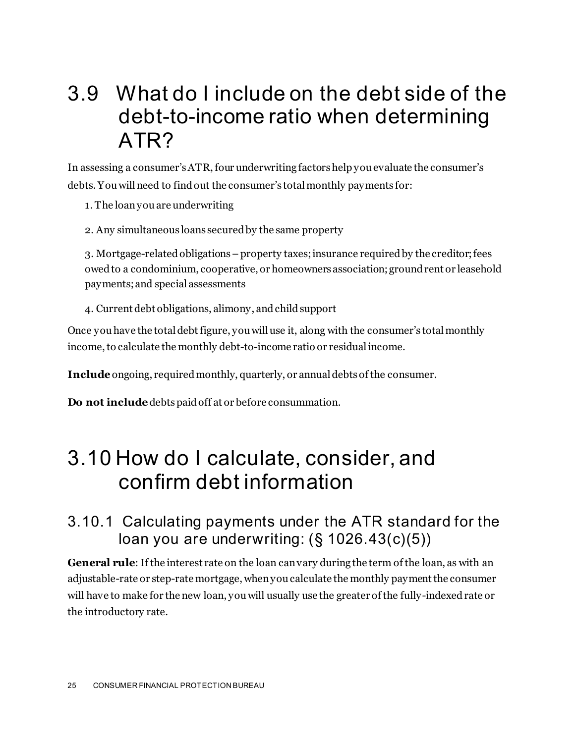## 3.9 What do I include on the debt side of the debt-to-income ratio when determining ATR?

In assessing a consumer's ATR, four underwriting factors help you evaluate the consumer's debts. You will need to find out the consumer's total monthly payments for:

1. The loan you are underwriting
2. Any simultaneous loans secured by the same property
3. Mortgage-related obligations – property taxes; insurance required by the creditor; fees owed to a condominium, cooperative, or homeowners association; ground rent or leasehold payments; and special assessments
4. Current debt obligations, alimony, and child support

Once you have the total debt figure, you will use it, along with the consumer's total monthly income, to calculate the monthly debt-to-income ratio or residual income.

**Include** ongoing, required monthly, quarterly, or annual debts of the consumer.

**Do not include** debts paid off at or before consummation.

## 3.10 How do I calculate, consider, and confirm debt information

### 3.10.1 Calculating payments under the ATR standard for the loan you are underwriting: (§ 1026.43(c)(5))

**General rule**: If the interest rate on the loan can vary during the term of the loan, as with an adjustable-rate or step-rate mortgage, when you calculate the monthly payment the consumer will have to make for the new loan, you will usually use the greater of the fully-indexed rate or the introductory rate.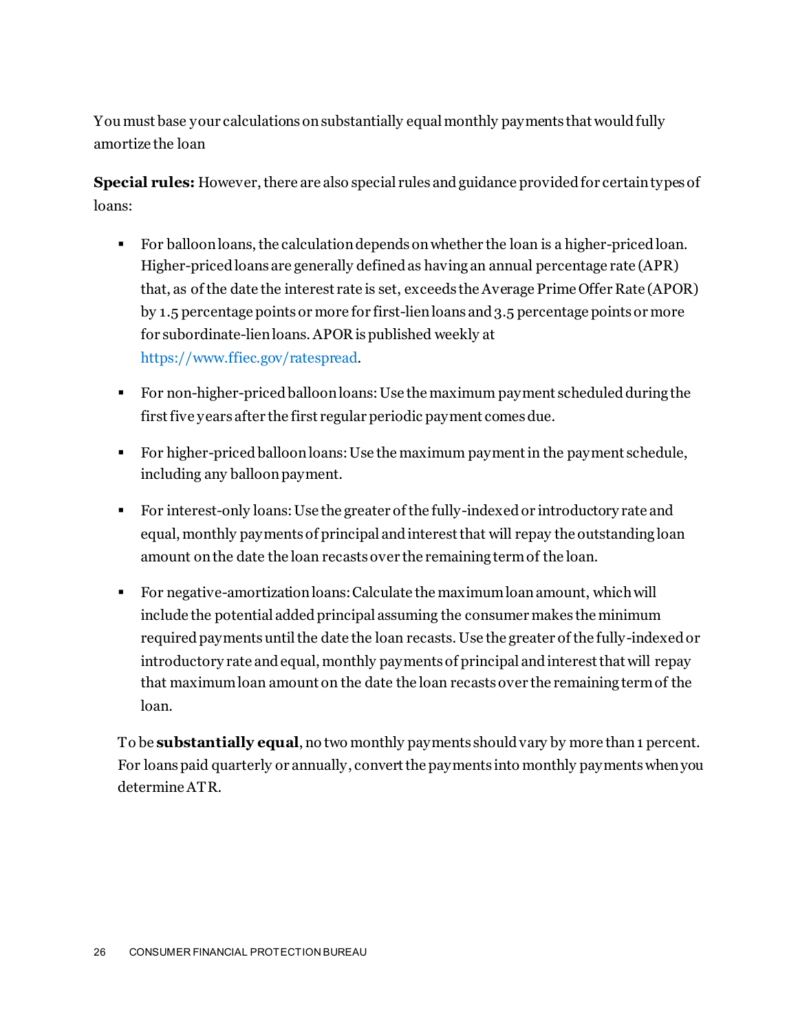You must base your calculations on substantially equal monthly payments that would fully amortize the loan

**Special rules:** However, there are also special rules and guidance provided for certain types of loans:

- For balloon loans, the calculation depends on whether the loan is a higher-priced loan. Higher-priced loans are generally defined as having an annual percentage rate (APR) that, as of the date the interest rate is set, exceeds the Average Prime Offer Rate (APOR) by 1.5 percentage points or more for first-lien loans and 3.5 percentage points or more for subordinate-lien loans. APOR is published weekly at https://www.ffiec.gov/ratespread.

- For non-higher-priced balloon loans: Use the maximum payment scheduled during the first five years after the first regular periodic payment comes due.

- For higher-priced balloon loans: Use the maximum payment in the payment schedule, including any balloon payment.

- For interest-only loans: Use the greater of the fully-indexed or introductory rate and equal, monthly payments of principal and interest that will repay the outstanding loan amount on the date the loan recasts over the remaining term of the loan.

- For negative-amortization loans: Calculate the maximum loan amount, which will include the potential added principal assuming the consumer makes the minimum required payments until the date the loan recasts. Use the greater of the fully-indexed or introductory rate and equal, monthly payments of principal and interest that will repay that maximum loan amount on the date the loan recasts over the remaining term of the loan.

To be **substantially equal**, no two monthly payments should vary by more than 1 percent. For loans paid quarterly or annually, convert the payments into monthly payments when you determine ATR.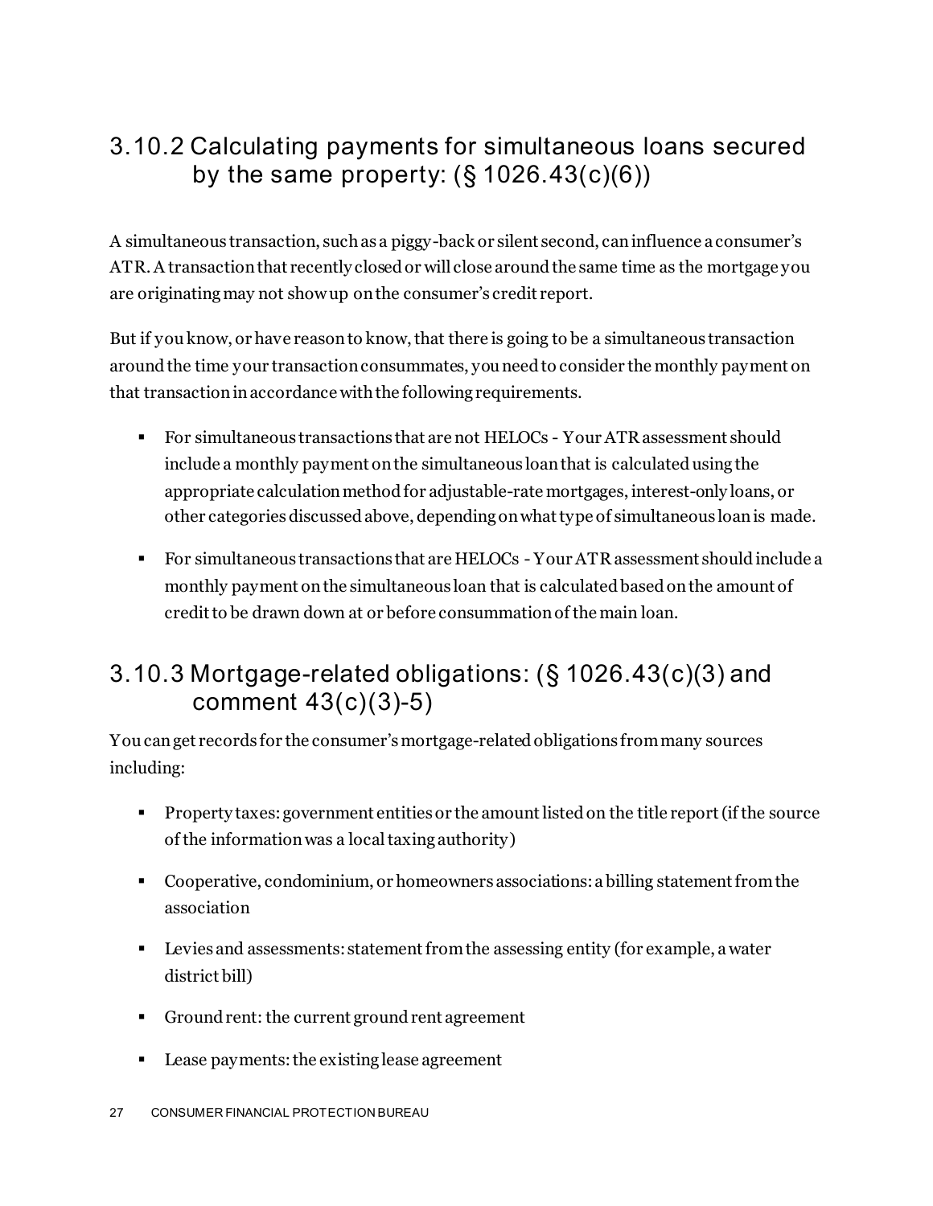### 3.10.2 Calculating payments for simultaneous loans secured by the same property: (§ 1026.43(c)(6))

A simultaneous transaction, such as a piggy-back or silent second, can influence a consumer's ATR. A transaction that recently closed or will close around the same time as the mortgage you are originating may not show up on the consumer's credit report.

But if you know, or have reason to know, that there is going to be a simultaneous transaction around the time your transaction consummates, you need to consider the monthly payment on that transaction in accordance with the following requirements.

- For simultaneous transactions that are not HELOCs - Your ATR assessment should include a monthly payment on the simultaneous loan that is calculated using the appropriate calculation method for adjustable-rate mortgages, interest-only loans, or other categories discussed above, depending on what type of simultaneous loan is made.
- For simultaneous transactions that are HELOCs - Your ATR assessment should include a monthly payment on the simultaneous loan that is calculated based on the amount of credit to be drawn down at or before consummation of the main loan.

### 3.10.3 Mortgage-related obligations: (§ 1026.43(c)(3) and comment 43(c)(3)-5)

You can get records for the consumer's mortgage-related obligations from many sources including:

- Property taxes: government entities or the amount listed on the title report (if the source of the information was a local taxing authority)
- Cooperative, condominium, or homeowners associations: a billing statement from the association
- Levies and assessments: statement from the assessing entity (for example, a water district bill)
- Ground rent: the current ground rent agreement
- Lease payments: the existing lease agreement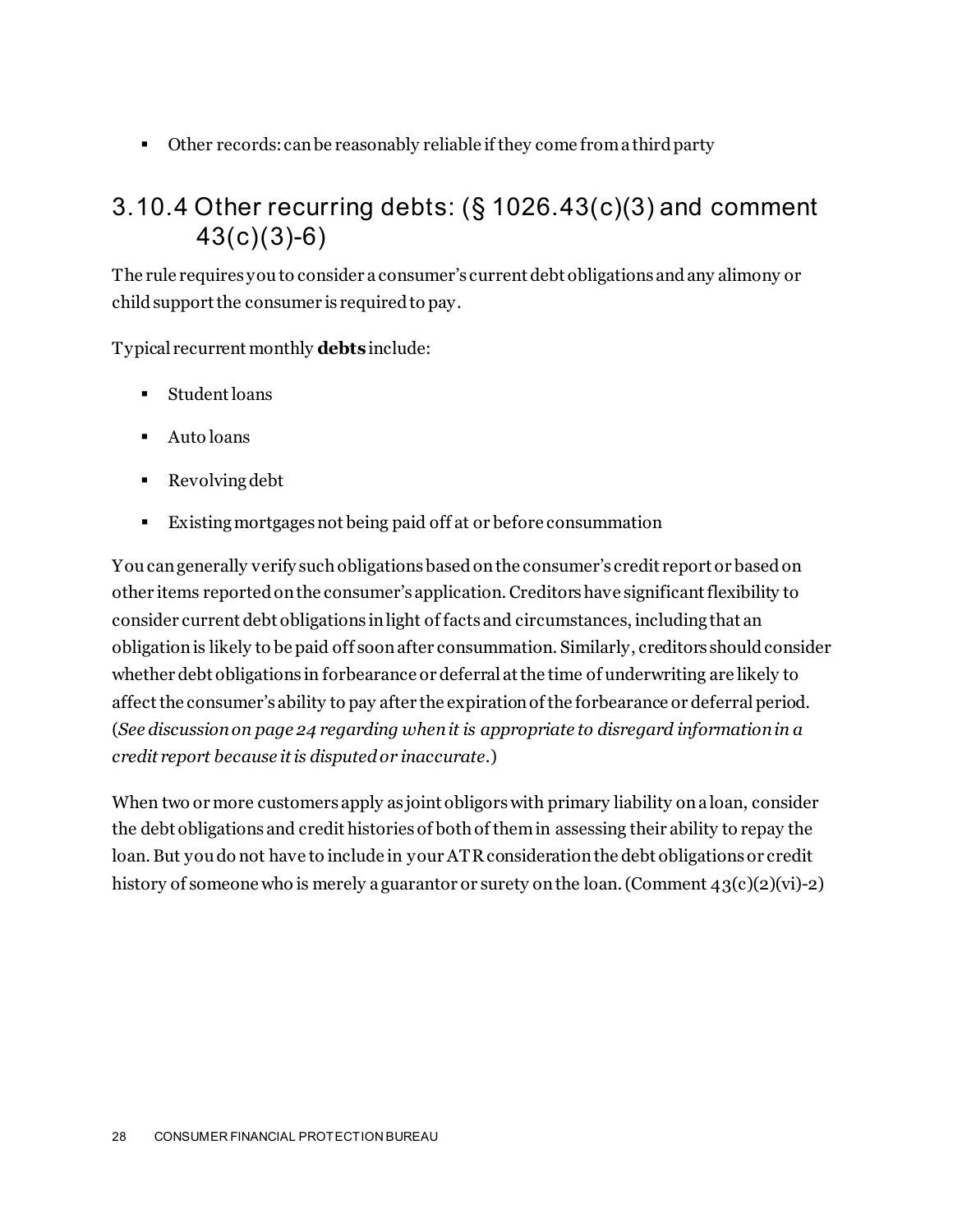- Other records: can be reasonably reliable if they come from a third party

## 3.10.4 Other recurring debts: (§ 1026.43(c)(3) and comment 43(c)(3)-6)

The rule requires you to consider a consumer's current debt obligations and any alimony or child support the consumer is required to pay.

Typical recurrent monthly **debts** include:

- Student loans
- Auto loans
- Revolving debt
- Existing mortgages not being paid off at or before consummation

You can generally verify such obligations based on the consumer's credit report or based on other items reported on the consumer's application. Creditors have significant flexibility to consider current debt obligations in light of facts and circumstances, including that an obligation is likely to be paid off soon after consummation. Similarly, creditors should consider whether debt obligations in forbearance or deferral at the time of underwriting are likely to affect the consumer's ability to pay after the expiration of the forbearance or deferral period. (*See discussion on page 24 regarding when it is appropriate to disregard information in a credit report because it is disputed or inaccurate.*)

When two or more customers apply as joint obligors with primary liability on a loan, consider the debt obligations and credit histories of both of them in assessing their ability to repay the loan. But you do not have to include in your ATR consideration the debt obligations or credit history of someone who is merely a guarantor or surety on the loan. (Comment 43(c)(2)(vi)-2)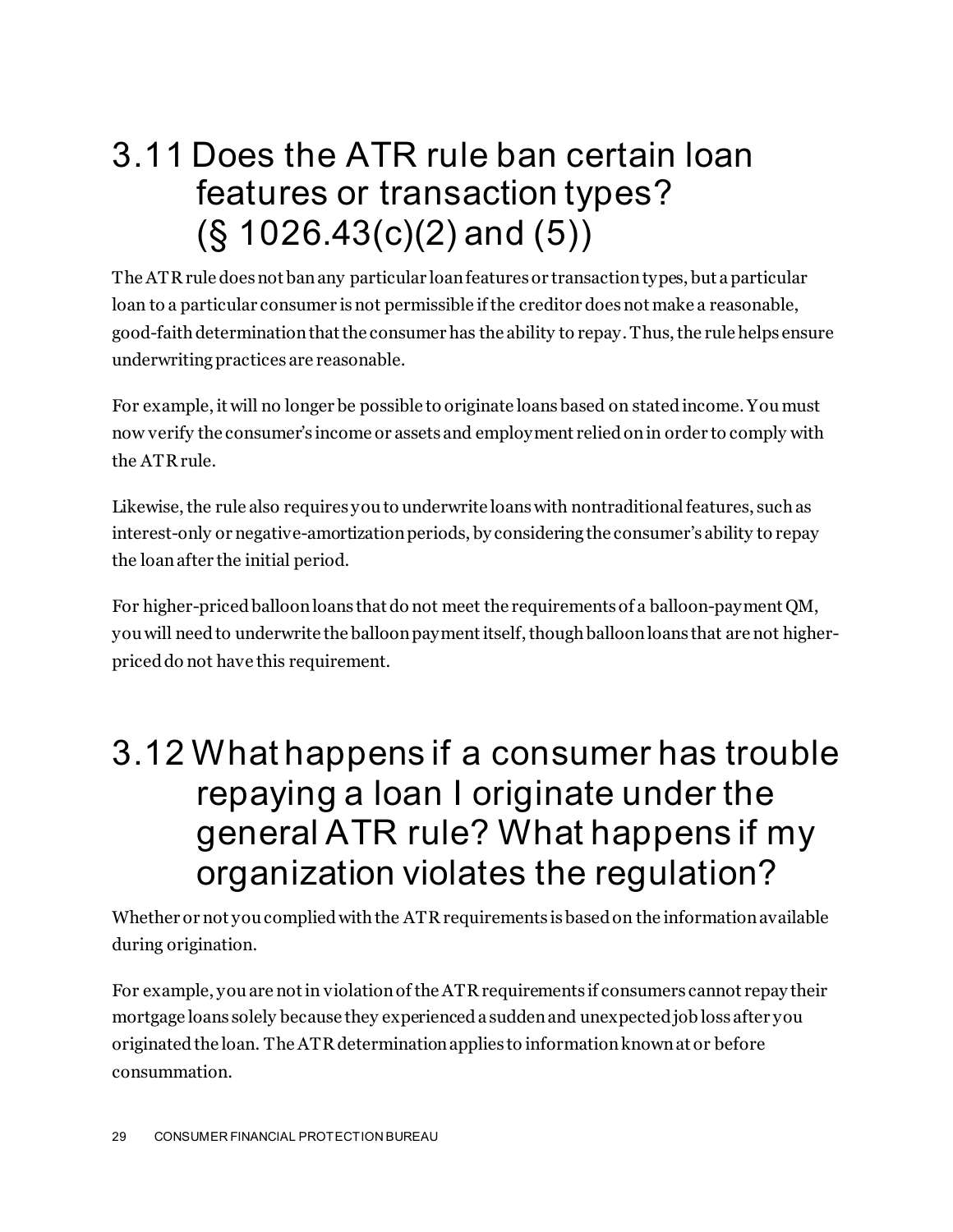## 3.11 Does the ATR rule ban certain loan features or transaction types? (§ 1026.43(c)(2) and (5))

The ATR rule does not ban any particular loan features or transaction types, but a particular loan to a particular consumer is not permissible if the creditor does not make a reasonable, good-faith determination that the consumer has the ability to repay. Thus, the rule helps ensure underwriting practices are reasonable.

For example, it will no longer be possible to originate loans based on stated income. You must now verify the consumer's income or assets and employment relied on in order to comply with the ATR rule.

Likewise, the rule also requires you to underwrite loans with nontraditional features, such as interest-only or negative-amortization periods, by considering the consumer's ability to repay the loan after the initial period.

For higher-priced balloon loans that do not meet the requirements of a balloon-payment QM, you will need to underwrite the balloon payment itself, though balloon loans that are not higher-priced do not have this requirement.

## 3.12 What happens if a consumer has trouble repaying a loan I originate under the general ATR rule? What happens if my organization violates the regulation?

Whether or not you complied with the ATR requirements is based on the information available during origination.

For example, you are not in violation of the ATR requirements if consumers cannot repay their mortgage loans solely because they experienced a sudden and unexpected job loss after you originated the loan. The ATR determination applies to information known at or before consummation.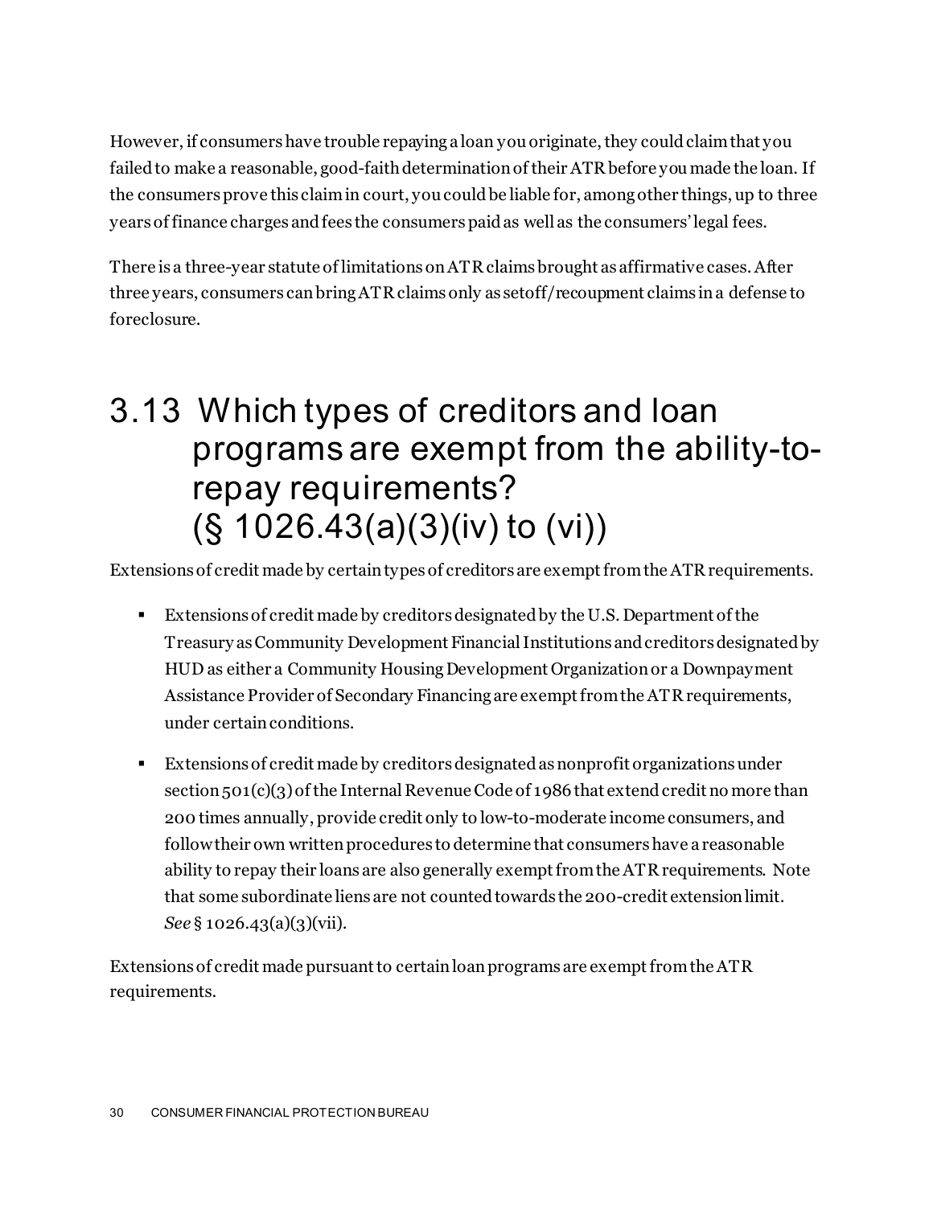However, if consumers have trouble repaying a loan you originate, they could claim that you failed to make a reasonable, good-faith determination of their ATR before you made the loan. If the consumers prove this claim in court, you could be liable for, among other things, up to three years of finance charges and fees the consumers paid as well as the consumers' legal fees.

There is a three-year statute of limitations on ATR claims brought as affirmative cases. After three years, consumers can bring ATR claims only as setoff/recoupment claims in a defense to foreclosure.

## 3.13 Which types of creditors and loan programs are exempt from the ability-to-repay requirements? (§ 1026.43(a)(3)(iv) to (vi))

Extensions of credit made by certain types of creditors are exempt from the ATR requirements.

- Extensions of credit made by creditors designated by the U.S. Department of the Treasury as Community Development Financial Institutions and creditors designated by HUD as either a Community Housing Development Organization or a Downpayment Assistance Provider of Secondary Financing are exempt from the ATR requirements, under certain conditions.
- Extensions of credit made by creditors designated as nonprofit organizations under section 501(c)(3) of the Internal Revenue Code of 1986 that extend credit no more than 200 times annually, provide credit only to low-to-moderate income consumers, and follow their own written procedures to determine that consumers have a reasonable ability to repay their loans are also generally exempt from the ATR requirements. Note that some subordinate liens are not counted towards the 200-credit extension limit. *See* § 1026.43(a)(3)(vii).

Extensions of credit made pursuant to certain loan programs are exempt from the ATR requirements.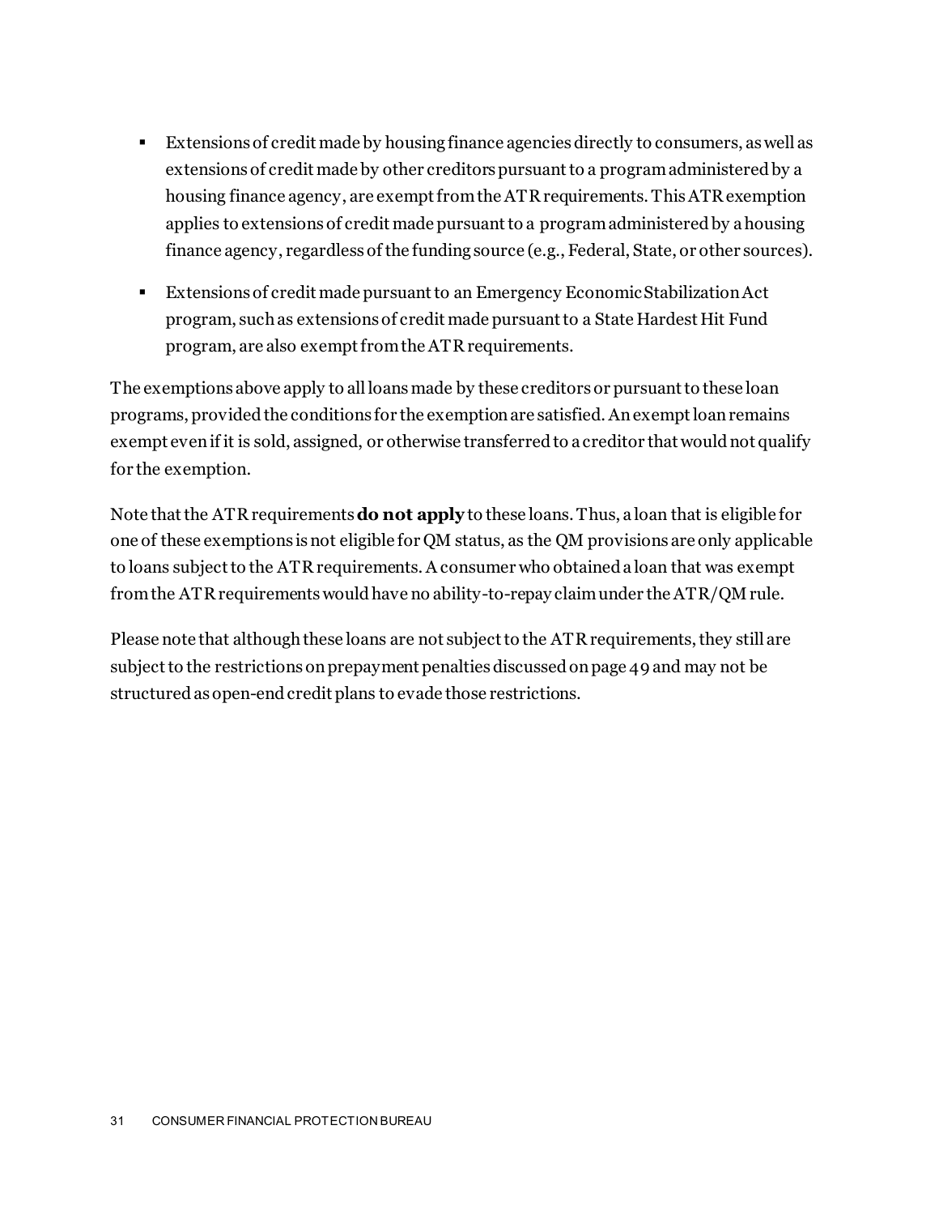- Extensions of credit made by housing finance agencies directly to consumers, as well as extensions of credit made by other creditors pursuant to a program administered by a housing finance agency, are exempt from the ATR requirements. This ATR exemption applies to extensions of credit made pursuant to a program administered by a housing finance agency, regardless of the funding source (e.g., Federal, State, or other sources).

- Extensions of credit made pursuant to an Emergency Economic Stabilization Act program, such as extensions of credit made pursuant to a State Hardest Hit Fund program, are also exempt from the ATR requirements.

The exemptions above apply to all loans made by these creditors or pursuant to these loan programs, provided the conditions for the exemption are satisfied. An exempt loan remains exempt even if it is sold, assigned, or otherwise transferred to a creditor that would not qualify for the exemption.

Note that the ATR requirements **do not apply** to these loans. Thus, a loan that is eligible for one of these exemptions is not eligible for QM status, as the QM provisions are only applicable to loans subject to the ATR requirements. A consumer who obtained a loan that was exempt from the ATR requirements would have no ability-to-repay claim under the ATR/QM rule.

Please note that although these loans are not subject to the ATR requirements, they still are subject to the restrictions on prepayment penalties discussed on page 49 and may not be structured as open-end credit plans to evade those restrictions.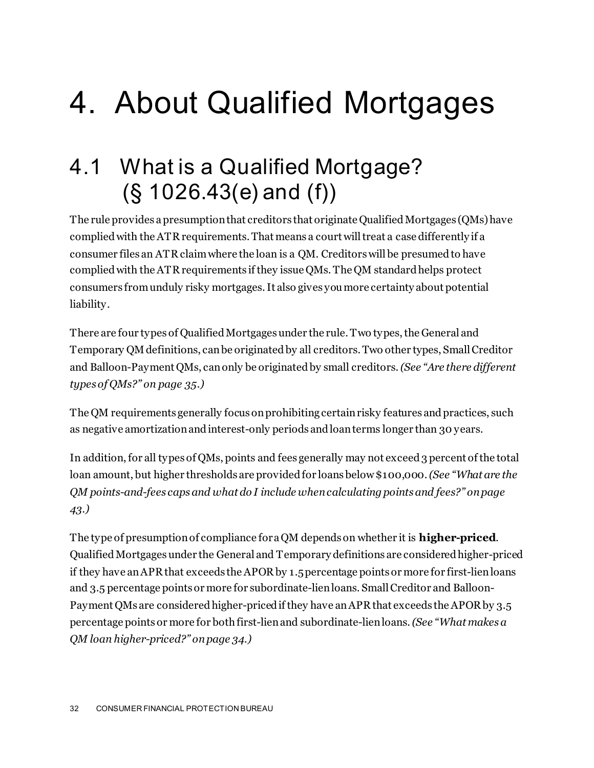# 4. About Qualified Mortgages

## 4.1 What is a Qualified Mortgage? (§ 1026.43(e) and (f))

The rule provides a presumption that creditors that originate Qualified Mortgages (QMs) have complied with the ATR requirements. That means a court will treat a case differently if a consumer files an ATR claim where the loan is a QM. Creditors will be presumed to have complied with the ATR requirements if they issue QMs. The QM standard helps protect consumers from unduly risky mortgages. It also gives you more certainty about potential liability.

There are four types of Qualified Mortgages under the rule. Two types, the General and Temporary QM definitions, can be originated by all creditors. Two other types, Small Creditor and Balloon-Payment QMs, can only be originated by small creditors. *(See "Are there different types of QMs?" on page 35.)*

The QM requirements generally focus on prohibiting certain risky features and practices, such as negative amortization and interest-only periods and loan terms longer than 30 years.

In addition, for all types of QMs, points and fees generally may not exceed 3 percent of the total loan amount, but higher thresholds are provided for loans below $100,000. *(See "What are the QM points-and-fees caps and what do I include when calculating points and fees?" on page 43.)*

The type of presumption of compliance for a QM depends on whether it is **higher-priced**. Qualified Mortgages under the General and Temporary definitions are considered higher-priced if they have an APR that exceeds the APOR by 1.5 percentage points or more for first-lien loans and 3.5 percentage points or more for subordinate-lien loans. Small Creditor and Balloon-Payment QMs are considered higher-priced if they have an APR that exceeds the APOR by 3.5 percentage points or more for both first-lien and subordinate-lien loans. *(See "What makes a QM loan higher-priced?" on page 34.)*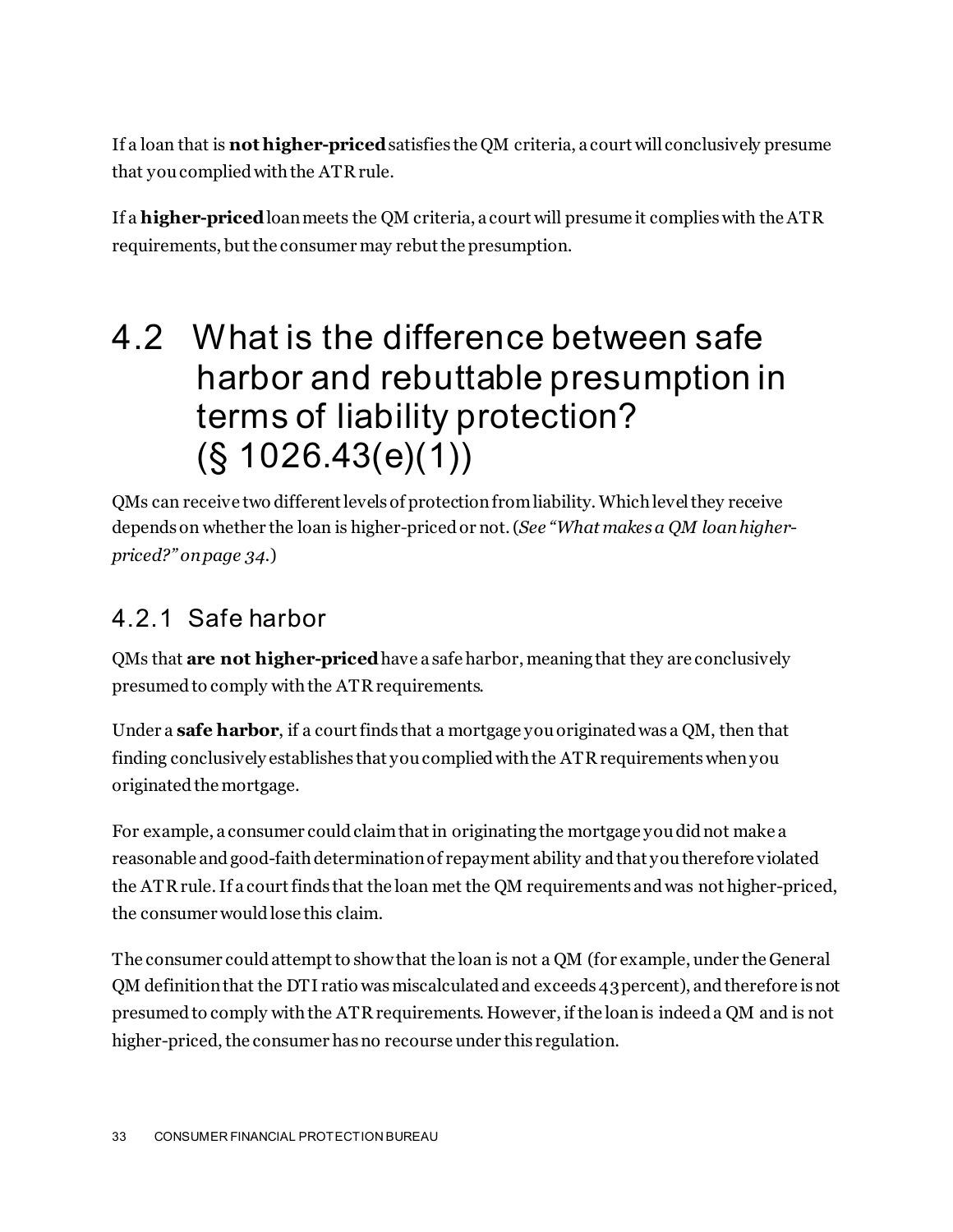If a loan that is **not higher-priced** satisfies the QM criteria, a court will conclusively presume that you complied with the ATR rule.

If a **higher-priced** loan meets the QM criteria, a court will presume it complies with the ATR requirements, but the consumer may rebut the presumption.

# 4.2 What is the difference between safe harbor and rebuttable presumption in terms of liability protection? (§ 1026.43(e)(1))

QMs can receive two different levels of protection from liability. Which level they receive depends on whether the loan is higher-priced or not. (*See "What makes a QM loan higher-priced?" on page 34.*)

## 4.2.1 Safe harbor

QMs that **are not higher-priced** have a safe harbor, meaning that they are conclusively presumed to comply with the ATR requirements.

Under a **safe harbor**, if a court finds that a mortgage you originated was a QM, then that finding conclusively establishes that you complied with the ATR requirements when you originated the mortgage.

For example, a consumer could claim that in originating the mortgage you did not make a reasonable and good-faith determination of repayment ability and that you therefore violated the ATR rule. If a court finds that the loan met the QM requirements and was not higher-priced, the consumer would lose this claim.

The consumer could attempt to show that the loan is not a QM (for example, under the General QM definition that the DTI ratio was miscalculated and exceeds 43 percent), and therefore is not presumed to comply with the ATR requirements. However, if the loan is indeed a QM and is not higher-priced, the consumer has no recourse under this regulation.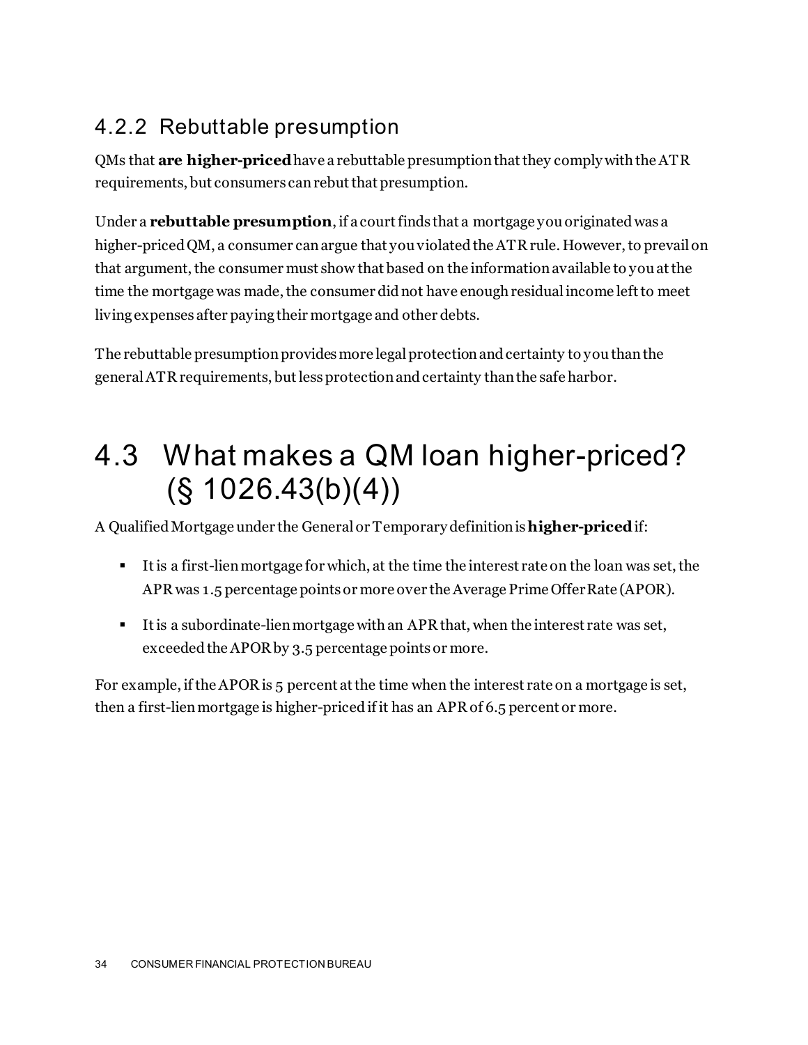### 4.2.2 Rebuttable presumption

QMs that **are higher-priced** have a rebuttable presumption that they comply with the ATR requirements, but consumers can rebut that presumption.

Under a **rebuttable presumption**, if a court finds that a mortgage you originated was a higher-priced QM, a consumer can argue that you violated the ATR rule. However, to prevail on that argument, the consumer must show that based on the information available to you at the time the mortgage was made, the consumer did not have enough residual income left to meet living expenses after paying their mortgage and other debts.

The rebuttable presumption provides more legal protection and certainty to you than the general ATR requirements, but less protection and certainty than the safe harbor.

## 4.3 What makes a QM loan higher-priced? (§ 1026.43(b)(4))

A Qualified Mortgage under the General or Temporary definition is **higher-priced** if:

- It is a first-lien mortgage for which, at the time the interest rate on the loan was set, the APR was 1.5 percentage points or more over the Average Prime Offer Rate (APOR).
- It is a subordinate-lien mortgage with an APR that, when the interest rate was set, exceeded the APOR by 3.5 percentage points or more.

For example, if the APOR is 5 percent at the time when the interest rate on a mortgage is set, then a first-lien mortgage is higher-priced if it has an APR of 6.5 percent or more.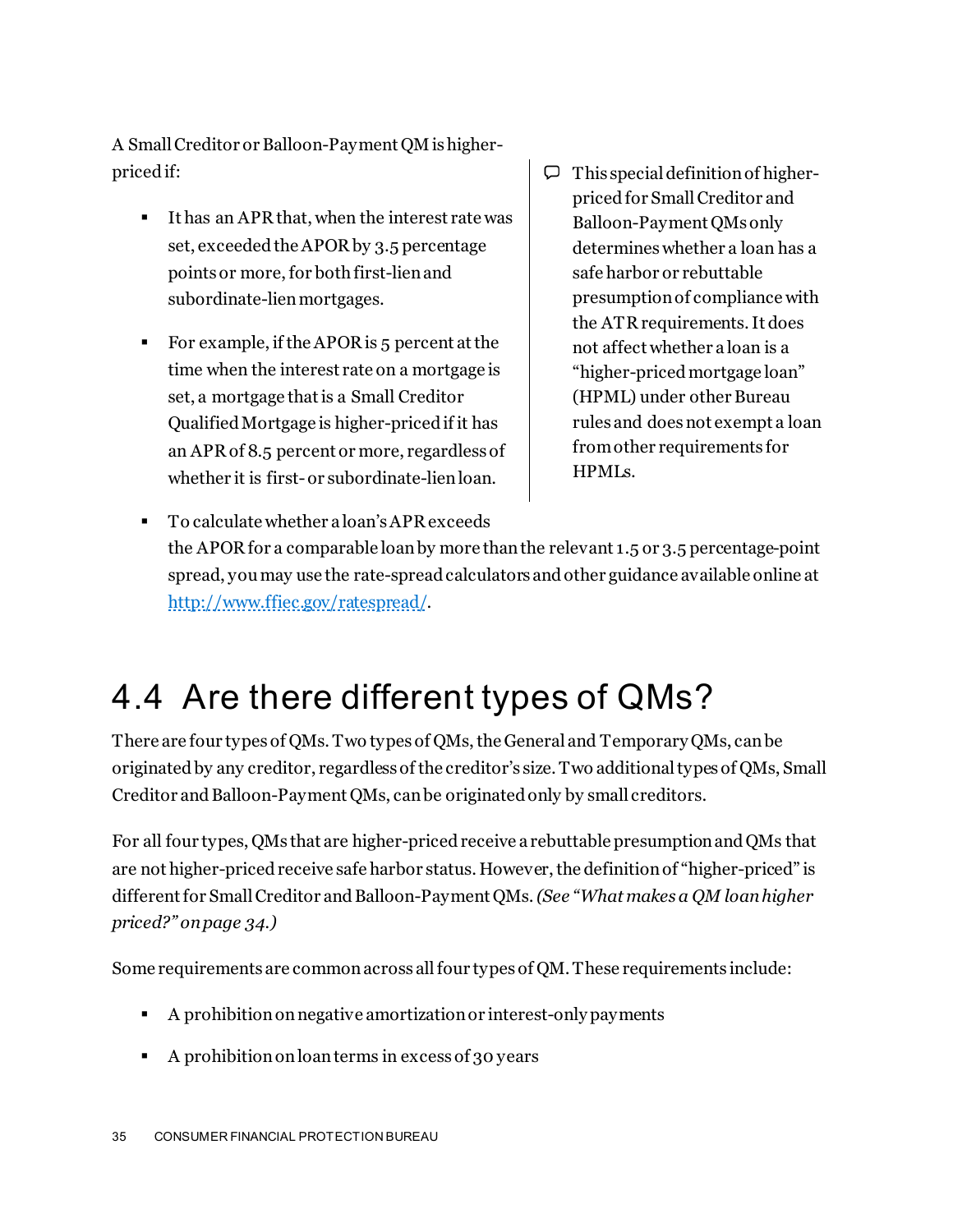A Small Creditor or Balloon-Payment QM is higher-priced if:

- It has an APR that, when the interest rate was set, exceeded the APOR by 3.5 percentage points or more, for both first-lien and subordinate-lien mortgages.
- For example, if the APOR is 5 percent at the time when the interest rate on a mortgage is set, a mortgage that is a Small Creditor Qualified Mortgage is higher-priced if it has an APR of 8.5 percent or more, regardless of whether it is first- or subordinate-lien loan.
- To calculate whether a loan's APR exceeds the APOR for a comparable loan by more than the relevant 1.5 or 3.5 percentage-point spread, you may use the rate-spread calculators and other guidance available online at [http://www.ffiec.gov/ratespread/](http://www.ffiec.gov/ratespread/).

> This special definition of higher-priced for Small Creditor and Balloon-Payment QMs only determines whether a loan has a safe harbor or rebuttable presumption of compliance with the ATR requirements. It does not affect whether a loan is a "higher-priced mortgage loan" (HPML) under other Bureau rules and does not exempt a loan from other requirements for HPMLs.

## 4.4 Are there different types of QMs?

There are four types of QMs. Two types of QMs, the General and Temporary QMs, can be originated by any creditor, regardless of the creditor's size. Two additional types of QMs, Small Creditor and Balloon-Payment QMs, can be originated only by small creditors.

For all four types, QMs that are higher-priced receive a rebuttable presumption and QMs that are not higher-priced receive safe harbor status. However, the definition of "higher-priced" is different for Small Creditor and Balloon-Payment QMs. *(See "What makes a QM loan higher priced?" on page 34.)*

Some requirements are common across all four types of QM. These requirements include:

- A prohibition on negative amortization or interest-only payments
- A prohibition on loan terms in excess of 30 years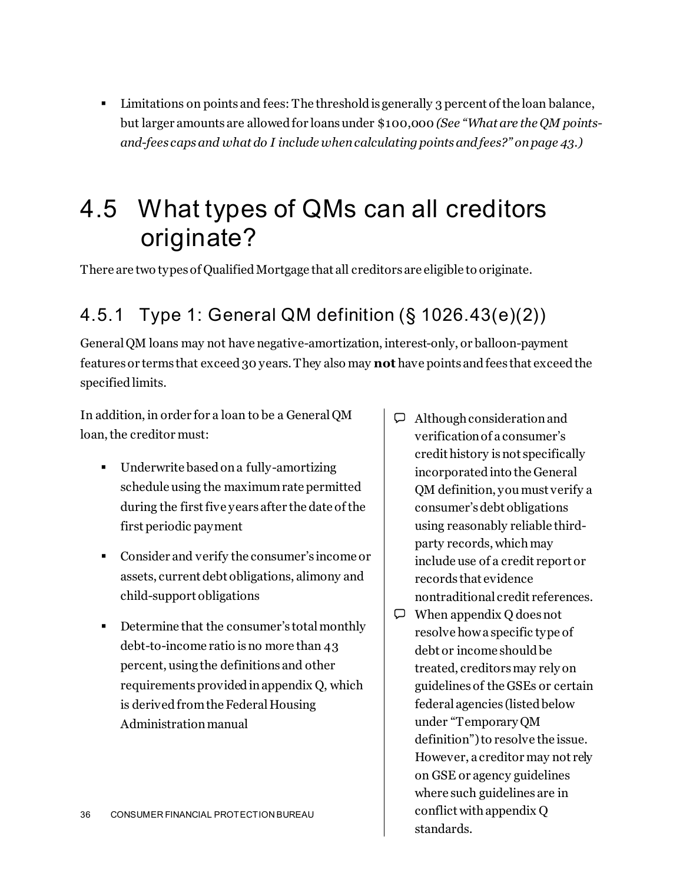- Limitations on points and fees: The threshold is generally 3 percent of the loan balance, but larger amounts are allowed for loans under $100,000 *(See "What are the QM points-and-fees caps and what do I include when calculating points and fees?" on page 43.)*

# 4.5 What types of QMs can all creditors originate?

There are two types of Qualified Mortgage that all creditors are eligible to originate.

## 4.5.1 Type 1: General QM definition (§ 1026.43(e)(2))

General QM loans may not have negative-amortization, interest-only, or balloon-payment features or terms that exceed 30 years. They also may **not** have points and fees that exceed the specified limits.

In addition, in order for a loan to be a General QM loan, the creditor must:

- Underwrite based on a fully-amortizing schedule using the maximum rate permitted during the first five years after the date of the first periodic payment
- Consider and verify the consumer's income or assets, current debt obligations, alimony and child-support obligations
- Determine that the consumer's total monthly debt-to-income ratio is no more than 43 percent, using the definitions and other requirements provided in appendix Q, which is derived from the Federal Housing Administration manual

> Although consideration and verification of a consumer's credit history is not specifically incorporated into the General QM definition, you must verify a consumer's debt obligations using reasonably reliable third-party records, which may include use of a credit report or records that evidence nontraditional credit references.

> When appendix Q does not resolve how a specific type of debt or income should be treated, creditors may rely on guidelines of the GSEs or certain federal agencies (listed below under "Temporary QM definition") to resolve the issue. However, a creditor may not rely on GSE or agency guidelines where such guidelines are in conflict with appendix Q standards.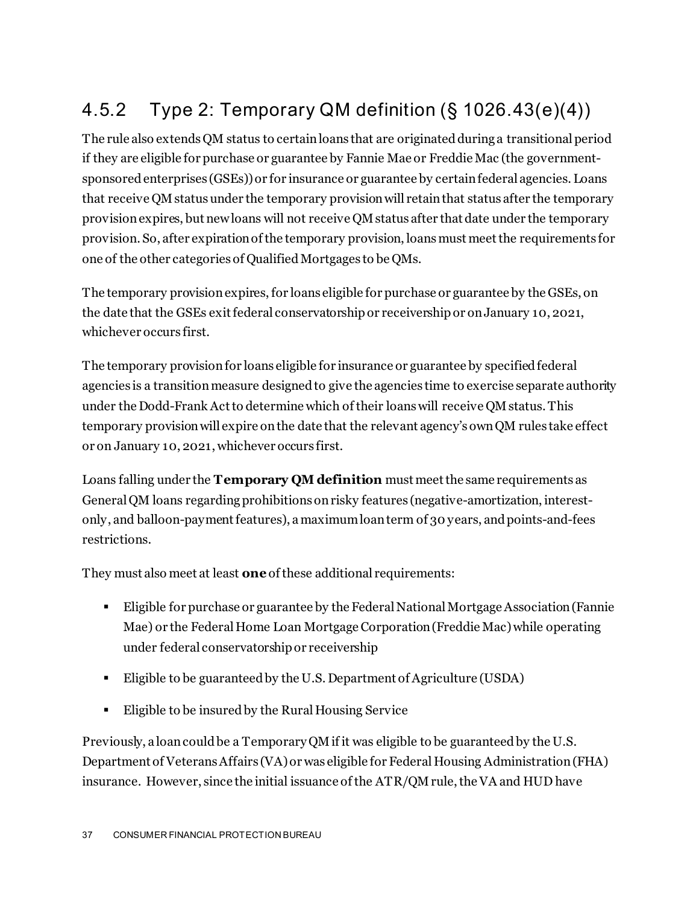### 4.5.2 Type 2: Temporary QM definition (§ 1026.43(e)(4))

The rule also extends QM status to certain loans that are originated during a transitional period if they are eligible for purchase or guarantee by Fannie Mae or Freddie Mac (the government-sponsored enterprises (GSEs)) or for insurance or guarantee by certain federal agencies. Loans that receive QM status under the temporary provision will retain that status after the temporary provision expires, but new loans will not receive QM status after that date under the temporary provision. So, after expiration of the temporary provision, loans must meet the requirements for one of the other categories of Qualified Mortgages to be QMs.

The temporary provision expires, for loans eligible for purchase or guarantee by the GSEs, on the date that the GSEs exit federal conservatorship or receivership or on January 10, 2021, whichever occurs first.

The temporary provision for loans eligible for insurance or guarantee by specified federal agencies is a transition measure designed to give the agencies time to exercise separate authority under the Dodd-Frank Act to determine which of their loans will receive QM status. This temporary provision will expire on the date that the relevant agency's own QM rules take effect or on January 10, 2021, whichever occurs first.

Loans falling under the **Temporary QM definition** must meet the same requirements as General QM loans regarding prohibitions on risky features (negative-amortization, interest-only, and balloon-payment features), a maximum loan term of 30 years, and points-and-fees restrictions.

They must also meet at least **one** of these additional requirements:

- Eligible for purchase or guarantee by the Federal National Mortgage Association (Fannie Mae) or the Federal Home Loan Mortgage Corporation (Freddie Mac) while operating under federal conservatorship or receivership
- Eligible to be guaranteed by the U.S. Department of Agriculture (USDA)
- Eligible to be insured by the Rural Housing Service

Previously, a loan could be a Temporary QM if it was eligible to be guaranteed by the U.S. Department of Veterans Affairs (VA) or was eligible for Federal Housing Administration (FHA) insurance. However, since the initial issuance of the ATR/QM rule, the VA and HUD have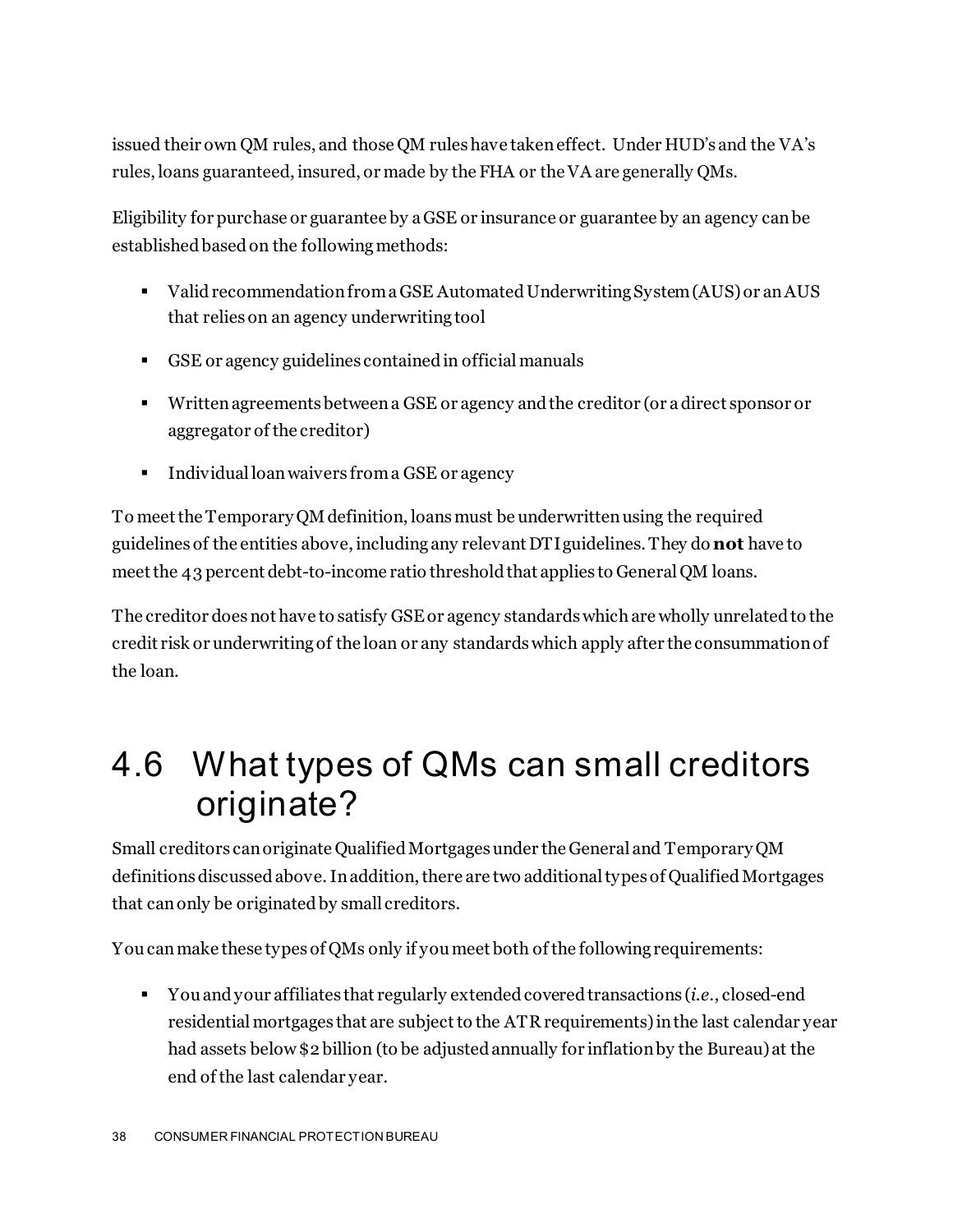issued their own QM rules, and those QM rules have taken effect. Under HUD's and the VA's rules, loans guaranteed, insured, or made by the FHA or the VA are generally QMs.

Eligibility for purchase or guarantee by a GSE or insurance or guarantee by an agency can be established based on the following methods:

- Valid recommendation from a GSE Automated Underwriting System (AUS) or an AUS that relies on an agency underwriting tool
- GSE or agency guidelines contained in official manuals
- Written agreements between a GSE or agency and the creditor (or a direct sponsor or aggregator of the creditor)
- Individual loan waivers from a GSE or agency

To meet the Temporary QM definition, loans must be underwritten using the required guidelines of the entities above, including any relevant DTI guidelines. They do **not** have to meet the 43 percent debt-to-income ratio threshold that applies to General QM loans.

The creditor does not have to satisfy GSE or agency standards which are wholly unrelated to the credit risk or underwriting of the loan or any standards which apply after the consummation of the loan.

## 4.6 What types of QMs can small creditors originate?

Small creditors can originate Qualified Mortgages under the General and Temporary QM definitions discussed above. In addition, there are two additional types of Qualified Mortgages that can only be originated by small creditors.

You can make these types of QMs only if you meet both of the following requirements:

- You and your affiliates that regularly extended covered transactions (*i.e.*, closed-end residential mortgages that are subject to the ATR requirements) in the last calendar year had assets below $2 billion (to be adjusted annually for inflation by the Bureau) at the end of the last calendar year.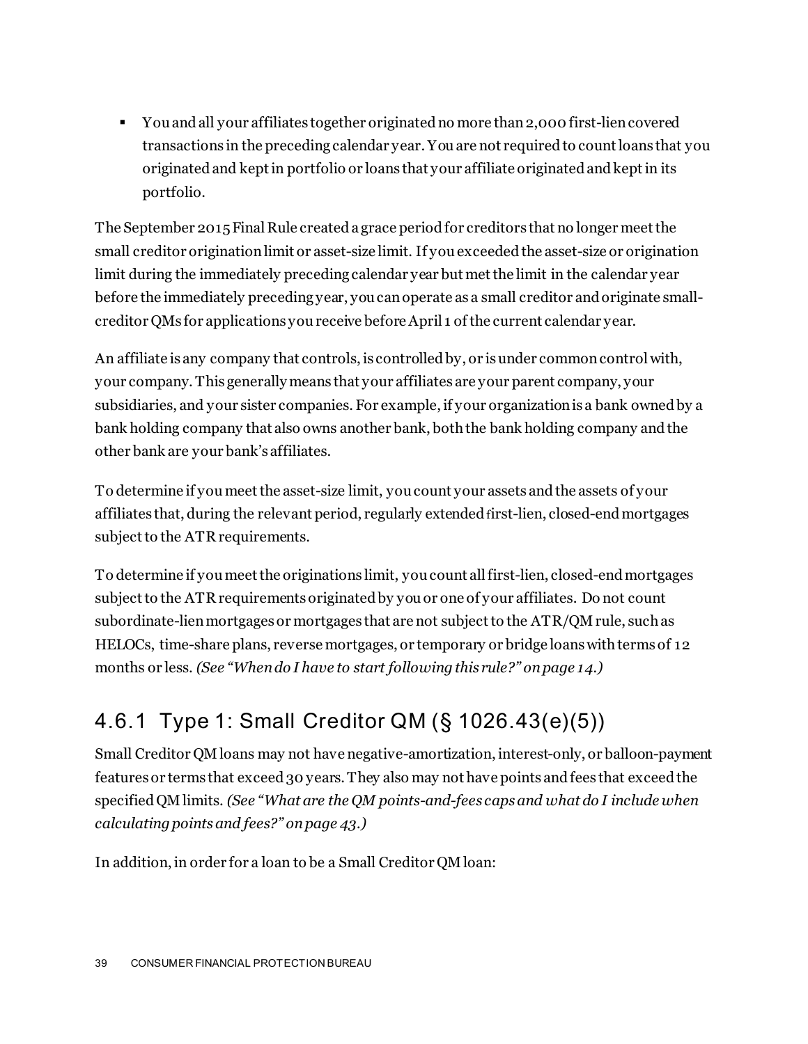- You and all your affiliates together originated no more than 2,000 first-lien covered transactions in the preceding calendar year. You are not required to count loans that you originated and kept in portfolio or loans that your affiliate originated and kept in its portfolio.

The September 2015 Final Rule created a grace period for creditors that no longer meet the small creditor origination limit or asset-size limit. If you exceeded the asset-size or origination limit during the immediately preceding calendar year but met the limit in the calendar year before the immediately preceding year, you can operate as a small creditor and originate small-creditor QMs for applications you receive before April 1 of the current calendar year.

An affiliate is any company that controls, is controlled by, or is under common control with, your company. This generally means that your affiliates are your parent company, your subsidiaries, and your sister companies. For example, if your organization is a bank owned by a bank holding company that also owns another bank, both the bank holding company and the other bank are your bank's affiliates.

To determine if you meet the asset-size limit, you count your assets and the assets of your affiliates that, during the relevant period, regularly extended first-lien, closed-end mortgages subject to the ATR requirements.

To determine if you meet the originations limit, you count all first-lien, closed-end mortgages subject to the ATR requirements originated by you or one of your affiliates. Do not count subordinate-lien mortgages or mortgages that are not subject to the ATR/QM rule, such as HELOCs, time-share plans, reverse mortgages, or temporary or bridge loans with terms of 12 months or less. *(See "When do I have to start following this rule?" on page 14.)*

## 4.6.1 Type 1: Small Creditor QM (§ 1026.43(e)(5))

Small Creditor QM loans may not have negative-amortization, interest-only, or balloon-payment features or terms that exceed 30 years. They also may not have points and fees that exceed the specified QM limits. *(See "What are the QM points-and-fees caps and what do I include when calculating points and fees?" on page 43.)*

In addition, in order for a loan to be a Small Creditor QM loan: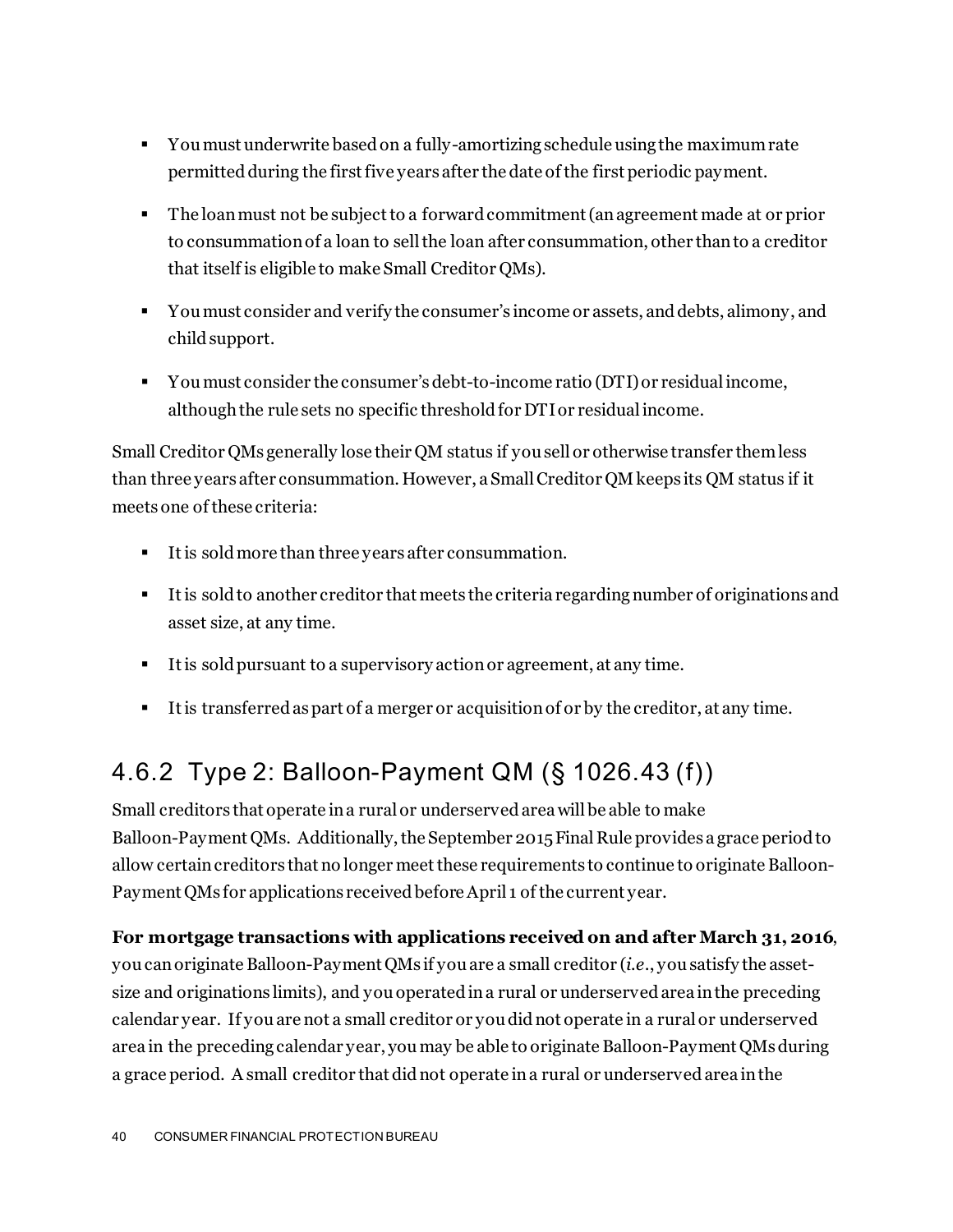- You must underwrite based on a fully-amortizing schedule using the maximum rate permitted during the first five years after the date of the first periodic payment.
- The loan must not be subject to a forward commitment (an agreement made at or prior to consummation of a loan to sell the loan after consummation, other than to a creditor that itself is eligible to make Small Creditor QMs).
- You must consider and verify the consumer's income or assets, and debts, alimony, and child support.
- You must consider the consumer's debt-to-income ratio (DTI) or residual income, although the rule sets no specific threshold for DTI or residual income.

Small Creditor QMs generally lose their QM status if you sell or otherwise transfer them less than three years after consummation. However, a Small Creditor QM keeps its QM status if it meets one of these criteria:

- It is sold more than three years after consummation.
- It is sold to another creditor that meets the criteria regarding number of originations and asset size, at any time.
- It is sold pursuant to a supervisory action or agreement, at any time.
- It is transferred as part of a merger or acquisition of or by the creditor, at any time.

### 4.6.2 Type 2: Balloon-Payment QM (§ 1026.43 (f))

Small creditors that operate in a rural or underserved area will be able to make Balloon-Payment QMs. Additionally, the September 2015 Final Rule provides a grace period to allow certain creditors that no longer meet these requirements to continue to originate Balloon-Payment QMs for applications received before April 1 of the current year.

**For mortgage transactions with applications received on and after March 31, 2016**, you can originate Balloon-Payment QMs if you are a small creditor (*i.e.*, you satisfy the asset-size and originations limits), and you operated in a rural or underserved area in the preceding calendar year. If you are not a small creditor or you did not operate in a rural or underserved area in the preceding calendar year, you may be able to originate Balloon-Payment QMs during a grace period. A small creditor that did not operate in a rural or underserved area in the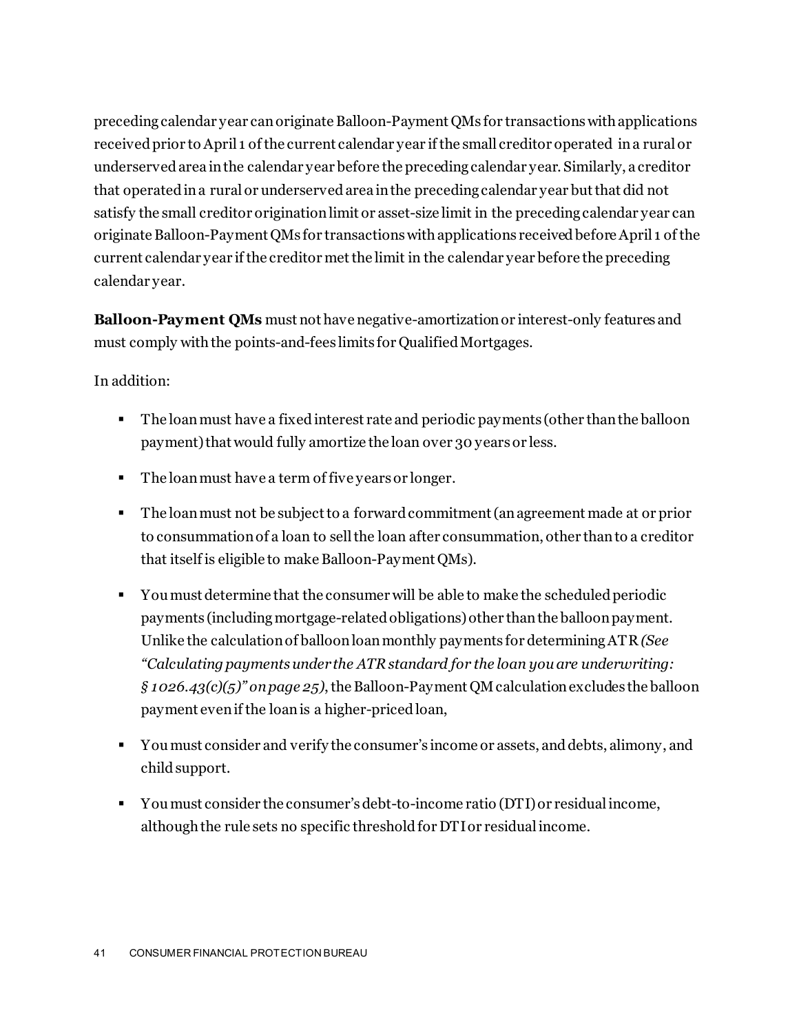preceding calendar year can originate Balloon-Payment QMs for transactions with applications received prior to April 1 of the current calendar year if the small creditor operated in a rural or underserved area in the calendar year before the preceding calendar year. Similarly, a creditor that operated in a rural or underserved area in the preceding calendar year but that did not satisfy the small creditor origination limit or asset-size limit in the preceding calendar year can originate Balloon-Payment QMs for transactions with applications received before April 1 of the current calendar year if the creditor met the limit in the calendar year before the preceding calendar year.

**Balloon-Payment QMs** must not have negative-amortization or interest-only features and must comply with the points-and-fees limits for Qualified Mortgages.

In addition:

- The loan must have a fixed interest rate and periodic payments (other than the balloon payment) that would fully amortize the loan over 30 years or less.
- The loan must have a term of five years or longer.
- The loan must not be subject to a forward commitment (an agreement made at or prior to consummation of a loan to sell the loan after consummation, other than to a creditor that itself is eligible to make Balloon-Payment QMs).
- You must determine that the consumer will be able to make the scheduled periodic payments (including mortgage-related obligations) other than the balloon payment. Unlike the calculation of balloon loan monthly payments for determining ATR *(See "Calculating payments under the ATR standard for the loan you are underwriting: § 1026.43(c)(5)" on page 25)*, the Balloon-Payment QM calculation excludes the balloon payment even if the loan is a higher-priced loan,
- You must consider and verify the consumer's income or assets, and debts, alimony, and child support.
- You must consider the consumer's debt-to-income ratio (DTI) or residual income, although the rule sets no specific threshold for DTI or residual income.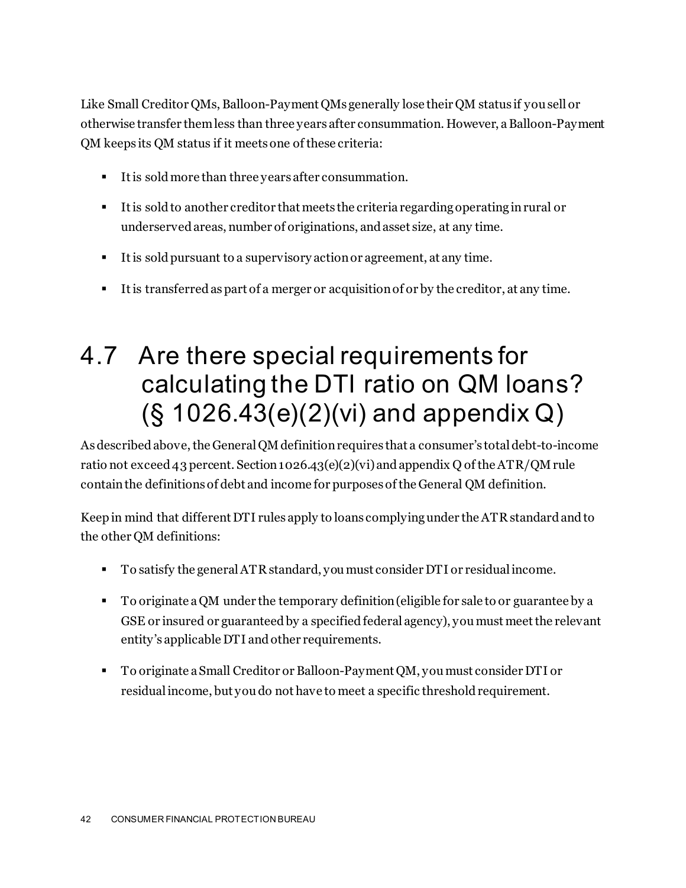Like Small Creditor QMs, Balloon-Payment QMs generally lose their QM status if you sell or otherwise transfer them less than three years after consummation. However, a Balloon-Payment QM keeps its QM status if it meets one of these criteria:

- It is sold more than three years after consummation.
- It is sold to another creditor that meets the criteria regarding operating in rural or underserved areas, number of originations, and asset size, at any time.
- It is sold pursuant to a supervisory action or agreement, at any time.
- It is transferred as part of a merger or acquisition of or by the creditor, at any time.

## 4.7 Are there special requirements for calculating the DTI ratio on QM loans? (§ 1026.43(e)(2)(vi) and appendix Q)

As described above, the General QM definition requires that a consumer's total debt-to-income ratio not exceed 43 percent. Section 1026.43(e)(2)(vi) and appendix Q of the ATR/QM rule contain the definitions of debt and income for purposes of the General QM definition.

Keep in mind that different DTI rules apply to loans complying under the ATR standard and to the other QM definitions:

- To satisfy the general ATR standard, you must consider DTI or residual income.
- To originate a QM under the temporary definition (eligible for sale to or guarantee by a GSE or insured or guaranteed by a specified federal agency), you must meet the relevant entity's applicable DTI and other requirements.
- To originate a Small Creditor or Balloon-Payment QM, you must consider DTI or residual income, but you do not have to meet a specific threshold requirement.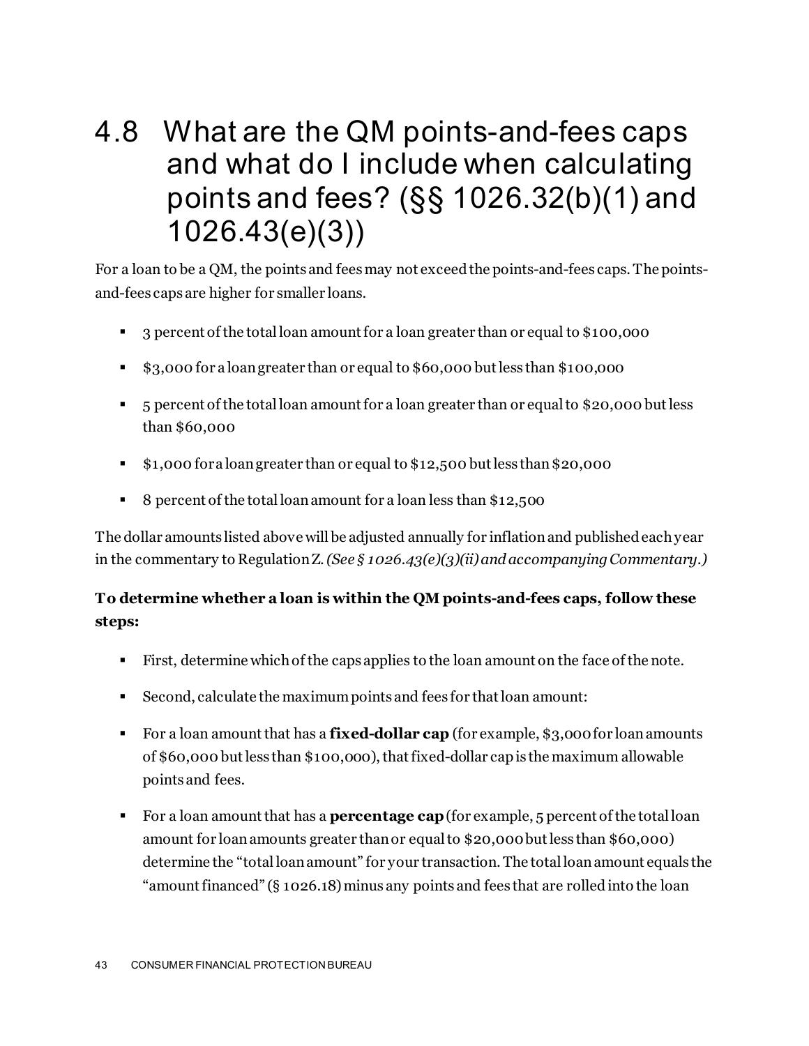## 4.8 What are the QM points-and-fees caps and what do I include when calculating points and fees? (§§ 1026.32(b)(1) and 1026.43(e)(3))

For a loan to be a QM, the points and fees may not exceed the points-and-fees caps. The points-and-fees caps are higher for smaller loans.

- 3 percent of the total loan amount for a loan greater than or equal to $100,000
- $3,000 for a loan greater than or equal to $60,000 but less than $100,000
- 5 percent of the total loan amount for a loan greater than or equal to $20,000 but less than $60,000
- $1,000 for a loan greater than or equal to $12,500 but less than $20,000
- 8 percent of the total loan amount for a loan less than $12,500

The dollar amounts listed above will be adjusted annually for inflation and published each year in the commentary to Regulation Z. *(See § 1026.43(e)(3)(ii) and accompanying Commentary.)*

**To determine whether a loan is within the QM points-and-fees caps, follow these steps:**

- First, determine which of the caps applies to the loan amount on the face of the note.
- Second, calculate the maximum points and fees for that loan amount:
- For a loan amount that has a **fixed-dollar cap** (for example, $3,000 for loan amounts of $60,000 but less than $100,000), that fixed-dollar cap is the maximum allowable points and fees.
- For a loan amount that has a **percentage cap** (for example, 5 percent of the total loan amount for loan amounts greater than or equal to $20,000 but less than $60,000) determine the "total loan amount" for your transaction. The total loan amount equals the "amount financed" (§ 1026.18) minus any points and fees that are rolled into the loan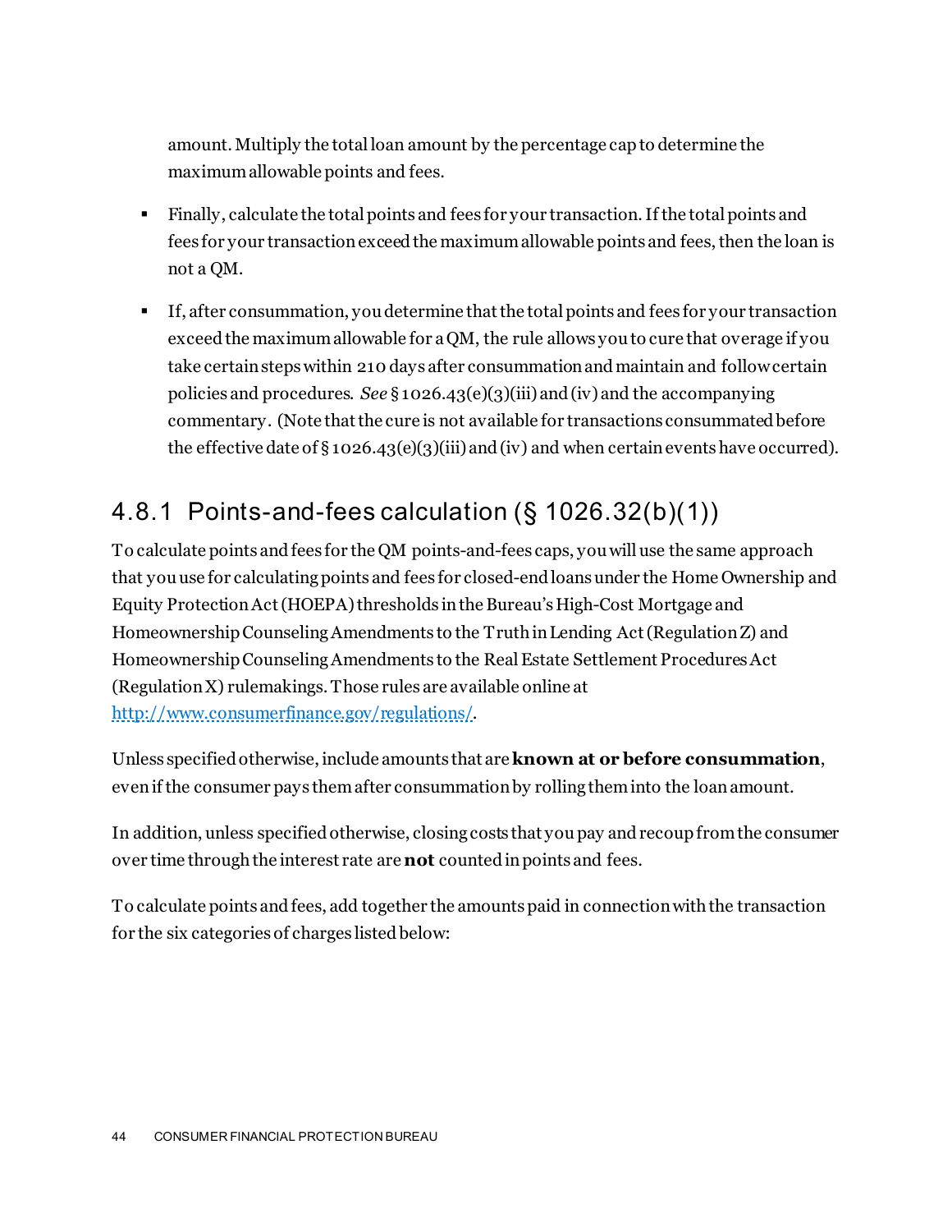amount. Multiply the total loan amount by the percentage cap to determine the maximum allowable points and fees.

- Finally, calculate the total points and fees for your transaction. If the total points and fees for your transaction exceed the maximum allowable points and fees, then the loan is not a QM.

- If, after consummation, you determine that the total points and fees for your transaction exceed the maximum allowable for a QM, the rule allows you to cure that overage if you take certain steps within 210 days after consummation and maintain and follow certain policies and procedures. *See* § 1026.43(e)(3)(iii) and (iv) and the accompanying commentary. (Note that the cure is not available for transactions consummated before the effective date of § 1026.43(e)(3)(iii) and (iv) and when certain events have occurred).

## 4.8.1 Points-and-fees calculation (§ 1026.32(b)(1))

To calculate points and fees for the QM points-and-fees caps, you will use the same approach that you use for calculating points and fees for closed-end loans under the Home Ownership and Equity Protection Act (HOEPA) thresholds in the Bureau's High-Cost Mortgage and Homeownership Counseling Amendments to the Truth in Lending Act (Regulation Z) and Homeownership Counseling Amendments to the Real Estate Settlement Procedures Act (Regulation X) rulemakings. Those rules are available online at http://www.consumerfinance.gov/regulations/.

Unless specified otherwise, include amounts that are **known at or before consummation**, even if the consumer pays them after consummation by rolling them into the loan amount.

In addition, unless specified otherwise, closing costs that you pay and recoup from the consumer over time through the interest rate are **not** counted in points and fees.

To calculate points and fees, add together the amounts paid in connection with the transaction for the six categories of charges listed below: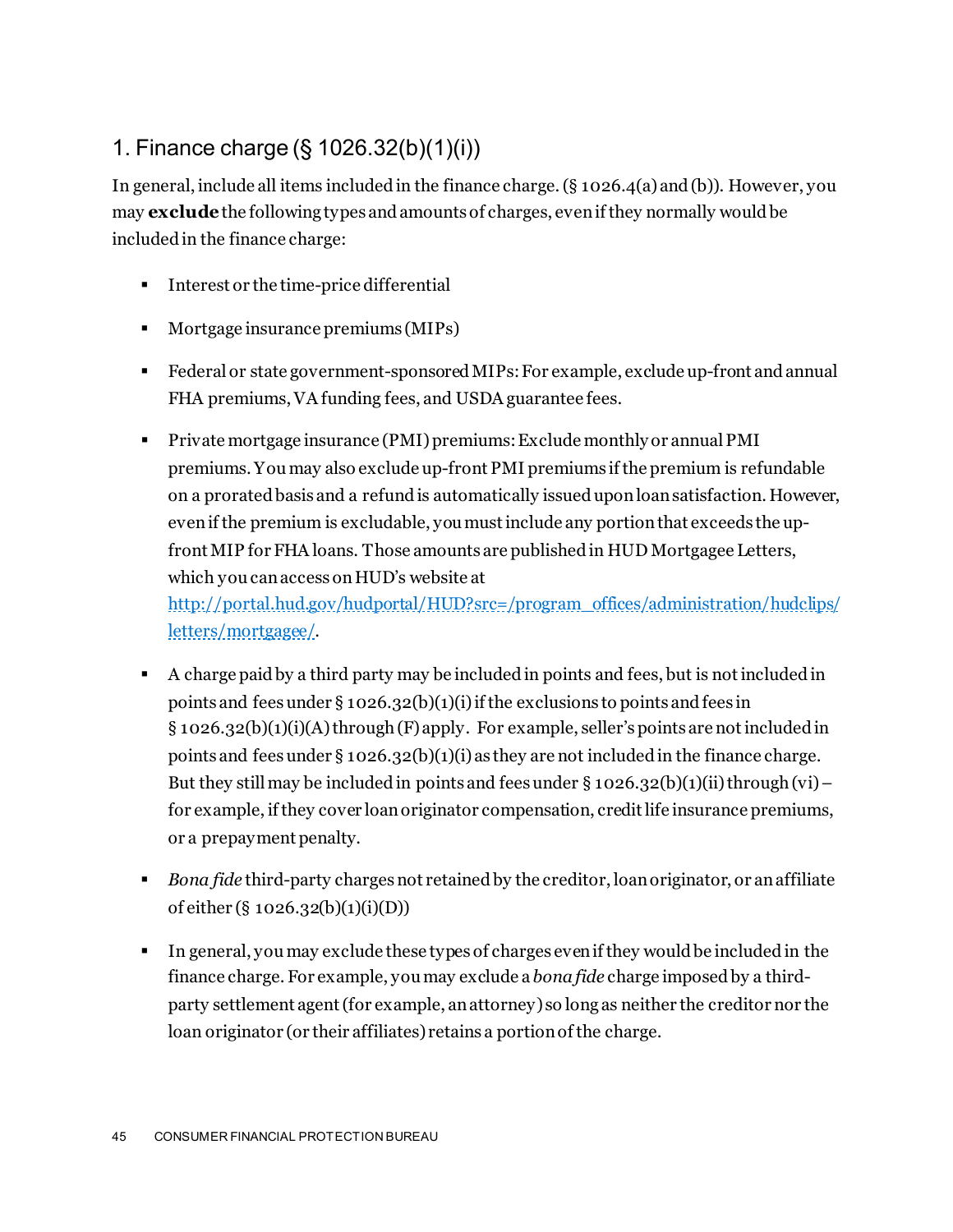## 1. Finance charge (§ 1026.32(b)(1)(i))

In general, include all items included in the finance charge. (§ 1026.4(a) and (b)). However, you may **exclude** the following types and amounts of charges, even if they normally would be included in the finance charge:

- Interest or the time-price differential
- Mortgage insurance premiums (MIPs)
- Federal or state government-sponsored MIPs: For example, exclude up-front and annual FHA premiums, VA funding fees, and USDA guarantee fees.
- Private mortgage insurance (PMI) premiums: Exclude monthly or annual PMI premiums. You may also exclude up-front PMI premiums if the premium is refundable on a prorated basis and a refund is automatically issued upon loan satisfaction. However, even if the premium is excludable, you must include any portion that exceeds the up-front MIP for FHA loans. Those amounts are published in HUD Mortgagee Letters, which you can access on HUD's website at [http://portal.hud.gov/hudportal/HUD?src=/program_offices/administration/hudclips/letters/mortgagee/](http://portal.hud.gov/hudportal/HUD?src=/program_offices/administration/hudclips/letters/mortgagee/).
- A charge paid by a third party may be included in points and fees, but is not included in points and fees under § 1026.32(b)(1)(i) if the exclusions to points and fees in § 1026.32(b)(1)(i)(A) through (F) apply. For example, seller's points are not included in points and fees under § 1026.32(b)(1)(i) as they are not included in the finance charge. But they still may be included in points and fees under § 1026.32(b)(1)(ii) through (vi) – for example, if they cover loan originator compensation, credit life insurance premiums, or a prepayment penalty.
- *Bona fide* third-party charges not retained by the creditor, loan originator, or an affiliate of either (§ 1026.32(b)(1)(i)(D))
- In general, you may exclude these types of charges even if they would be included in the finance charge. For example, you may exclude a *bona fide* charge imposed by a third-party settlement agent (for example, an attorney) so long as neither the creditor nor the loan originator (or their affiliates) retains a portion of the charge.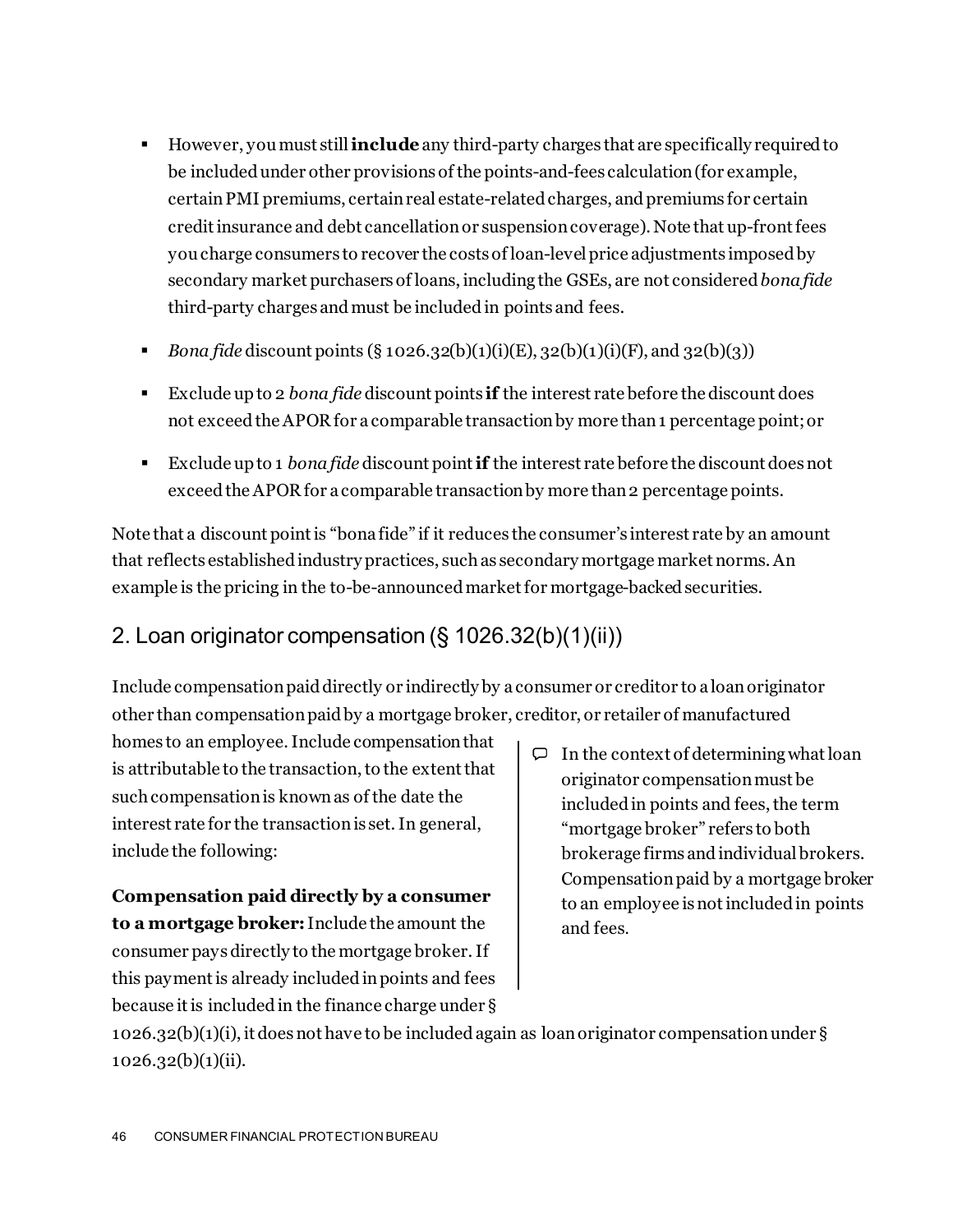- However, you must still **include** any third-party charges that are specifically required to be included under other provisions of the points-and-fees calculation (for example, certain PMI premiums, certain real estate-related charges, and premiums for certain credit insurance and debt cancellation or suspension coverage). Note that up-front fees you charge consumers to recover the costs of loan-level price adjustments imposed by secondary market purchasers of loans, including the GSEs, are not considered *bona fide* third-party charges and must be included in points and fees.

- *Bona fide* discount points (§ 1026.32(b)(1)(i)(E), 32(b)(1)(i)(F), and 32(b)(3))

- Exclude up to 2 *bona fide* discount points **if** the interest rate before the discount does not exceed the APOR for a comparable transaction by more than 1 percentage point; or

- Exclude up to 1 *bona fide* discount point **if** the interest rate before the discount does not exceed the APOR for a comparable transaction by more than 2 percentage points.

Note that a discount point is "bona fide" if it reduces the consumer's interest rate by an amount that reflects established industry practices, such as secondary mortgage market norms. An example is the pricing in the to-be-announced market for mortgage-backed securities.

## 2. Loan originator compensation (§ 1026.32(b)(1)(ii))

Include compensation paid directly or indirectly by a consumer or creditor to a loan originator other than compensation paid by a mortgage broker, creditor, or retailer of manufactured homes to an employee. Include compensation that is attributable to the transaction, to the extent that such compensation is known as of the date the interest rate for the transaction is set. In general, include the following:

> In the context of determining what loan originator compensation must be included in points and fees, the term "mortgage broker" refers to both brokerage firms and individual brokers. Compensation paid by a mortgage broker to an employee is not included in points and fees.

**Compensation paid directly by a consumer to a mortgage broker:** Include the amount the consumer pays directly to the mortgage broker. If this payment is already included in points and fees because it is included in the finance charge under § 1026.32(b)(1)(i), it does not have to be included again as loan originator compensation under § 1026.32(b)(1)(ii).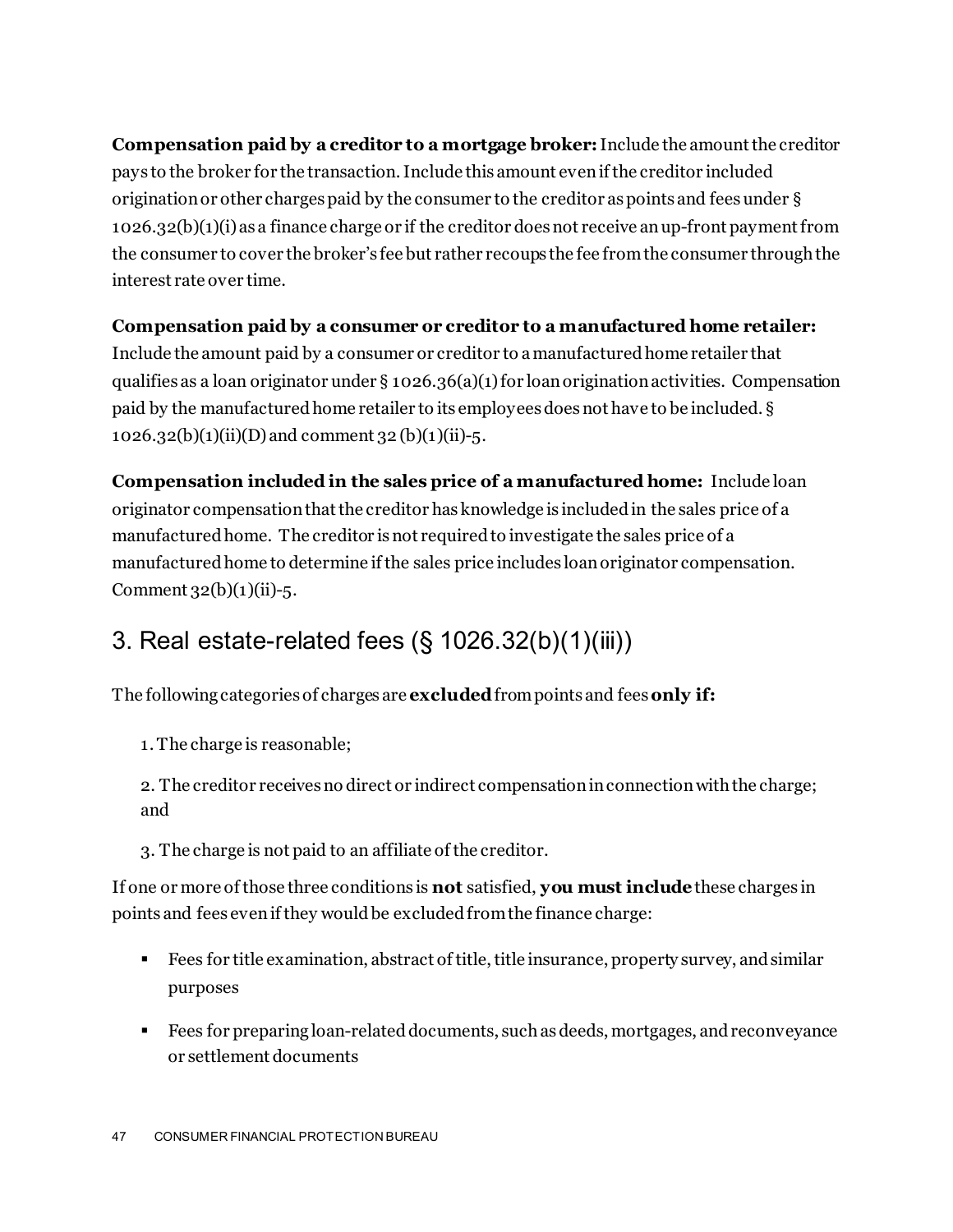**Compensation paid by a creditor to a mortgage broker:** Include the amount the creditor pays to the broker for the transaction. Include this amount even if the creditor included origination or other charges paid by the consumer to the creditor as points and fees under § 1026.32(b)(1)(i) as a finance charge or if the creditor does not receive an up-front payment from the consumer to cover the broker's fee but rather recoups the fee from the consumer through the interest rate over time.

**Compensation paid by a consumer or creditor to a manufactured home retailer:** Include the amount paid by a consumer or creditor to a manufactured home retailer that qualifies as a loan originator under § 1026.36(a)(1) for loan origination activities. Compensation paid by the manufactured home retailer to its employees does not have to be included. § 1026.32(b)(1)(ii)(D) and comment 32 (b)(1)(ii)-5.

**Compensation included in the sales price of a manufactured home:** Include loan originator compensation that the creditor has knowledge is included in the sales price of a manufactured home. The creditor is not required to investigate the sales price of a manufactured home to determine if the sales price includes loan originator compensation. Comment 32(b)(1)(ii)-5.

## 3. Real estate-related fees (§ 1026.32(b)(1)(iii))

The following categories of charges are **excluded** from points and fees **only if:**

1. The charge is reasonable;
2. The creditor receives no direct or indirect compensation in connection with the charge; and
3. The charge is not paid to an affiliate of the creditor.

If one or more of those three conditions is **not** satisfied, **you must include** these charges in points and fees even if they would be excluded from the finance charge:

- Fees for title examination, abstract of title, title insurance, property survey, and similar purposes
- Fees for preparing loan-related documents, such as deeds, mortgages, and reconveyance or settlement documents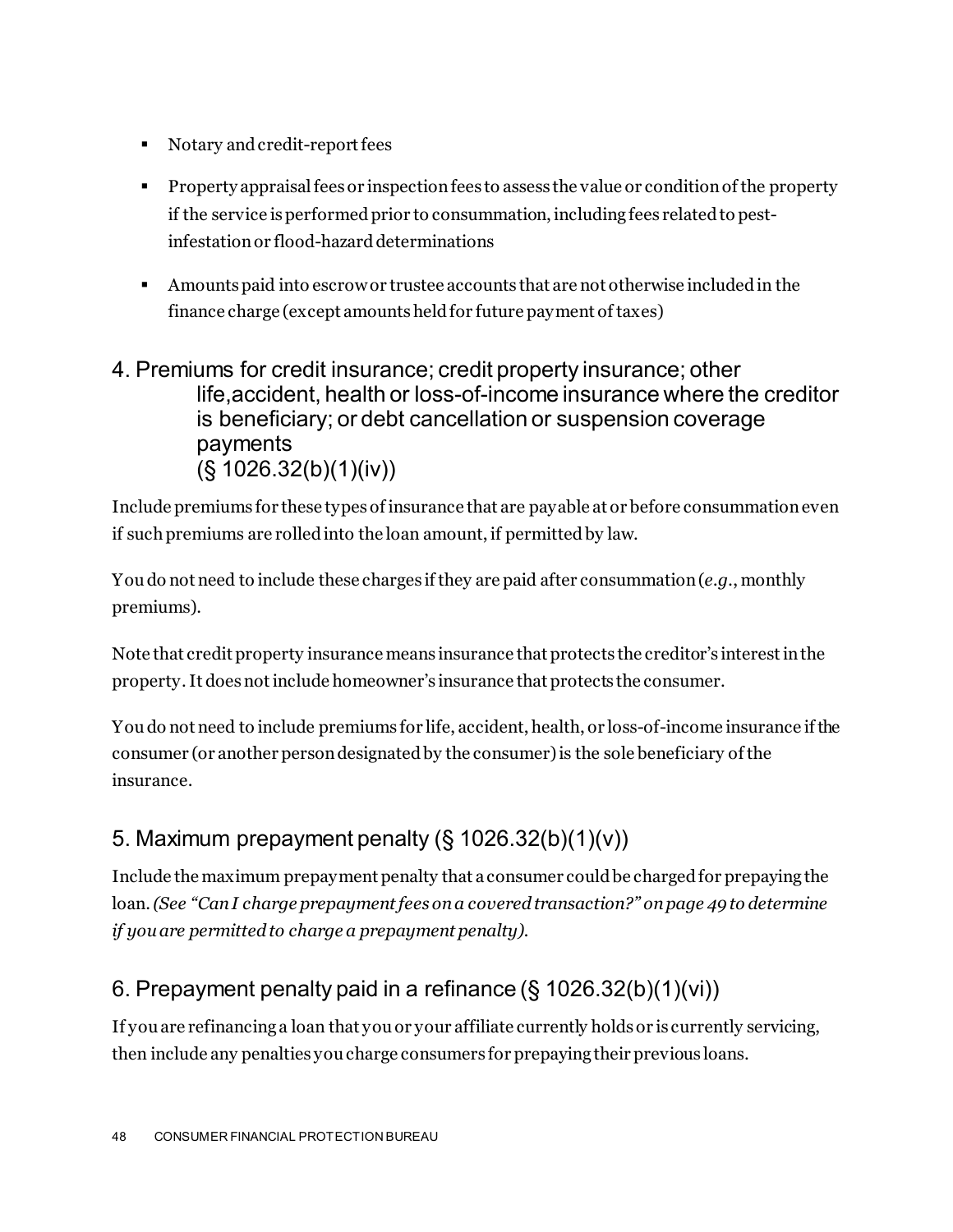- Notary and credit-report fees
- Property appraisal fees or inspection fees to assess the value or condition of the property if the service is performed prior to consummation, including fees related to pest-infestation or flood-hazard determinations
- Amounts paid into escrow or trustee accounts that are not otherwise included in the finance charge (except amounts held for future payment of taxes)

## 4. Premiums for credit insurance; credit property insurance; other life,accident, health or loss-of-income insurance where the creditor is beneficiary; or debt cancellation or suspension coverage payments (§ 1026.32(b)(1)(iv))

Include premiums for these types of insurance that are payable at or before consummation even if such premiums are rolled into the loan amount, if permitted by law.

You do not need to include these charges if they are paid after consummation (*e.g.*, monthly premiums).

Note that credit property insurance means insurance that protects the creditor's interest in the property. It does not include homeowner's insurance that protects the consumer.

You do not need to include premiums for life, accident, health, or loss-of-income insurance if the consumer (or another person designated by the consumer) is the sole beneficiary of the insurance.

## 5. Maximum prepayment penalty (§ 1026.32(b)(1)(v))

Include the maximum prepayment penalty that a consumer could be charged for prepaying the loan. *(See "Can I charge prepayment fees on a covered transaction?" on page 49 to determine if you are permitted to charge a prepayment penalty).*

## 6. Prepayment penalty paid in a refinance (§ 1026.32(b)(1)(vi))

If you are refinancing a loan that you or your affiliate currently holds or is currently servicing, then include any penalties you charge consumers for prepaying their previous loans.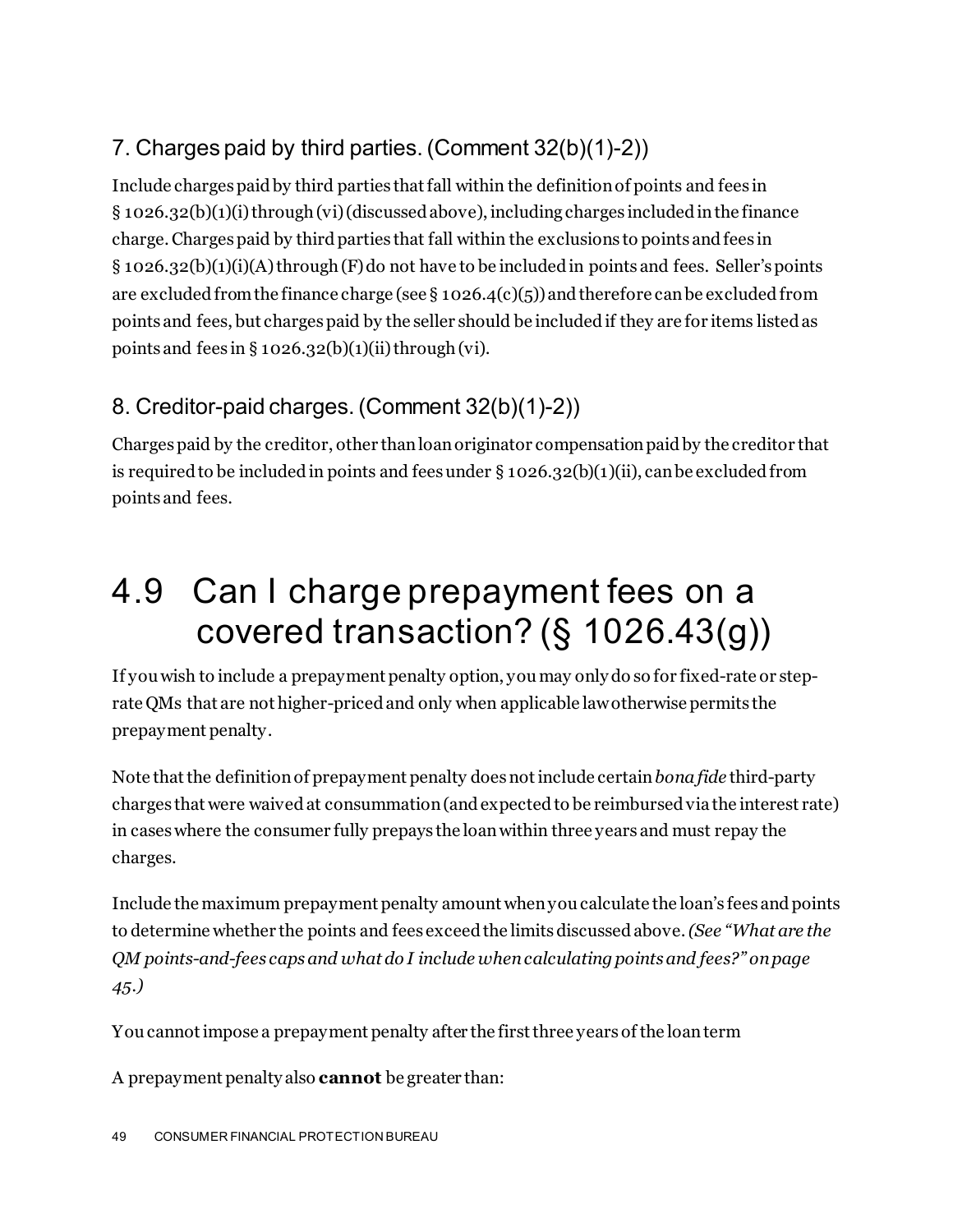### 7. Charges paid by third parties. (Comment 32(b)(1)-2))

Include charges paid by third parties that fall within the definition of points and fees in § 1026.32(b)(1)(i) through (vi) (discussed above), including charges included in the finance charge. Charges paid by third parties that fall within the exclusions to points and fees in § 1026.32(b)(1)(i)(A) through (F) do not have to be included in points and fees. Seller's points are excluded from the finance charge (see § 1026.4(c)(5)) and therefore can be excluded from points and fees, but charges paid by the seller should be included if they are for items listed as points and fees in § 1026.32(b)(1)(ii) through (vi).

### 8. Creditor-paid charges. (Comment 32(b)(1)-2))

Charges paid by the creditor, other than loan originator compensation paid by the creditor that is required to be included in points and fees under § 1026.32(b)(1)(ii), can be excluded from points and fees.

# 4.9 Can I charge prepayment fees on a covered transaction? (§ 1026.43(g))

If you wish to include a prepayment penalty option, you may only do so for fixed-rate or step-rate QMs that are not higher-priced and only when applicable law otherwise permits the prepayment penalty.

Note that the definition of prepayment penalty does not include certain *bona fide* third-party charges that were waived at consummation (and expected to be reimbursed via the interest rate) in cases where the consumer fully prepays the loan within three years and must repay the charges.

Include the maximum prepayment penalty amount when you calculate the loan's fees and points to determine whether the points and fees exceed the limits discussed above. *(See "What are the QM points-and-fees caps and what do I include when calculating points and fees?" on page 45.)*

You cannot impose a prepayment penalty after the first three years of the loan term

A prepayment penalty also **cannot** be greater than: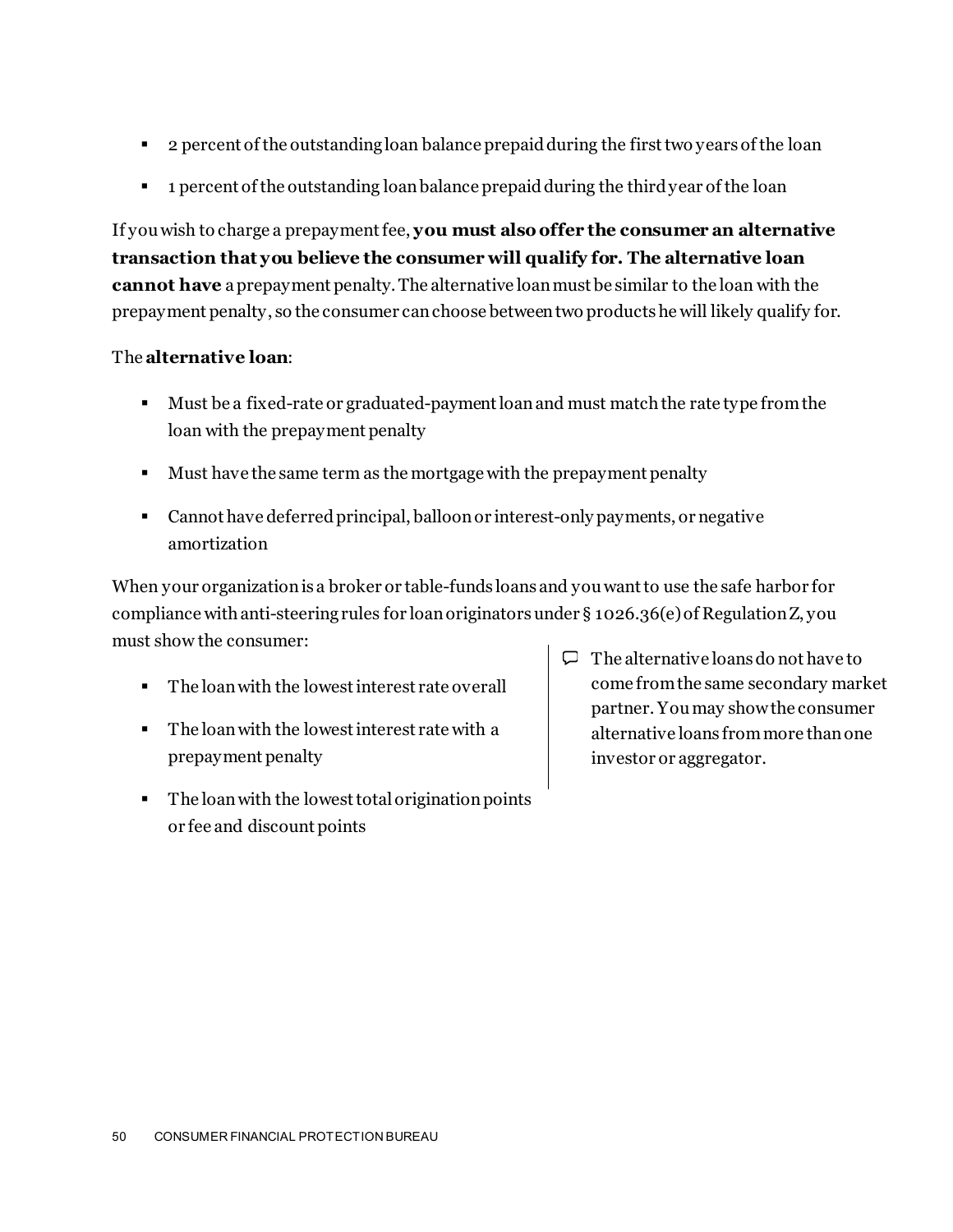- 2 percent of the outstanding loan balance prepaid during the first two years of the loan
- 1 percent of the outstanding loan balance prepaid during the third year of the loan

If you wish to charge a prepayment fee, **you must also offer the consumer an alternative transaction that you believe the consumer will qualify for. The alternative loan cannot have** a prepayment penalty. The alternative loan must be similar to the loan with the prepayment penalty, so the consumer can choose between two products he will likely qualify for.

The **alternative loan**:

- Must be a fixed-rate or graduated-payment loan and must match the rate type from the loan with the prepayment penalty
- Must have the same term as the mortgage with the prepayment penalty
- Cannot have deferred principal, balloon or interest-only payments, or negative amortization

When your organization is a broker or table-funds loans and you want to use the safe harbor for compliance with anti-steering rules for loan originators under § 1026.36(e) of Regulation Z, you must show the consumer:

- The loan with the lowest interest rate overall
- The loan with the lowest interest rate with a prepayment penalty
- The loan with the lowest total origination points or fee and discount points

The alternative loans do not have to come from the same secondary market partner. You may show the consumer alternative loans from more than one investor or aggregator.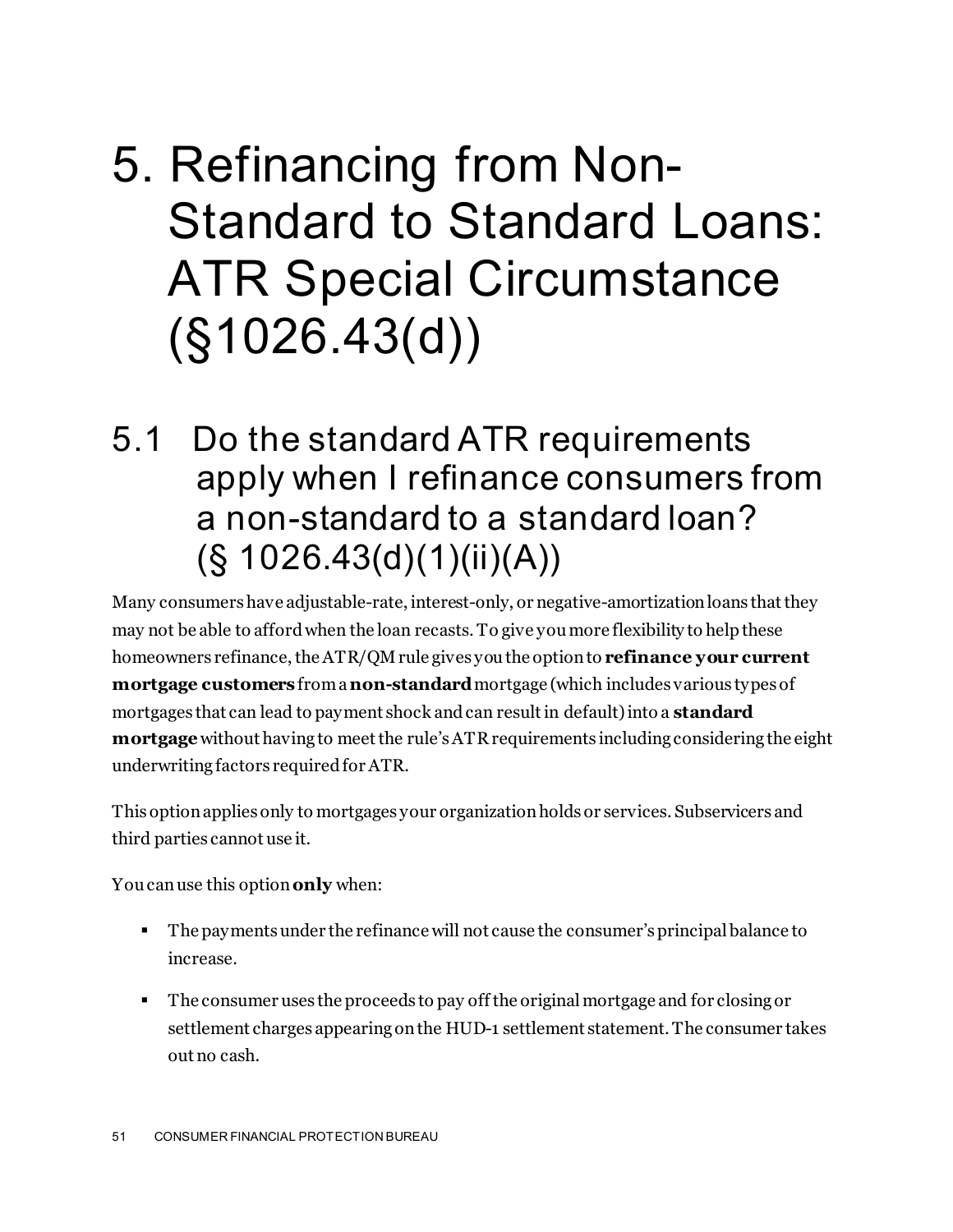# 5. Refinancing from Non-Standard to Standard Loans: ATR Special Circumstance (§1026.43(d))

## 5.1 Do the standard ATR requirements apply when I refinance consumers from a non-standard to a standard loan? (§ 1026.43(d)(1)(ii)(A))

Many consumers have adjustable-rate, interest-only, or negative-amortization loans that they may not be able to afford when the loan recasts. To give you more flexibility to help these homeowners refinance, the ATR/QM rule gives you the option to **refinance your current mortgage customers** from a **non-standard** mortgage (which includes various types of mortgages that can lead to payment shock and can result in default) into a **standard mortgage** without having to meet the rule's ATR requirements including considering the eight underwriting factors required for ATR.

This option applies only to mortgages your organization holds or services. Subservicers and third parties cannot use it.

You can use this option **only** when:

- The payments under the refinance will not cause the consumer's principal balance to increase.
- The consumer uses the proceeds to pay off the original mortgage and for closing or settlement charges appearing on the HUD-1 settlement statement. The consumer takes out no cash.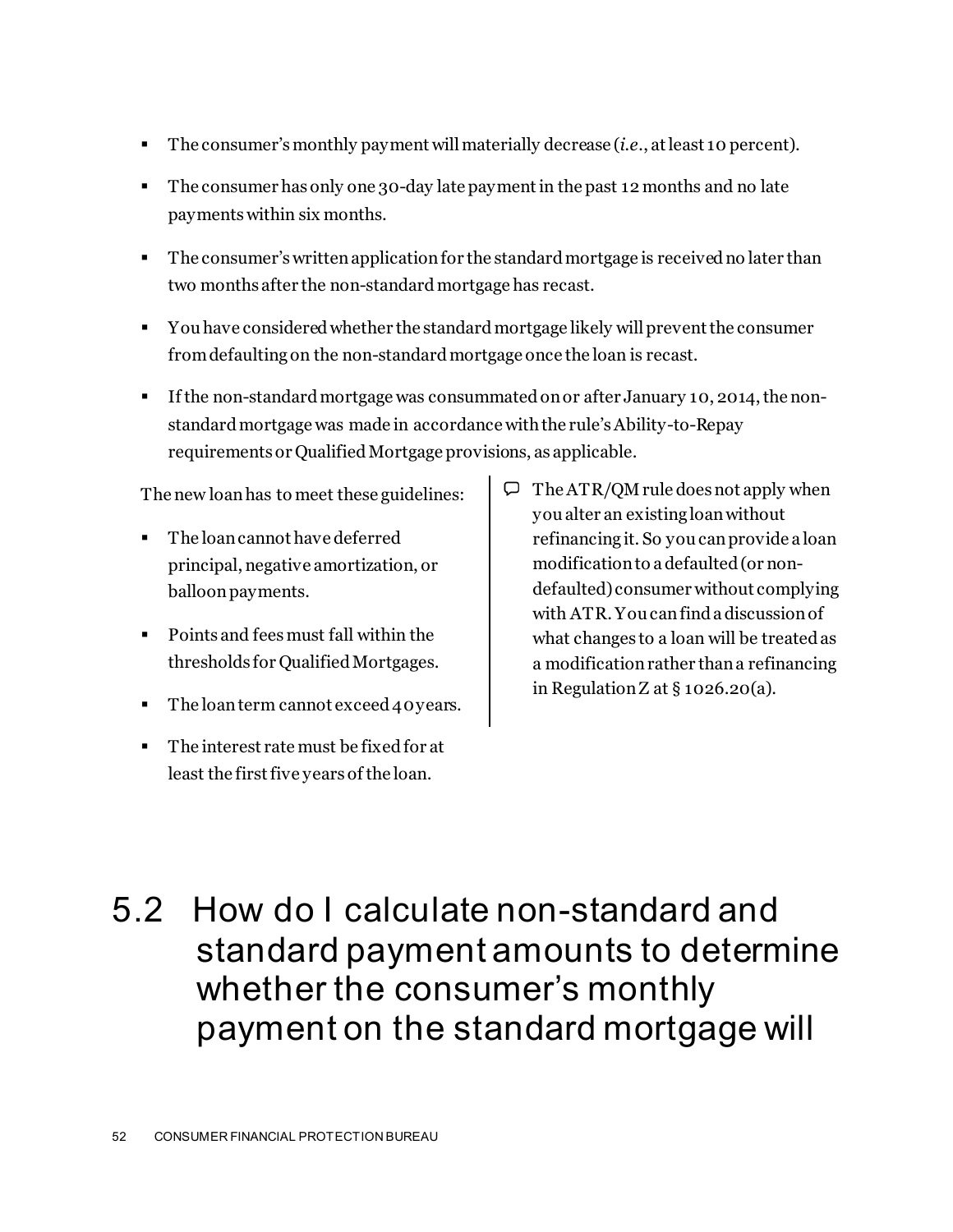- The consumer's monthly payment will materially decrease (*i.e.*, at least 10 percent).
- The consumer has only one 30-day late payment in the past 12 months and no late payments within six months.
- The consumer's written application for the standard mortgage is received no later than two months after the non-standard mortgage has recast.
- You have considered whether the standard mortgage likely will prevent the consumer from defaulting on the non-standard mortgage once the loan is recast.
- If the non-standard mortgage was consummated on or after January 10, 2014, the non-standard mortgage was made in accordance with the rule's Ability-to-Repay requirements or Qualified Mortgage provisions, as applicable.

The new loan has to meet these guidelines:

- The loan cannot have deferred principal, negative amortization, or balloon payments.
- Points and fees must fall within the thresholds for Qualified Mortgages.
- The loan term cannot exceed 40 years.
- The interest rate must be fixed for at least the first five years of the loan.

> The ATR/QM rule does not apply when you alter an existing loan without refinancing it. So you can provide a loan modification to a defaulted (or non-defaulted) consumer without complying with ATR. You can find a discussion of what changes to a loan will be treated as a modification rather than a refinancing in Regulation Z at § 1026.20(a).

## 5.2 How do I calculate non-standard and standard payment amounts to determine whether the consumer's monthly payment on the standard mortgage will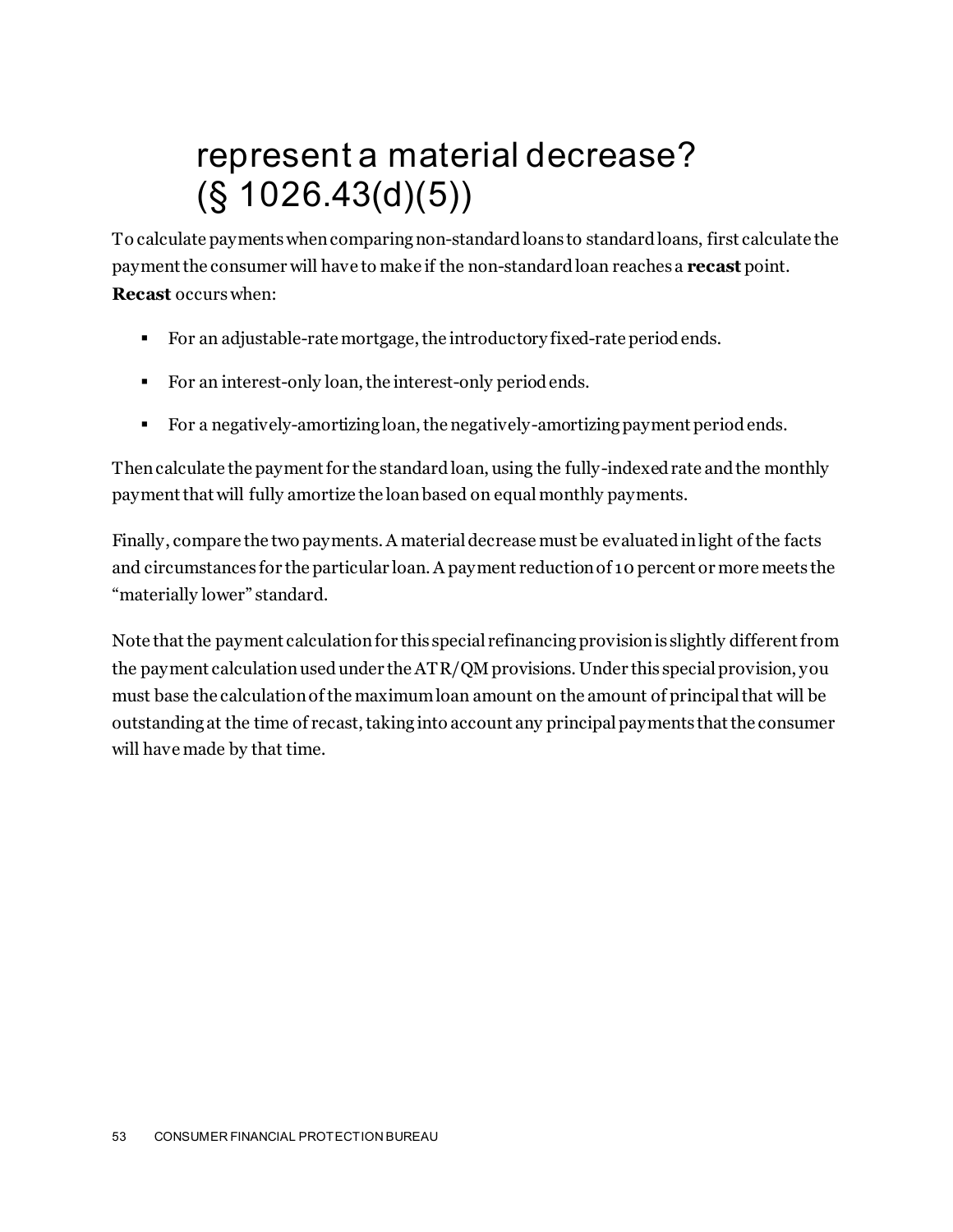## represent a material decrease? (§ 1026.43(d)(5))

To calculate payments when comparing non-standard loans to standard loans, first calculate the payment the consumer will have to make if the non-standard loan reaches a **recast** point. **Recast** occurs when:

- For an adjustable-rate mortgage, the introductory fixed-rate period ends.
- For an interest-only loan, the interest-only period ends.
- For a negatively-amortizing loan, the negatively-amortizing payment period ends.

Then calculate the payment for the standard loan, using the fully-indexed rate and the monthly payment that will fully amortize the loan based on equal monthly payments.

Finally, compare the two payments. A material decrease must be evaluated in light of the facts and circumstances for the particular loan. A payment reduction of 10 percent or more meets the "materially lower" standard.

Note that the payment calculation for this special refinancing provision is slightly different from the payment calculation used under the ATR/QM provisions. Under this special provision, you must base the calculation of the maximum loan amount on the amount of principal that will be outstanding at the time of recast, taking into account any principal payments that the consumer will have made by that time.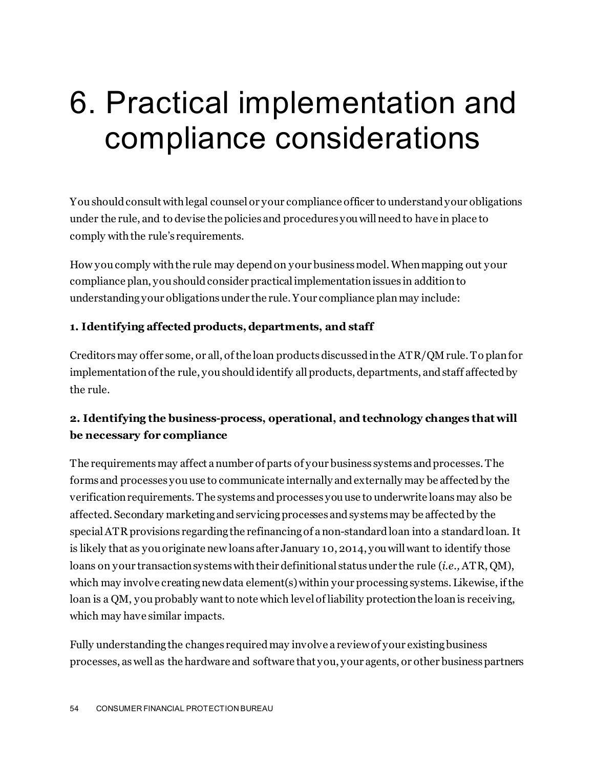# 6. Practical implementation and compliance considerations

You should consult with legal counsel or your compliance officer to understand your obligations under the rule, and to devise the policies and procedures you will need to have in place to comply with the rule's requirements.

How you comply with the rule may depend on your business model. When mapping out your compliance plan, you should consider practical implementation issues in addition to understanding your obligations under the rule. Your compliance plan may include:

**1. Identifying affected products, departments, and staff**

Creditors may offer some, or all, of the loan products discussed in the ATR/QM rule. To plan for implementation of the rule, you should identify all products, departments, and staff affected by the rule.

**2. Identifying the business-process, operational, and technology changes that will be necessary for compliance**

The requirements may affect a number of parts of your business systems and processes. The forms and processes you use to communicate internally and externally may be affected by the verification requirements. The systems and processes you use to underwrite loans may also be affected. Secondary marketing and servicing processes and systems may be affected by the special ATR provisions regarding the refinancing of a non-standard loan into a standard loan. It is likely that as you originate new loans after January 10, 2014, you will want to identify those loans on your transaction systems with their definitional status under the rule (*i.e.*, ATR, QM), which may involve creating new data element(s) within your processing systems. Likewise, if the loan is a QM, you probably want to note which level of liability protection the loan is receiving, which may have similar impacts.

Fully understanding the changes required may involve a review of your existing business processes, as well as the hardware and software that you, your agents, or other business partners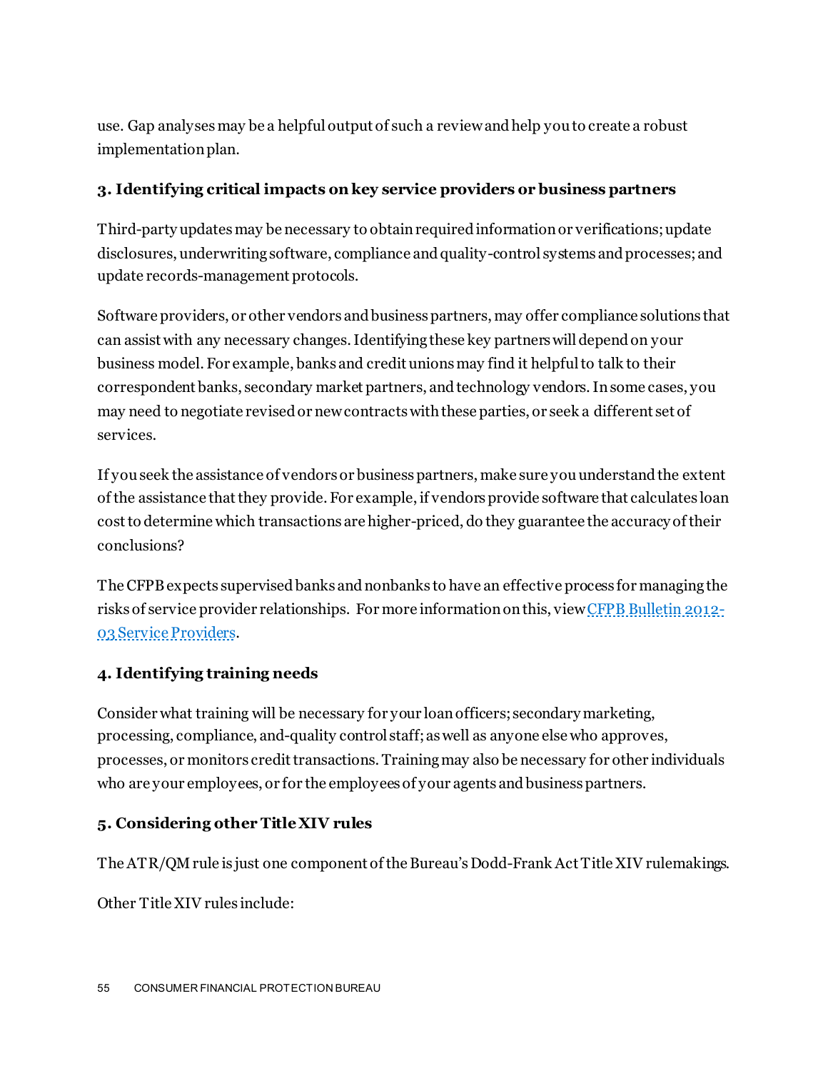use. Gap analyses may be a helpful output of such a review and help you to create a robust implementation plan.

### 3. Identifying critical impacts on key service providers or business partners

Third-party updates may be necessary to obtain required information or verifications; update disclosures, underwriting software, compliance and quality-control systems and processes; and update records-management protocols.

Software providers, or other vendors and business partners, may offer compliance solutions that can assist with any necessary changes. Identifying these key partners will depend on your business model. For example, banks and credit unions may find it helpful to talk to their correspondent banks, secondary market partners, and technology vendors. In some cases, you may need to negotiate revised or new contracts with these parties, or seek a different set of services.

If you seek the assistance of vendors or business partners, make sure you understand the extent of the assistance that they provide. For example, if vendors provide software that calculates loan cost to determine which transactions are higher-priced, do they guarantee the accuracy of their conclusions?

The CFPB expects supervised banks and nonbanks to have an effective process for managing the risks of service provider relationships. For more information on this, view CFPB Bulletin 2012-03 Service Providers.

### 4. Identifying training needs

Consider what training will be necessary for your loan officers; secondary marketing, processing, compliance, and-quality control staff; as well as anyone else who approves, processes, or monitors credit transactions. Training may also be necessary for other individuals who are your employees, or for the employees of your agents and business partners.

### 5. Considering other Title XIV rules

The ATR/QM rule is just one component of the Bureau's Dodd-Frank Act Title XIV rulemakings.

Other Title XIV rules include: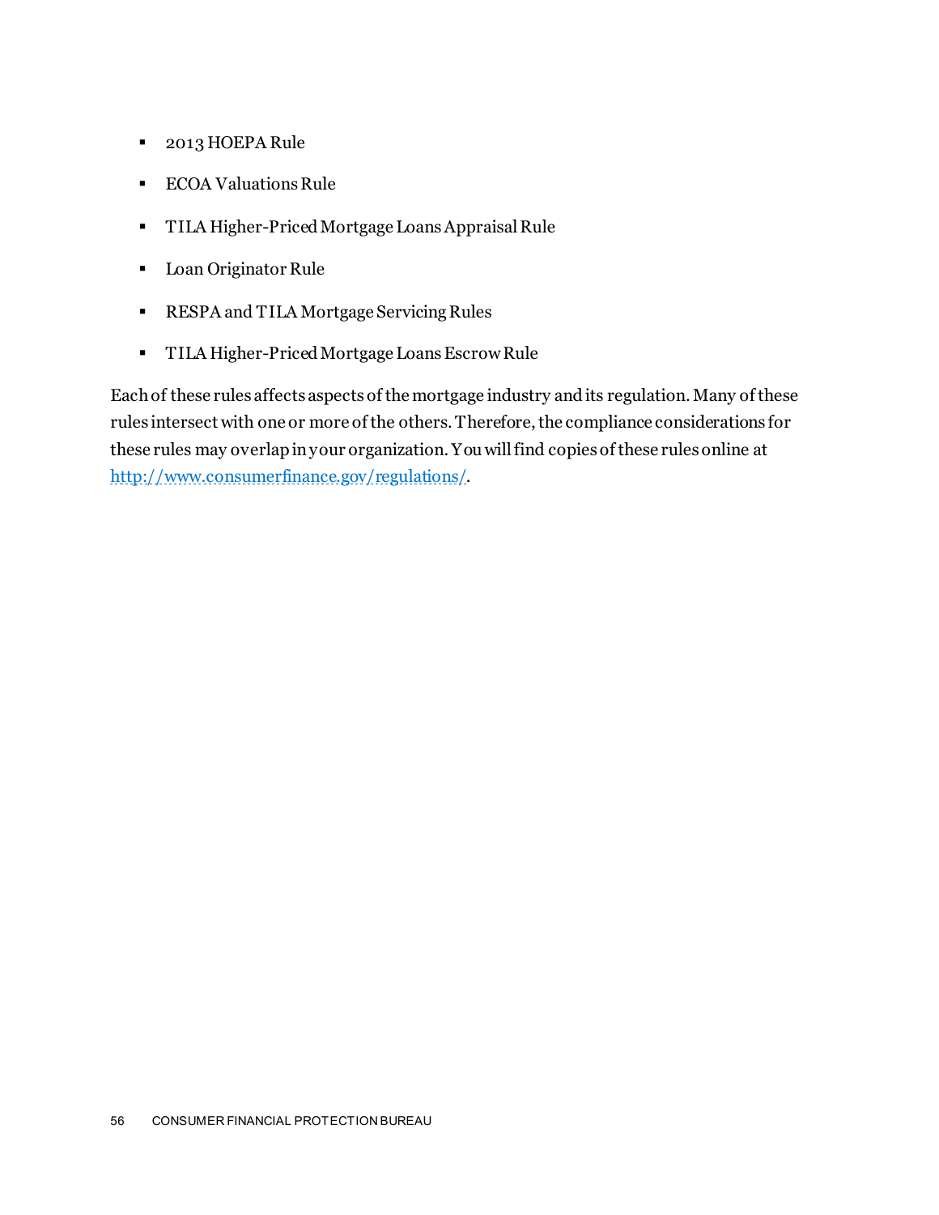- 2013 HOEPA Rule
- ECOA Valuations Rule
- TILA Higher-Priced Mortgage Loans Appraisal Rule
- Loan Originator Rule
- RESPA and TILA Mortgage Servicing Rules
- TILA Higher-Priced Mortgage Loans Escrow Rule

Each of these rules affects aspects of the mortgage industry and its regulation. Many of these rules intersect with one or more of the others. Therefore, the compliance considerations for these rules may overlap in your organization. You will find copies of these rules online at http://www.consumerfinance.gov/regulations/.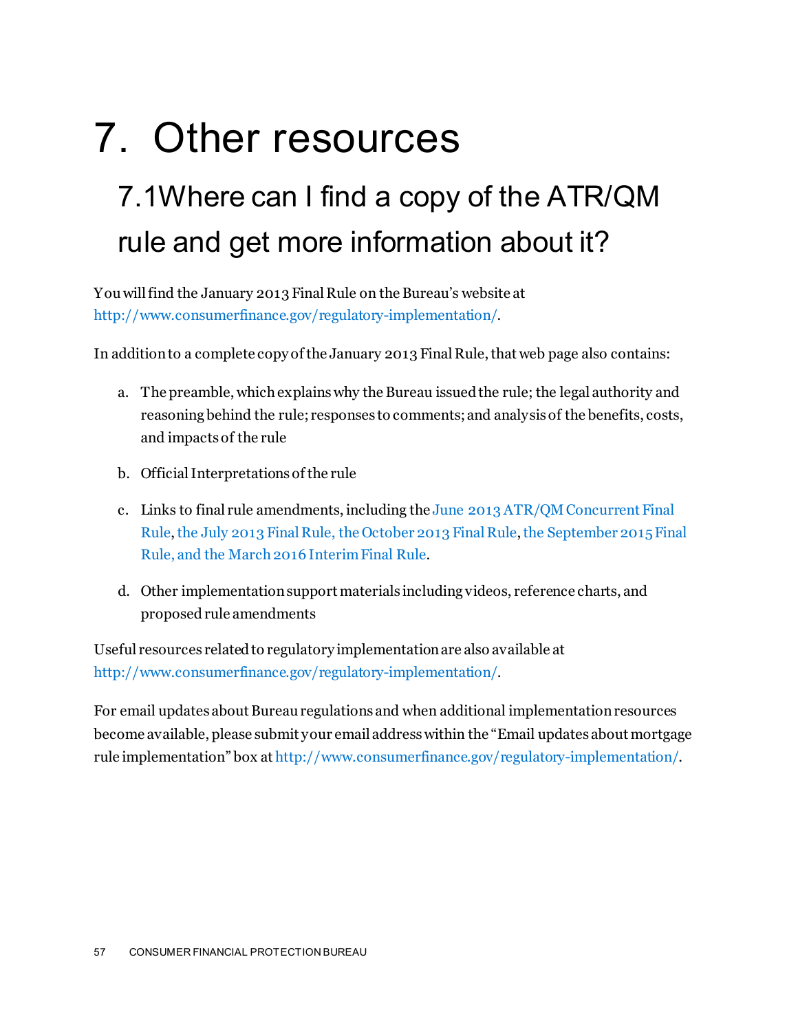# 7. Other resources

## 7.1 Where can I find a copy of the ATR/QM rule and get more information about it?

You will find the January 2013 Final Rule on the Bureau's website at http://www.consumerfinance.gov/regulatory-implementation/.

In addition to a complete copy of the January 2013 Final Rule, that web page also contains:

a. The preamble, which explains why the Bureau issued the rule; the legal authority and reasoning behind the rule; responses to comments; and analysis of the benefits, costs, and impacts of the rule

b. Official Interpretations of the rule

c. Links to final rule amendments, including the June 2013 ATR/QM Concurrent Final Rule, the July 2013 Final Rule, the October 2013 Final Rule, the September 2015 Final Rule, and the March 2016 Interim Final Rule.

d. Other implementation support materials including videos, reference charts, and proposed rule amendments

Useful resources related to regulatory implementation are also available at http://www.consumerfinance.gov/regulatory-implementation/.

For email updates about Bureau regulations and when additional implementation resources become available, please submit your email address within the "Email updates about mortgage rule implementation" box at http://www.consumerfinance.gov/regulatory-implementation/.